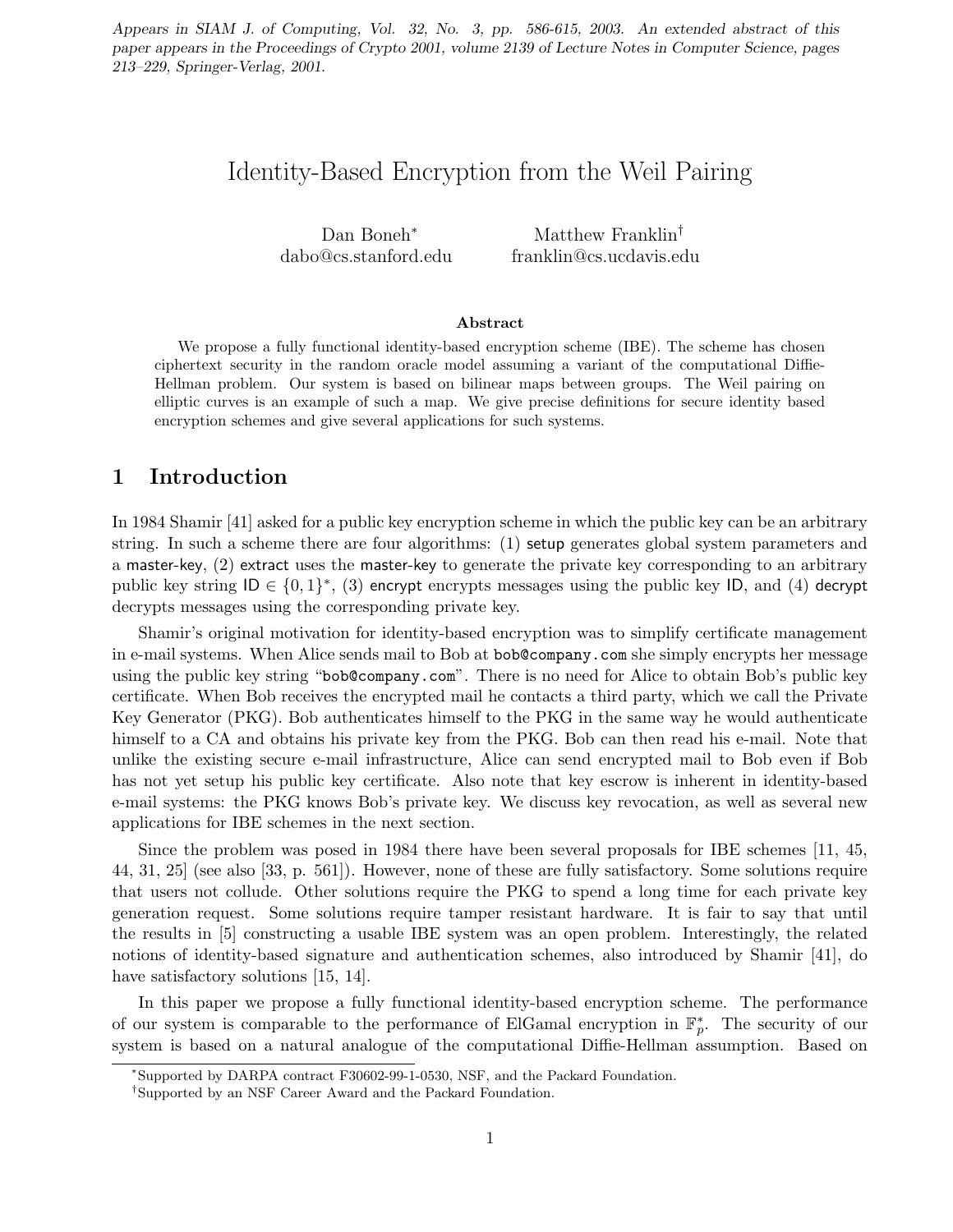*Appears in SIAM J. of Computing, Vol. 32, No. 3, pp. 586-615, 2003. An extended abstract of this paper appears in the Proceedings of Crypto 2001, volume 2139 of Lecture Notes in Computer Science, pages 213–229, Springer-Verlag, 2001.*

# Identity-Based Encryption from the Weil Pairing

Dan Boneh[*]
dabo@cs.stanford.edu

Matthew Franklin[†]
franklin@cs.ucdavis.edu

### Abstract

We propose a fully functional identity-based encryption scheme (IBE). The scheme has chosen ciphertext security in the random oracle model assuming a variant of the computational Diffie-Hellman problem. Our system is based on bilinear maps between groups. The Weil pairing on elliptic curves is an example of such a map. We give precise definitions for secure identity based encryption schemes and give several applications for such systems.

## 1 Introduction

In 1984 Shamir [41] asked for a public key encryption scheme in which the public key can be an arbitrary string. In such a scheme there are four algorithms: (1) setup generates global system parameters and a master-key, (2) extract uses the master-key to generate the private key corresponding to an arbitrary public key string $\mathsf{ID} \in \{0,1\}^*$, (3) encrypt encrypts messages using the public key ID, and (4) decrypt decrypts messages using the corresponding private key.

Shamir's original motivation for identity-based encryption was to simplify certificate management in e-mail systems. When Alice sends mail to Bob at bob@company.com she simply encrypts her message using the public key string "bob@company.com". There is no need for Alice to obtain Bob's public key certificate. When Bob receives the encrypted mail he contacts a third party, which we call the Private Key Generator (PKG). Bob authenticates himself to the PKG in the same way he would authenticate himself to a CA and obtains his private key from the PKG. Bob can then read his e-mail. Note that unlike the existing secure e-mail infrastructure, Alice can send encrypted mail to Bob even if Bob has not yet setup his public key certificate. Also note that key escrow is inherent in identity-based e-mail systems: the PKG knows Bob's private key. We discuss key revocation, as well as several new applications for IBE schemes in the next section.

Since the problem was posed in 1984 there have been several proposals for IBE schemes [11, 45, 44, 31, 25] (see also [33, p. 561]). However, none of these are fully satisfactory. Some solutions require that users not collude. Other solutions require the PKG to spend a long time for each private key generation request. Some solutions require tamper resistant hardware. It is fair to say that until the results in [5] constructing a usable IBE system was an open problem. Interestingly, the related notions of identity-based signature and authentication schemes, also introduced by Shamir [41], do have satisfactory solutions [15, 14].

In this paper we propose a fully functional identity-based encryption scheme. The performance of our system is comparable to the performance of ElGamal encryption in $\mathbb{F}_p^*$. The security of our system is based on a natural analogue of the computational Diffie-Hellman assumption. Based on

[*]Supported by DARPA contract F30602-99-1-0530, NSF, and the Packard Foundation.

[†]Supported by an NSF Career Award and the Packard Foundation.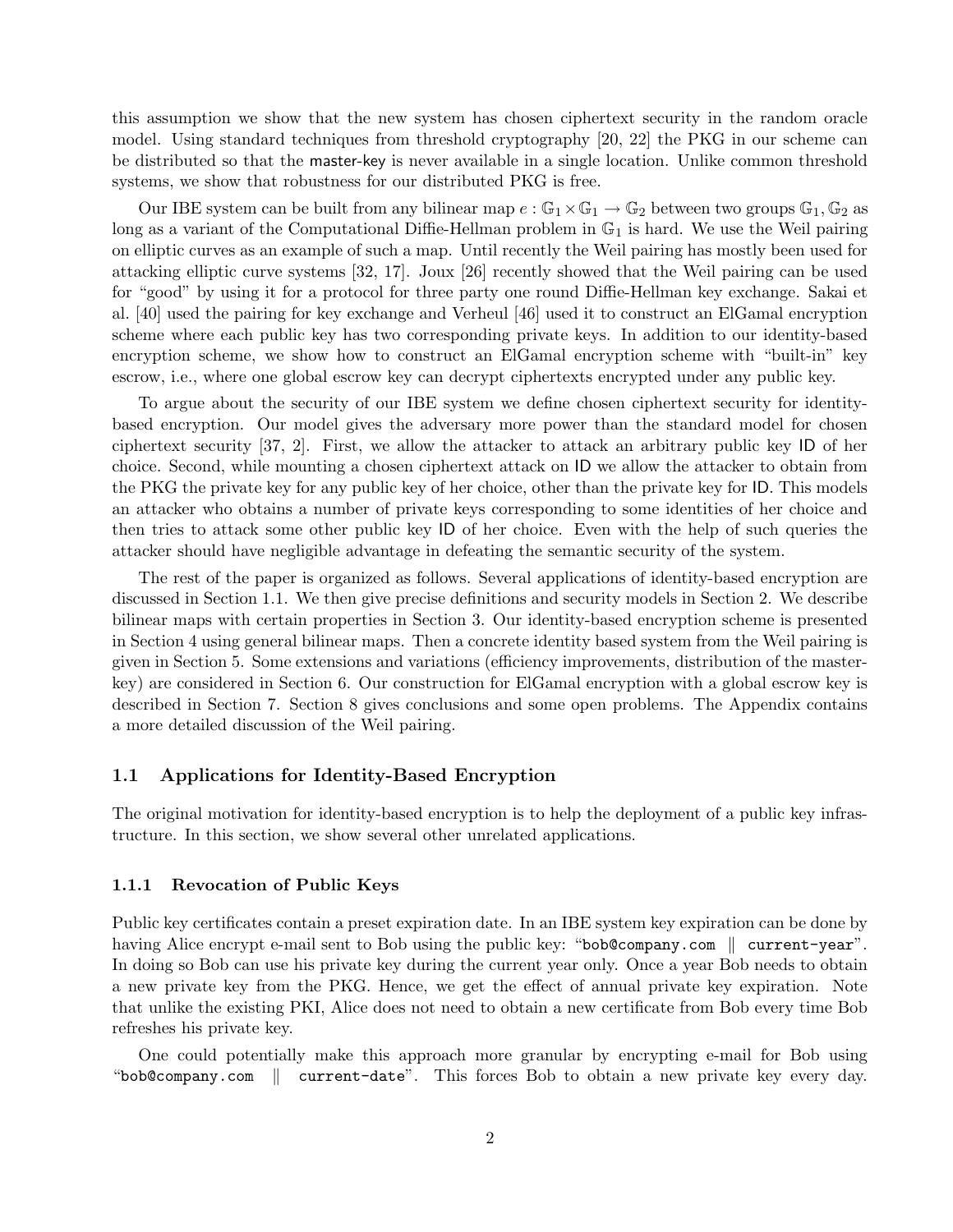this assumption we show that the new system has chosen ciphertext security in the random oracle model. Using standard techniques from threshold cryptography [20, 22] the PKG in our scheme can be distributed so that the master-key is never available in a single location. Unlike common threshold systems, we show that robustness for our distributed PKG is free.

Our IBE system can be built from any bilinear map $e : \mathbb{G}_1 \times \mathbb{G}_1 \to \mathbb{G}_2$ between two groups $\mathbb{G}_1, \mathbb{G}_2$ as long as a variant of the Computational Diffie-Hellman problem in $\mathbb{G}_1$ is hard. We use the Weil pairing on elliptic curves as an example of such a map. Until recently the Weil pairing has mostly been used for attacking elliptic curve systems [32, 17]. Joux [26] recently showed that the Weil pairing can be used for "good" by using it for a protocol for three party one round Diffie-Hellman key exchange. Sakai et al. [40] used the pairing for key exchange and Verheul [46] used it to construct an ElGamal encryption scheme where each public key has two corresponding private keys. In addition to our identity-based encryption scheme, we show how to construct an ElGamal encryption scheme with "built-in" key escrow, i.e., where one global escrow key can decrypt ciphertexts encrypted under any public key.

To argue about the security of our IBE system we define chosen ciphertext security for identity-based encryption. Our model gives the adversary more power than the standard model for chosen ciphertext security [37, 2]. First, we allow the attacker to attack an arbitrary public key ID of her choice. Second, while mounting a chosen ciphertext attack on ID we allow the attacker to obtain from the PKG the private key for any public key of her choice, other than the private key for ID. This models an attacker who obtains a number of private keys corresponding to some identities of her choice and then tries to attack some other public key ID of her choice. Even with the help of such queries the attacker should have negligible advantage in defeating the semantic security of the system.

The rest of the paper is organized as follows. Several applications of identity-based encryption are discussed in Section 1.1. We then give precise definitions and security models in Section 2. We describe bilinear maps with certain properties in Section 3. Our identity-based encryption scheme is presented in Section 4 using general bilinear maps. Then a concrete identity based system from the Weil pairing is given in Section 5. Some extensions and variations (efficiency improvements, distribution of the master-key) are considered in Section 6. Our construction for ElGamal encryption with a global escrow key is described in Section 7. Section 8 gives conclusions and some open problems. The Appendix contains a more detailed discussion of the Weil pairing.

### 1.1 Applications for Identity-Based Encryption

The original motivation for identity-based encryption is to help the deployment of a public key infrastructure. In this section, we show several other unrelated applications.

#### 1.1.1 Revocation of Public Keys

Public key certificates contain a preset expiration date. In an IBE system key expiration can be done by having Alice encrypt e-mail sent to Bob using the public key: "`bob@company.com` $\|$ `current-year`". In doing so Bob can use his private key during the current year only. Once a year Bob needs to obtain a new private key from the PKG. Hence, we get the effect of annual private key expiration. Note that unlike the existing PKI, Alice does not need to obtain a new certificate from Bob every time Bob refreshes his private key.

One could potentially make this approach more granular by encrypting e-mail for Bob using "`bob@company.com` $\|$ `current-date`". This forces Bob to obtain a new private key every day.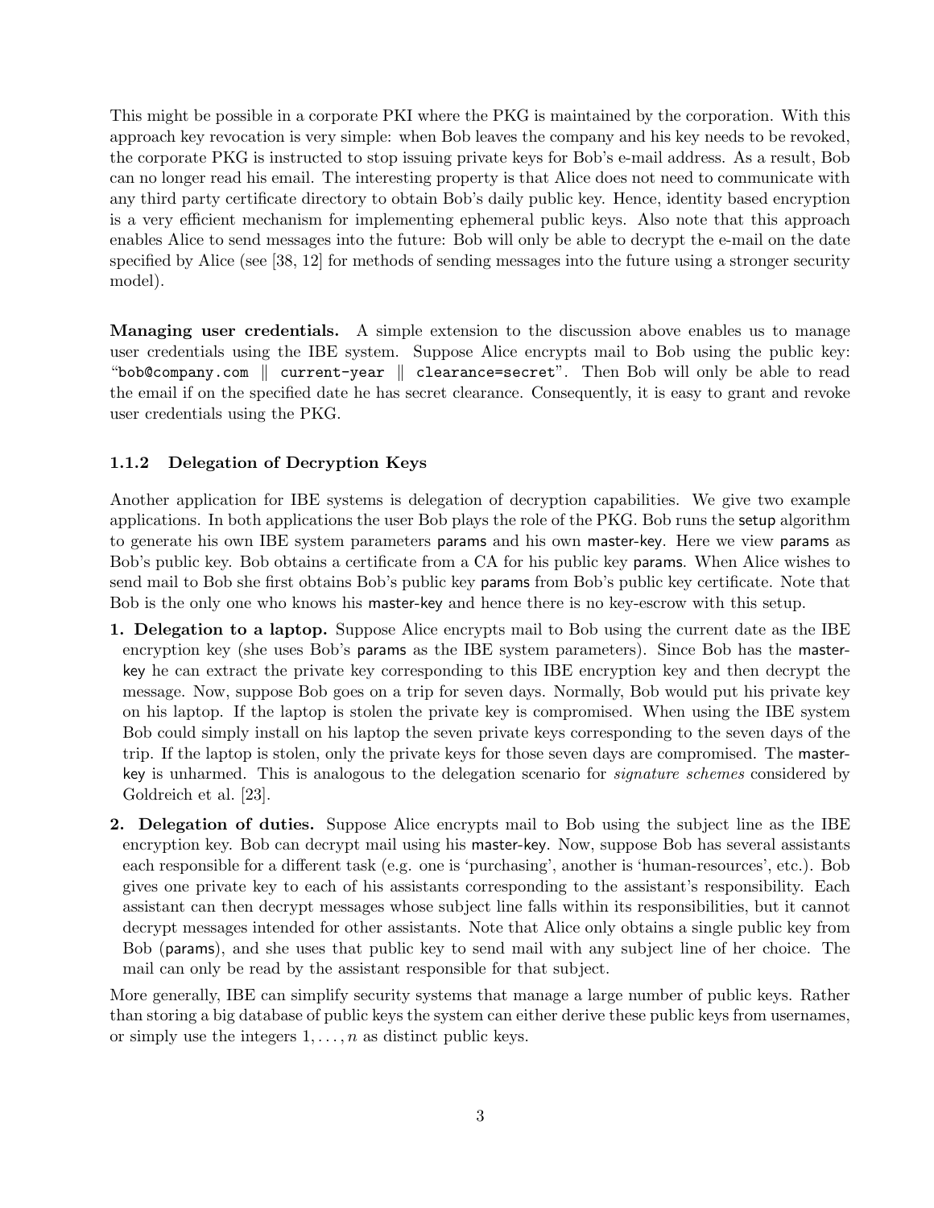This might be possible in a corporate PKI where the PKG is maintained by the corporation. With this approach key revocation is very simple: when Bob leaves the company and his key needs to be revoked, the corporate PKG is instructed to stop issuing private keys for Bob's e-mail address. As a result, Bob can no longer read his email. The interesting property is that Alice does not need to communicate with any third party certificate directory to obtain Bob's daily public key. Hence, identity based encryption is a very efficient mechanism for implementing ephemeral public keys. Also note that this approach enables Alice to send messages into the future: Bob will only be able to decrypt the e-mail on the date specified by Alice (see [38, 12] for methods of sending messages into the future using a stronger security model).

**Managing user credentials.** A simple extension to the discussion above enables us to manage user credentials using the IBE system. Suppose Alice encrypts mail to Bob using the public key: "`bob@company.com` ‖ `current-year` ‖ `clearance=secret`". Then Bob will only be able to read the email if on the specified date he has secret clearance. Consequently, it is easy to grant and revoke user credentials using the PKG.

### 1.1.2 Delegation of Decryption Keys

Another application for IBE systems is delegation of decryption capabilities. We give two example applications. In both applications the user Bob plays the role of the PKG. Bob runs the setup algorithm to generate his own IBE system parameters params and his own master-key. Here we view params as Bob's public key. Bob obtains a certificate from a CA for his public key params. When Alice wishes to send mail to Bob she first obtains Bob's public key params from Bob's public key certificate. Note that Bob is the only one who knows his master-key and hence there is no key-escrow with this setup.

1. **Delegation to a laptop.** Suppose Alice encrypts mail to Bob using the current date as the IBE encryption key (she uses Bob's params as the IBE system parameters). Since Bob has the master-key he can extract the private key corresponding to this IBE encryption key and then decrypt the message. Now, suppose Bob goes on a trip for seven days. Normally, Bob would put his private key on his laptop. If the laptop is stolen the private key is compromised. When using the IBE system Bob could simply install on his laptop the seven private keys corresponding to the seven days of the trip. If the laptop is stolen, only the private keys for those seven days are compromised. The master-key is unharmed. This is analogous to the delegation scenario for *signature schemes* considered by Goldreich et al. [23].

2. **Delegation of duties.** Suppose Alice encrypts mail to Bob using the subject line as the IBE encryption key. Bob can decrypt mail using his master-key. Now, suppose Bob has several assistants each responsible for a different task (e.g. one is 'purchasing', another is 'human-resources', etc.). Bob gives one private key to each of his assistants corresponding to the assistant's responsibility. Each assistant can then decrypt messages whose subject line falls within its responsibilities, but it cannot decrypt messages intended for other assistants. Note that Alice only obtains a single public key from Bob (params), and she uses that public key to send mail with any subject line of her choice. The mail can only be read by the assistant responsible for that subject.

More generally, IBE can simplify security systems that manage a large number of public keys. Rather than storing a big database of public keys the system can either derive these public keys from usernames, or simply use the integers $1, \ldots, n$ as distinct public keys.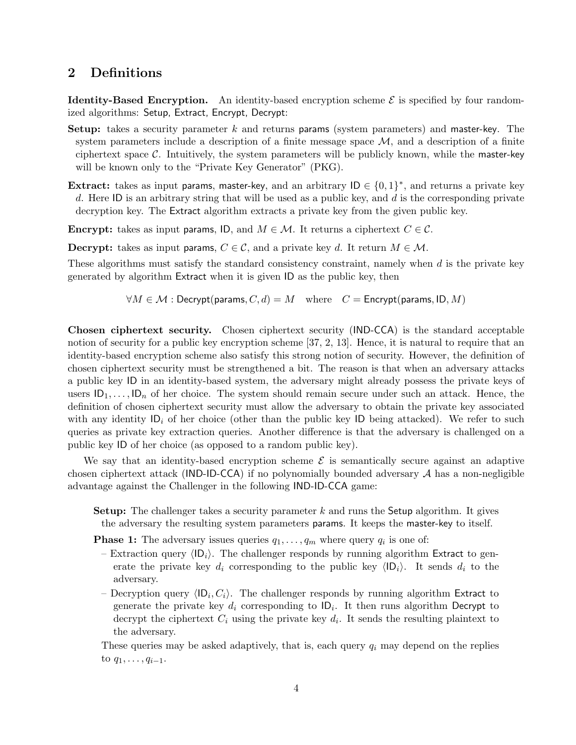## 2 Definitions

**Identity-Based Encryption.** An identity-based encryption scheme $\mathcal{E}$ is specified by four randomized algorithms: Setup, Extract, Encrypt, Decrypt:

**Setup:** takes a security parameter $k$ and returns params (system parameters) and master-key. The system parameters include a description of a finite message space $\mathcal{M}$, and a description of a finite ciphertext space $\mathcal{C}$. Intuitively, the system parameters will be publicly known, while the master-key will be known only to the "Private Key Generator" (PKG).

**Extract:** takes as input params, master-key, and an arbitrary $\mathsf{ID} \in \{0,1\}^*$, and returns a private key $d$. Here ID is an arbitrary string that will be used as a public key, and $d$ is the corresponding private decryption key. The Extract algorithm extracts a private key from the given public key.

**Encrypt:** takes as input params, ID, and $M \in \mathcal{M}$. It returns a ciphertext $C \in \mathcal{C}$.

**Decrypt:** takes as input params, $C \in \mathcal{C}$, and a private key $d$. It return $M \in \mathcal{M}$.

These algorithms must satisfy the standard consistency constraint, namely when $d$ is the private key generated by algorithm Extract when it is given ID as the public key, then

$$\forall M \in \mathcal{M} : \mathsf{Decrypt}(\mathsf{params}, C, d) = M \quad \text{where} \quad C = \mathsf{Encrypt}(\mathsf{params}, \mathsf{ID}, M)$$

**Chosen ciphertext security.** Chosen ciphertext security (IND-CCA) is the standard acceptable notion of security for a public key encryption scheme [37, 2, 13]. Hence, it is natural to require that an identity-based encryption scheme also satisfy this strong notion of security. However, the definition of chosen ciphertext security must be strengthened a bit. The reason is that when an adversary attacks a public key ID in an identity-based system, the adversary might already possess the private keys of users $\mathsf{ID}_1, \ldots, \mathsf{ID}_n$ of her choice. The system should remain secure under such an attack. Hence, the definition of chosen ciphertext security must allow the adversary to obtain the private key associated with any identity $\mathsf{ID}_i$ of her choice (other than the public key ID being attacked). We refer to such queries as private key extraction queries. Another difference is that the adversary is challenged on a public key ID of her choice (as opposed to a random public key).

We say that an identity-based encryption scheme $\mathcal{E}$ is semantically secure against an adaptive chosen ciphertext attack (IND-ID-CCA) if no polynomially bounded adversary $\mathcal{A}$ has a non-negligible advantage against the Challenger in the following IND-ID-CCA game:

**Setup:** The challenger takes a security parameter $k$ and runs the Setup algorithm. It gives the adversary the resulting system parameters params. It keeps the master-key to itself.

**Phase 1:** The adversary issues queries $q_1, \ldots, q_m$ where query $q_i$ is one of:

- Extraction query $\langle \mathsf{ID}_i \rangle$. The challenger responds by running algorithm Extract to generate the private key $d_i$ corresponding to the public key $\langle \mathsf{ID}_i \rangle$. It sends $d_i$ to the adversary.
- Decryption query $\langle \mathsf{ID}_i, C_i \rangle$. The challenger responds by running algorithm Extract to generate the private key $d_i$ corresponding to $\mathsf{ID}_i$. It then runs algorithm Decrypt to decrypt the ciphertext $C_i$ using the private key $d_i$. It sends the resulting plaintext to the adversary.

These queries may be asked adaptively, that is, each query $q_i$ may depend on the replies to $q_1, \ldots, q_{i-1}$.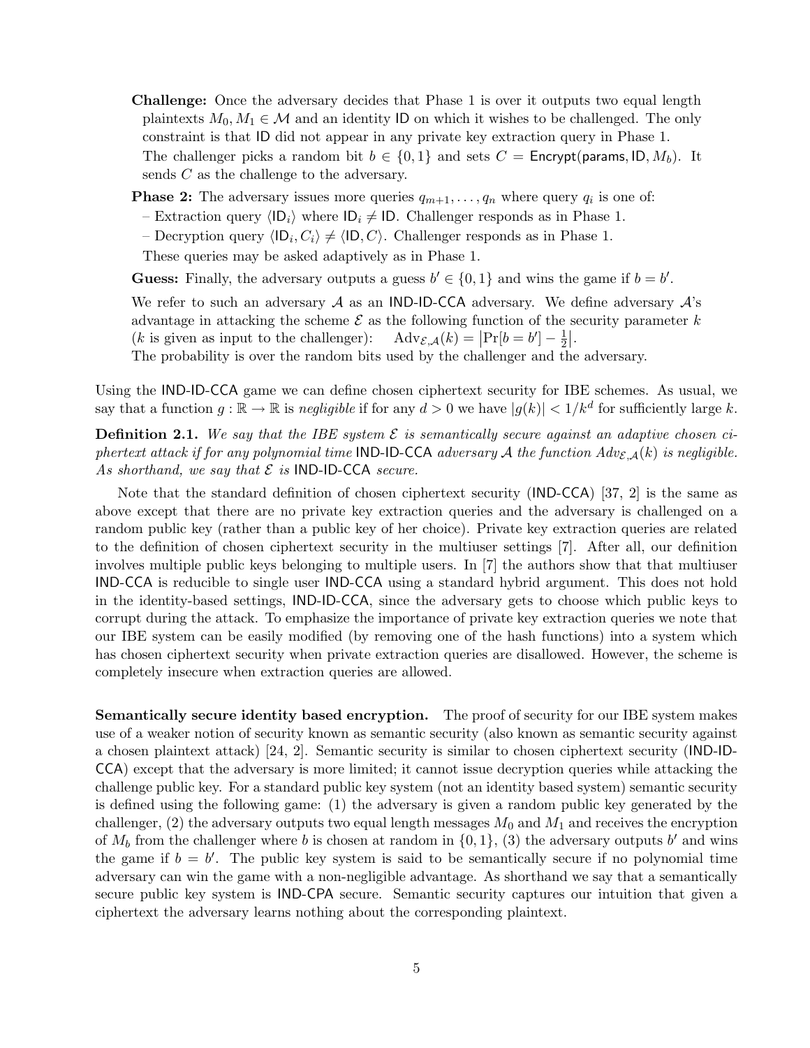**Challenge:** Once the adversary decides that Phase 1 is over it outputs two equal length plaintexts $M_0, M_1 \in \mathcal{M}$ and an identity $\mathsf{ID}$ on which it wishes to be challenged. The only constraint is that $\mathsf{ID}$ did not appear in any private key extraction query in Phase 1.
The challenger picks a random bit $b \in \{0, 1\}$ and sets $C = \mathsf{Encrypt}(\mathsf{params}, \mathsf{ID}, M_b)$. It sends $C$ as the challenge to the adversary.

**Phase 2:** The adversary issues more queries $q_{m+1}, \ldots, q_n$ where query $q_i$ is one of:

– Extraction query $\langle \mathsf{ID}_i \rangle$ where $\mathsf{ID}_i \neq \mathsf{ID}$. Challenger responds as in Phase 1.

– Decryption query $\langle \mathsf{ID}_i, C_i \rangle \neq \langle \mathsf{ID}, C \rangle$. Challenger responds as in Phase 1.

These queries may be asked adaptively as in Phase 1.

**Guess:** Finally, the adversary outputs a guess $b' \in \{0, 1\}$ and wins the game if $b = b'$.

We refer to such an adversary $\mathcal{A}$ as an IND-ID-CCA adversary. We define adversary $\mathcal{A}$'s advantage in attacking the scheme $\mathcal{E}$ as the following function of the security parameter $k$ ($k$ is given as input to the challenger): $\mathrm{Adv}_{\mathcal{E},\mathcal{A}}(k) = \left|\Pr[b = b'] - \frac{1}{2}\right|$.
The probability is over the random bits used by the challenger and the adversary.

Using the IND-ID-CCA game we can define chosen ciphertext security for IBE schemes. As usual, we say that a function $g : \mathbb{R} \to \mathbb{R}$ is *negligible* if for any $d > 0$ we have $|g(k)| < 1/k^d$ for sufficiently large $k$.

**Definition 2.1.** *We say that the IBE system $\mathcal{E}$ is semantically secure against an adaptive chosen ciphertext attack if for any polynomial time* IND-ID-CCA *adversary $\mathcal{A}$ the function $Adv_{\mathcal{E},\mathcal{A}}(k)$ is negligible. As shorthand, we say that $\mathcal{E}$ is* IND-ID-CCA *secure.*

Note that the standard definition of chosen ciphertext security (IND-CCA) [37, 2] is the same as above except that there are no private key extraction queries and the adversary is challenged on a random public key (rather than a public key of her choice). Private key extraction queries are related to the definition of chosen ciphertext security in the multiuser settings [7]. After all, our definition involves multiple public keys belonging to multiple users. In [7] the authors show that that multiuser IND-CCA is reducible to single user IND-CCA using a standard hybrid argument. This does not hold in the identity-based settings, IND-ID-CCA, since the adversary gets to choose which public keys to corrupt during the attack. To emphasize the importance of private key extraction queries we note that our IBE system can be easily modified (by removing one of the hash functions) into a system which has chosen ciphertext security when private extraction queries are disallowed. However, the scheme is completely insecure when extraction queries are allowed.

**Semantically secure identity based encryption.** The proof of security for our IBE system makes use of a weaker notion of security known as semantic security (also known as semantic security against a chosen plaintext attack) [24, 2]. Semantic security is similar to chosen ciphertext security (IND-ID-CCA) except that the adversary is more limited; it cannot issue decryption queries while attacking the challenge public key. For a standard public key system (not an identity based system) semantic security is defined using the following game: (1) the adversary is given a random public key generated by the challenger, (2) the adversary outputs two equal length messages $M_0$ and $M_1$ and receives the encryption of $M_b$ from the challenger where $b$ is chosen at random in $\{0, 1\}$, (3) the adversary outputs $b'$ and wins the game if $b = b'$. The public key system is said to be semantically secure if no polynomial time adversary can win the game with a non-negligible advantage. As shorthand we say that a semantically secure public key system is IND-CPA secure. Semantic security captures our intuition that given a ciphertext the adversary learns nothing about the corresponding plaintext.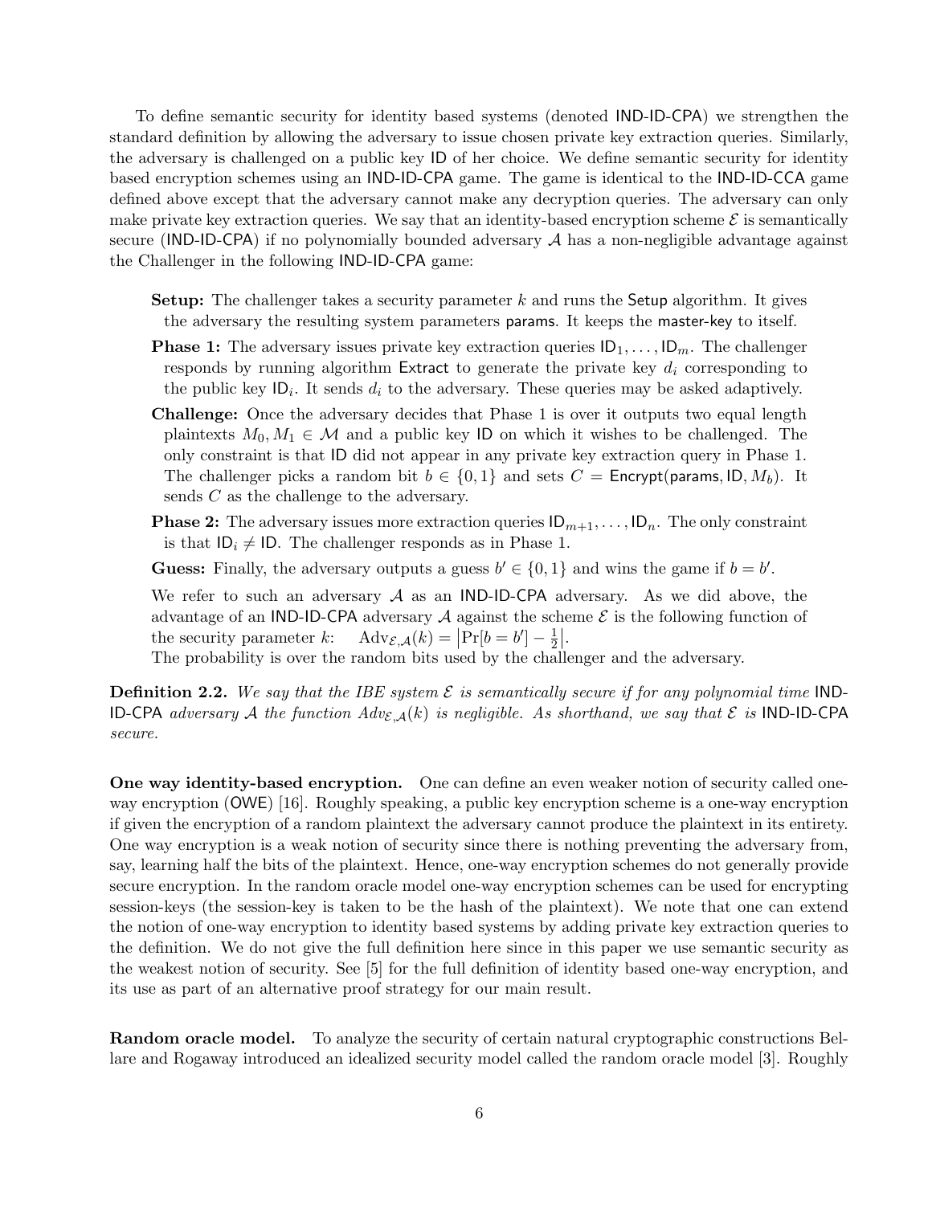To define semantic security for identity based systems (denoted IND-ID-CPA) we strengthen the standard definition by allowing the adversary to issue chosen private key extraction queries. Similarly, the adversary is challenged on a public key ID of her choice. We define semantic security for identity based encryption schemes using an IND-ID-CPA game. The game is identical to the IND-ID-CCA game defined above except that the adversary cannot make any decryption queries. The adversary can only make private key extraction queries. We say that an identity-based encryption scheme $\mathcal{E}$ is semantically secure (IND-ID-CPA) if no polynomially bounded adversary $\mathcal{A}$ has a non-negligible advantage against the Challenger in the following IND-ID-CPA game:

**Setup:** The challenger takes a security parameter $k$ and runs the Setup algorithm. It gives the adversary the resulting system parameters params. It keeps the master-key to itself.

**Phase 1:** The adversary issues private key extraction queries $\mathsf{ID}_1, \ldots, \mathsf{ID}_m$. The challenger responds by running algorithm Extract to generate the private key $d_i$ corresponding to the public key $\mathsf{ID}_i$. It sends $d_i$ to the adversary. These queries may be asked adaptively.

**Challenge:** Once the adversary decides that Phase 1 is over it outputs two equal length plaintexts $M_0, M_1 \in \mathcal{M}$ and a public key ID on which it wishes to be challenged. The only constraint is that ID did not appear in any private key extraction query in Phase 1. The challenger picks a random bit $b \in \{0, 1\}$ and sets $C = \mathsf{Encrypt}(\mathsf{params}, \mathsf{ID}, M_b)$. It sends $C$ as the challenge to the adversary.

**Phase 2:** The adversary issues more extraction queries $\mathsf{ID}_{m+1}, \ldots, \mathsf{ID}_n$. The only constraint is that $\mathsf{ID}_i \neq \mathsf{ID}$. The challenger responds as in Phase 1.

**Guess:** Finally, the adversary outputs a guess $b' \in \{0, 1\}$ and wins the game if $b = b'$.

We refer to such an adversary $\mathcal{A}$ as an IND-ID-CPA adversary. As we did above, the advantage of an IND-ID-CPA adversary $\mathcal{A}$ against the scheme $\mathcal{E}$ is the following function of the security parameter $k$: $\mathrm{Adv}_{\mathcal{E},\mathcal{A}}(k) = \left|\Pr[b = b'] - \frac{1}{2}\right|$.
The probability is over the random bits used by the challenger and the adversary.

**Definition 2.2.** *We say that the IBE system $\mathcal{E}$ is semantically secure if for any polynomial time* IND-ID-CPA *adversary $\mathcal{A}$ the function $Adv_{\mathcal{E},\mathcal{A}}(k)$ is negligible. As shorthand, we say that $\mathcal{E}$ is* IND-ID-CPA *secure.*

**One way identity-based encryption.** One can define an even weaker notion of security called one-way encryption (OWE) [16]. Roughly speaking, a public key encryption scheme is a one-way encryption if given the encryption of a random plaintext the adversary cannot produce the plaintext in its entirety. One way encryption is a weak notion of security since there is nothing preventing the adversary from, say, learning half the bits of the plaintext. Hence, one-way encryption schemes do not generally provide secure encryption. In the random oracle model one-way encryption schemes can be used for encrypting session-keys (the session-key is taken to be the hash of the plaintext). We note that one can extend the notion of one-way encryption to identity based systems by adding private key extraction queries to the definition. We do not give the full definition here since in this paper we use semantic security as the weakest notion of security. See [5] for the full definition of identity based one-way encryption, and its use as part of an alternative proof strategy for our main result.

**Random oracle model.** To analyze the security of certain natural cryptographic constructions Bellare and Rogaway introduced an idealized security model called the random oracle model [3]. Roughly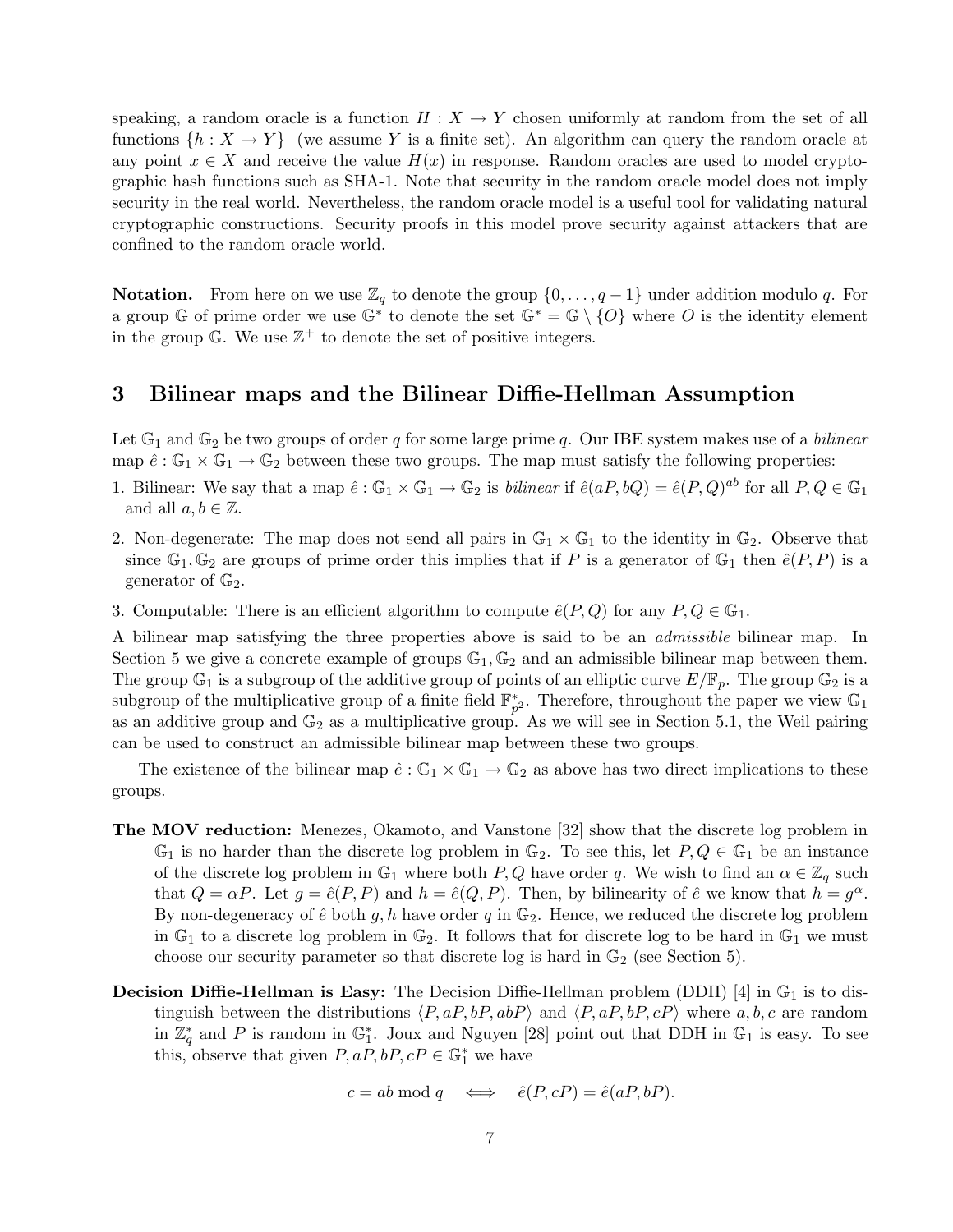speaking, a random oracle is a function $H : X \to Y$ chosen uniformly at random from the set of all functions $\{h : X \to Y\}$ (we assume $Y$ is a finite set). An algorithm can query the random oracle at any point $x \in X$ and receive the value $H(x)$ in response. Random oracles are used to model cryptographic hash functions such as SHA-1. Note that security in the random oracle model does not imply security in the real world. Nevertheless, the random oracle model is a useful tool for validating natural cryptographic constructions. Security proofs in this model prove security against attackers that are confined to the random oracle world.

**Notation.** From here on we use $\mathbb{Z}_q$ to denote the group $\{0, \ldots, q-1\}$ under addition modulo $q$. For a group $\mathbb{G}$ of prime order we use $\mathbb{G}^*$ to denote the set $\mathbb{G}^* = \mathbb{G} \setminus \{O\}$ where $O$ is the identity element in the group $\mathbb{G}$. We use $\mathbb{Z}^+$ to denote the set of positive integers.

## 3 Bilinear maps and the Bilinear Diffie-Hellman Assumption

Let $\mathbb{G}_1$ and $\mathbb{G}_2$ be two groups of order $q$ for some large prime $q$. Our IBE system makes use of a *bilinear* map $\hat{e} : \mathbb{G}_1 \times \mathbb{G}_1 \to \mathbb{G}_2$ between these two groups. The map must satisfy the following properties:

1. Bilinear: We say that a map $\hat{e} : \mathbb{G}_1 \times \mathbb{G}_1 \to \mathbb{G}_2$ is *bilinear* if $\hat{e}(aP, bQ) = \hat{e}(P, Q)^{ab}$ for all $P, Q \in \mathbb{G}_1$ and all $a, b \in \mathbb{Z}$.
2. Non-degenerate: The map does not send all pairs in $\mathbb{G}_1 \times \mathbb{G}_1$ to the identity in $\mathbb{G}_2$. Observe that since $\mathbb{G}_1, \mathbb{G}_2$ are groups of prime order this implies that if $P$ is a generator of $\mathbb{G}_1$ then $\hat{e}(P, P)$ is a generator of $\mathbb{G}_2$.
3. Computable: There is an efficient algorithm to compute $\hat{e}(P, Q)$ for any $P, Q \in \mathbb{G}_1$.

A bilinear map satisfying the three properties above is said to be an *admissible* bilinear map. In Section 5 we give a concrete example of groups $\mathbb{G}_1, \mathbb{G}_2$ and an admissible bilinear map between them. The group $\mathbb{G}_1$ is a subgroup of the additive group of points of an elliptic curve $E/\mathbb{F}_p$. The group $\mathbb{G}_2$ is a subgroup of the multiplicative group of a finite field $\mathbb{F}_{p^2}^*$. Therefore, throughout the paper we view $\mathbb{G}_1$ as an additive group and $\mathbb{G}_2$ as a multiplicative group. As we will see in Section 5.1, the Weil pairing can be used to construct an admissible bilinear map between these two groups.

The existence of the bilinear map $\hat{e} : \mathbb{G}_1 \times \mathbb{G}_1 \to \mathbb{G}_2$ as above has two direct implications to these groups.

**The MOV reduction:** Menezes, Okamoto, and Vanstone [32] show that the discrete log problem in $\mathbb{G}_1$ is no harder than the discrete log problem in $\mathbb{G}_2$. To see this, let $P, Q \in \mathbb{G}_1$ be an instance of the discrete log problem in $\mathbb{G}_1$ where both $P, Q$ have order $q$. We wish to find an $\alpha \in \mathbb{Z}_q$ such that $Q = \alpha P$. Let $g = \hat{e}(P, P)$ and $h = \hat{e}(Q, P)$. Then, by bilinearity of $\hat{e}$ we know that $h = g^\alpha$. By non-degeneracy of $\hat{e}$ both $g, h$ have order $q$ in $\mathbb{G}_2$. Hence, we reduced the discrete log problem in $\mathbb{G}_1$ to a discrete log problem in $\mathbb{G}_2$. It follows that for discrete log to be hard in $\mathbb{G}_1$ we must choose our security parameter so that discrete log is hard in $\mathbb{G}_2$ (see Section 5).

**Decision Diffie-Hellman is Easy:** The Decision Diffie-Hellman problem (DDH) [4] in $\mathbb{G}_1$ is to distinguish between the distributions $\langle P, aP, bP, abP \rangle$ and $\langle P, aP, bP, cP \rangle$ where $a, b, c$ are random in $\mathbb{Z}_q^*$ and $P$ is random in $\mathbb{G}_1^*$. Joux and Nguyen [28] point out that DDH in $\mathbb{G}_1$ is easy. To see this, observe that given $P, aP, bP, cP \in \mathbb{G}_1^*$ we have

$$c = ab \bmod q \iff \hat{e}(P, cP) = \hat{e}(aP, bP).$$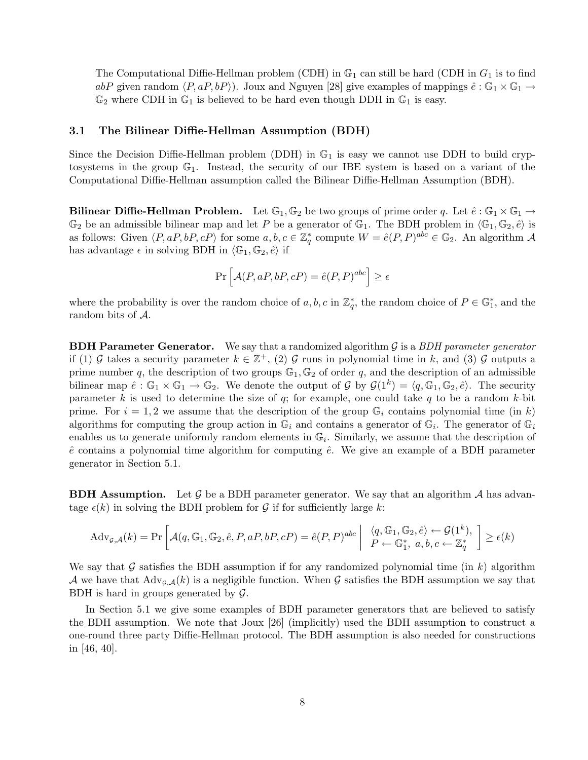The Computational Diffie-Hellman problem (CDH) in $\mathbb{G}_1$ can still be hard (CDH in $G_1$ is to find $abP$ given random $\langle P, aP, bP \rangle$). Joux and Nguyen [28] give examples of mappings $\hat{e} : \mathbb{G}_1 \times \mathbb{G}_1 \rightarrow \mathbb{G}_2$ where CDH in $\mathbb{G}_1$ is believed to be hard even though DDH in $\mathbb{G}_1$ is easy.

### 3.1 The Bilinear Diffie-Hellman Assumption (BDH)

Since the Decision Diffie-Hellman problem (DDH) in $\mathbb{G}_1$ is easy we cannot use DDH to build cryptosystems in the group $\mathbb{G}_1$. Instead, the security of our IBE system is based on a variant of the Computational Diffie-Hellman assumption called the Bilinear Diffie-Hellman Assumption (BDH).

**Bilinear Diffie-Hellman Problem.** Let $\mathbb{G}_1, \mathbb{G}_2$ be two groups of prime order $q$. Let $\hat{e} : \mathbb{G}_1 \times \mathbb{G}_1 \rightarrow \mathbb{G}_2$ be an admissible bilinear map and let $P$ be a generator of $\mathbb{G}_1$. The BDH problem in $\langle \mathbb{G}_1, \mathbb{G}_2, \hat{e} \rangle$ is as follows: Given $\langle P, aP, bP, cP \rangle$ for some $a, b, c \in \mathbb{Z}_q^*$ compute $W = \hat{e}(P, P)^{abc} \in \mathbb{G}_2$. An algorithm $\mathcal{A}$ has advantage $\epsilon$ in solving BDH in $\langle \mathbb{G}_1, \mathbb{G}_2, \hat{e} \rangle$ if

$$\Pr\left[ \mathcal{A}(P, aP, bP, cP) = \hat{e}(P, P)^{abc} \right] \geq \epsilon$$

where the probability is over the random choice of $a, b, c$ in $\mathbb{Z}_q^*$, the random choice of $P \in \mathbb{G}_1^*$, and the random bits of $\mathcal{A}$.

**BDH Parameter Generator.** We say that a randomized algorithm $\mathcal{G}$ is a *BDH parameter generator* if (1) $\mathcal{G}$ takes a security parameter $k \in \mathbb{Z}^+$, (2) $\mathcal{G}$ runs in polynomial time in $k$, and (3) $\mathcal{G}$ outputs a prime number $q$, the description of two groups $\mathbb{G}_1, \mathbb{G}_2$ of order $q$, and the description of an admissible bilinear map $\hat{e} : \mathbb{G}_1 \times \mathbb{G}_1 \rightarrow \mathbb{G}_2$. We denote the output of $\mathcal{G}$ by $\mathcal{G}(1^k) = \langle q, \mathbb{G}_1, \mathbb{G}_2, \hat{e} \rangle$. The security parameter $k$ is used to determine the size of $q$; for example, one could take $q$ to be a random $k$-bit prime. For $i = 1, 2$ we assume that the description of the group $\mathbb{G}_i$ contains polynomial time (in $k$) algorithms for computing the group action in $\mathbb{G}_i$ and contains a generator of $\mathbb{G}_i$. The generator of $\mathbb{G}_i$ enables us to generate uniformly random elements in $\mathbb{G}_i$. Similarly, we assume that the description of $\hat{e}$ contains a polynomial time algorithm for computing $\hat{e}$. We give an example of a BDH parameter generator in Section 5.1.

**BDH Assumption.** Let $\mathcal{G}$ be a BDH parameter generator. We say that an algorithm $\mathcal{A}$ has advantage $\epsilon(k)$ in solving the BDH problem for $\mathcal{G}$ if for sufficiently large $k$:

$$\mathrm{Adv}_{\mathcal{G},\mathcal{A}}(k) = \Pr\left[ \mathcal{A}(q, \mathbb{G}_1, \mathbb{G}_2, \hat{e}, P, aP, bP, cP) = \hat{e}(P, P)^{abc} \;\middle|\; \begin{array}{l} \langle q, \mathbb{G}_1, \mathbb{G}_2, \hat{e} \rangle \leftarrow \mathcal{G}(1^k), \\ P \leftarrow \mathbb{G}_1^*, \; a, b, c \leftarrow \mathbb{Z}_q^* \end{array} \right] \geq \epsilon(k)$$

We say that $\mathcal{G}$ satisfies the BDH assumption if for any randomized polynomial time (in $k$) algorithm $\mathcal{A}$ we have that $\mathrm{Adv}_{\mathcal{G},\mathcal{A}}(k)$ is a negligible function. When $\mathcal{G}$ satisfies the BDH assumption we say that BDH is hard in groups generated by $\mathcal{G}$.

In Section 5.1 we give some examples of BDH parameter generators that are believed to satisfy the BDH assumption. We note that Joux [26] (implicitly) used the BDH assumption to construct a one-round three party Diffie-Hellman protocol. The BDH assumption is also needed for constructions in [46, 40].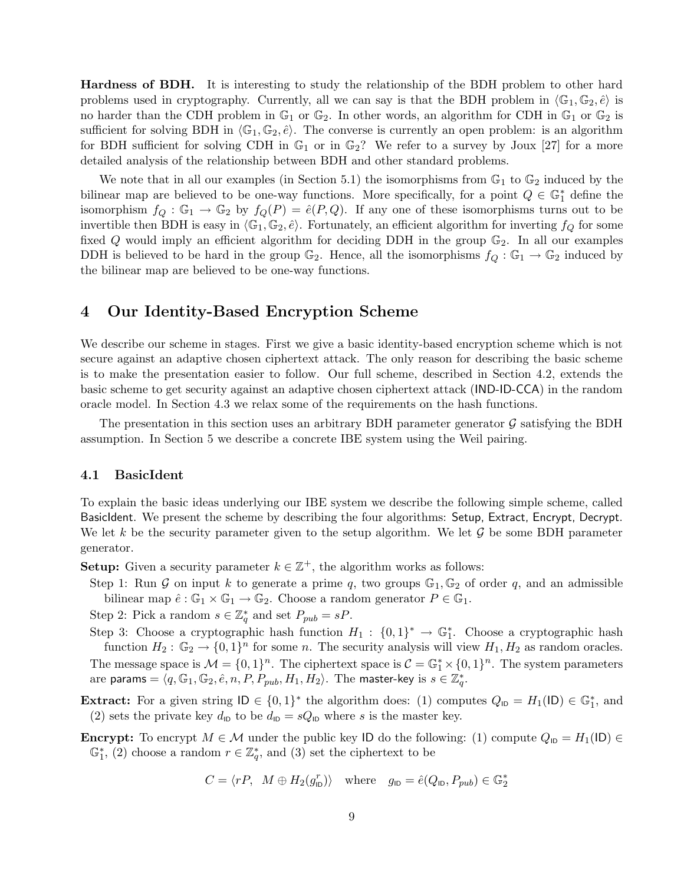**Hardness of BDH.** It is interesting to study the relationship of the BDH problem to other hard problems used in cryptography. Currently, all we can say is that the BDH problem in $\langle \mathbb{G}_1, \mathbb{G}_2, \hat{e} \rangle$ is no harder than the CDH problem in $\mathbb{G}_1$ or $\mathbb{G}_2$. In other words, an algorithm for CDH in $\mathbb{G}_1$ or $\mathbb{G}_2$ is sufficient for solving BDH in $\langle \mathbb{G}_1, \mathbb{G}_2, \hat{e} \rangle$. The converse is currently an open problem: is an algorithm for BDH sufficient for solving CDH in $\mathbb{G}_1$ or in $\mathbb{G}_2$? We refer to a survey by Joux [27] for a more detailed analysis of the relationship between BDH and other standard problems.

We note that in all our examples (in Section 5.1) the isomorphisms from $\mathbb{G}_1$ to $\mathbb{G}_2$ induced by the bilinear map are believed to be one-way functions. More specifically, for a point $Q \in \mathbb{G}_1^*$ define the isomorphism $f_Q : \mathbb{G}_1 \to \mathbb{G}_2$ by $f_Q(P) = \hat{e}(P, Q)$. If any one of these isomorphisms turns out to be invertible then BDH is easy in $\langle \mathbb{G}_1, \mathbb{G}_2, \hat{e} \rangle$. Fortunately, an efficient algorithm for inverting $f_Q$ for some fixed $Q$ would imply an efficient algorithm for deciding DDH in the group $\mathbb{G}_2$. In all our examples DDH is believed to be hard in the group $\mathbb{G}_2$. Hence, all the isomorphisms $f_Q : \mathbb{G}_1 \to \mathbb{G}_2$ induced by the bilinear map are believed to be one-way functions.

# 4 Our Identity-Based Encryption Scheme

We describe our scheme in stages. First we give a basic identity-based encryption scheme which is not secure against an adaptive chosen ciphertext attack. The only reason for describing the basic scheme is to make the presentation easier to follow. Our full scheme, described in Section 4.2, extends the basic scheme to get security against an adaptive chosen ciphertext attack (IND-ID-CCA) in the random oracle model. In Section 4.3 we relax some of the requirements on the hash functions.

The presentation in this section uses an arbitrary BDH parameter generator $\mathcal{G}$ satisfying the BDH assumption. In Section 5 we describe a concrete IBE system using the Weil pairing.

## 4.1 BasicIdent

To explain the basic ideas underlying our IBE system we describe the following simple scheme, called BasicIdent. We present the scheme by describing the four algorithms: Setup, Extract, Encrypt, Decrypt. We let $k$ be the security parameter given to the setup algorithm. We let $\mathcal{G}$ be some BDH parameter generator.

**Setup:** Given a security parameter $k \in \mathbb{Z}^+$, the algorithm works as follows:

Step 1: Run $\mathcal{G}$ on input $k$ to generate a prime $q$, two groups $\mathbb{G}_1, \mathbb{G}_2$ of order $q$, and an admissible bilinear map $\hat{e} : \mathbb{G}_1 \times \mathbb{G}_1 \to \mathbb{G}_2$. Choose a random generator $P \in \mathbb{G}_1$.

Step 2: Pick a random $s \in \mathbb{Z}_q^*$ and set $P_{pub} = sP$.

Step 3: Choose a cryptographic hash function $H_1 : \{0,1\}^* \to \mathbb{G}_1^*$. Choose a cryptographic hash function $H_2 : \mathbb{G}_2 \to \{0,1\}^n$ for some $n$. The security analysis will view $H_1, H_2$ as random oracles.

The message space is $\mathcal{M} = \{0,1\}^n$. The ciphertext space is $\mathcal{C} = \mathbb{G}_1^* \times \{0,1\}^n$. The system parameters are $\text{params} = \langle q, \mathbb{G}_1, \mathbb{G}_2, \hat{e}, n, P, P_{pub}, H_1, H_2 \rangle$. The master-key is $s \in \mathbb{Z}_q^*$.

**Extract:** For a given string $\text{ID} \in \{0,1\}^*$ the algorithm does: (1) computes $Q_{\text{ID}} = H_1(\text{ID}) \in \mathbb{G}_1^*$, and (2) sets the private key $d_{\text{ID}}$ to be $d_{\text{ID}} = sQ_{\text{ID}}$ where $s$ is the master key.

**Encrypt:** To encrypt $M \in \mathcal{M}$ under the public key ID do the following: (1) compute $Q_{\text{ID}} = H_1(\text{ID}) \in \mathbb{G}_1^*$, (2) choose a random $r \in \mathbb{Z}_q^*$, and (3) set the ciphertext to be

$$C = \langle rP, \;\; M \oplus H_2(g_{\text{ID}}^r) \rangle \quad \text{where} \quad g_{\text{ID}} = \hat{e}(Q_{\text{ID}}, P_{pub}) \in \mathbb{G}_2^*$$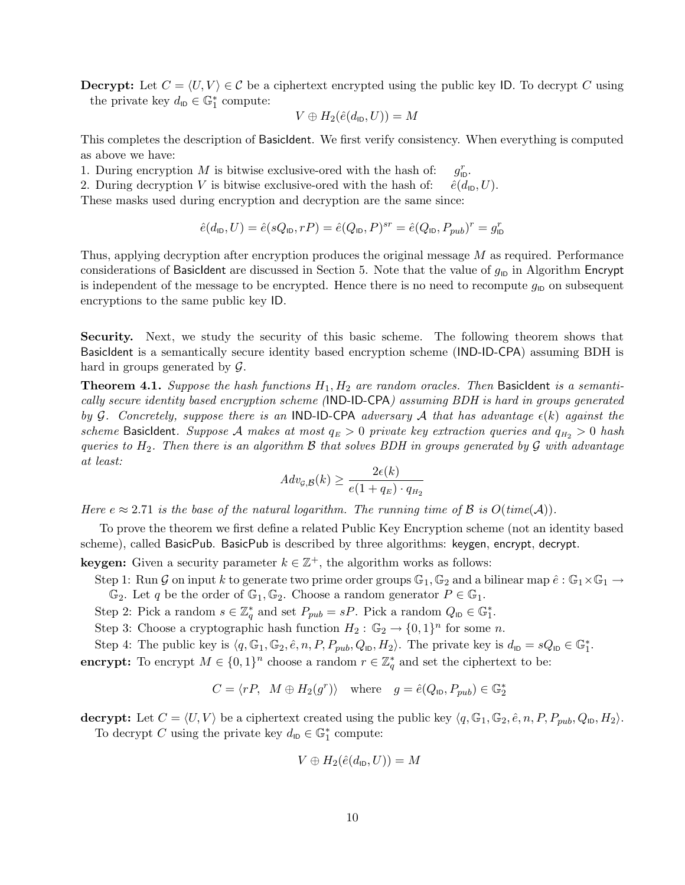**Decrypt:** Let $C = \langle U, V \rangle \in \mathcal{C}$ be a ciphertext encrypted using the public key ID. To decrypt $C$ using the private key $d_{\mathsf{ID}} \in \mathbb{G}_1^*$ compute:

$$V \oplus H_2(\hat{e}(d_{\mathsf{ID}}, U)) = M$$

This completes the description of BasicIdent. We first verify consistency. When everything is computed as above we have:

1. During encryption $M$ is bitwise exclusive-ored with the hash of: $g_{\mathsf{ID}}^r$.
2. During decryption $V$ is bitwise exclusive-ored with the hash of: $\hat{e}(d_{\mathsf{ID}}, U)$.

These masks used during encryption and decryption are the same since:

$$\hat{e}(d_{\mathsf{ID}}, U) = \hat{e}(sQ_{\mathsf{ID}}, rP) = \hat{e}(Q_{\mathsf{ID}}, P)^{sr} = \hat{e}(Q_{\mathsf{ID}}, P_{pub})^r = g_{\mathsf{ID}}^r$$

Thus, applying decryption after encryption produces the original message $M$ as required. Performance considerations of BasicIdent are discussed in Section 5. Note that the value of $g_{\mathsf{ID}}$ in Algorithm Encrypt is independent of the message to be encrypted. Hence there is no need to recompute $g_{\mathsf{ID}}$ on subsequent encryptions to the same public key ID.

**Security.** Next, we study the security of this basic scheme. The following theorem shows that BasicIdent is a semantically secure identity based encryption scheme (IND-ID-CPA) assuming BDH is hard in groups generated by $\mathcal{G}$.

**Theorem 4.1.** *Suppose the hash functions $H_1, H_2$ are random oracles. Then* BasicIdent *is a semantically secure identity based encryption scheme (*IND-ID-CPA*) assuming BDH is hard in groups generated by $\mathcal{G}$. Concretely, suppose there is an* IND-ID-CPA *adversary $\mathcal{A}$ that has advantage $\epsilon(k)$ against the scheme* BasicIdent. *Suppose $\mathcal{A}$ makes at most $q_E > 0$ private key extraction queries and $q_{H_2} > 0$ hash queries to $H_2$. Then there is an algorithm $\mathcal{B}$ that solves BDH in groups generated by $\mathcal{G}$ with advantage at least:*

$$Adv_{\mathcal{G},\mathcal{B}}(k) \geq \frac{2\epsilon(k)}{e(1 + q_E) \cdot q_{H_2}}$$

*Here $e \approx 2.71$ is the base of the natural logarithm. The running time of $\mathcal{B}$ is $O(time(\mathcal{A}))$.*

To prove the theorem we first define a related Public Key Encryption scheme (not an identity based scheme), called BasicPub. BasicPub is described by three algorithms: keygen, encrypt, decrypt.

**keygen:** Given a security parameter $k \in \mathbb{Z}^+$, the algorithm works as follows:

Step 1: Run $\mathcal{G}$ on input $k$ to generate two prime order groups $\mathbb{G}_1, \mathbb{G}_2$ and a bilinear map $\hat{e} : \mathbb{G}_1 \times \mathbb{G}_1 \to \mathbb{G}_2$. Let $q$ be the order of $\mathbb{G}_1, \mathbb{G}_2$. Choose a random generator $P \in \mathbb{G}_1$.

Step 2: Pick a random $s \in \mathbb{Z}_q^*$ and set $P_{pub} = sP$. Pick a random $Q_{\mathsf{ID}} \in \mathbb{G}_1^*$.

Step 3: Choose a cryptographic hash function $H_2 : \mathbb{G}_2 \to \{0,1\}^n$ for some $n$.

Step 4: The public key is $\langle q, \mathbb{G}_1, \mathbb{G}_2, \hat{e}, n, P, P_{pub}, Q_{\mathsf{ID}}, H_2 \rangle$. The private key is $d_{\mathsf{ID}} = sQ_{\mathsf{ID}} \in \mathbb{G}_1^*$.

**encrypt:** To encrypt $M \in \{0,1\}^n$ choose a random $r \in \mathbb{Z}_q^*$ and set the ciphertext to be:

$$C = \langle rP, \;\; M \oplus H_2(g^r) \rangle \quad \text{where} \quad g = \hat{e}(Q_{\mathsf{ID}}, P_{pub}) \in \mathbb{G}_2^*$$

**decrypt:** Let $C = \langle U, V \rangle$ be a ciphertext created using the public key $\langle q, \mathbb{G}_1, \mathbb{G}_2, \hat{e}, n, P, P_{pub}, Q_{\mathsf{ID}}, H_2 \rangle$. To decrypt $C$ using the private key $d_{\mathsf{ID}} \in \mathbb{G}_1^*$ compute:

$$V \oplus H_2(\hat{e}(d_{\mathsf{ID}}, U)) = M$$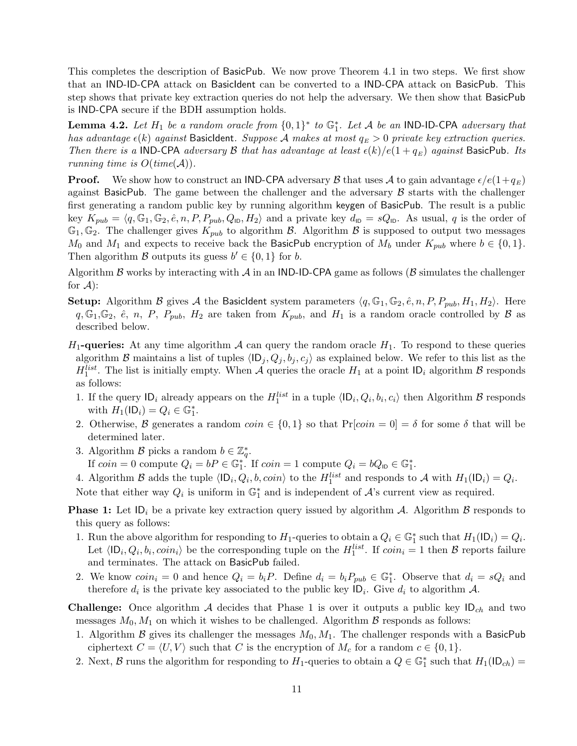This completes the description of BasicPub. We now prove Theorem 4.1 in two steps. We first show that an IND-ID-CPA attack on BasicIdent can be converted to a IND-CPA attack on BasicPub. This step shows that private key extraction queries do not help the adversary. We then show that BasicPub is IND-CPA secure if the BDH assumption holds.

**Lemma 4.2.** *Let $H_1$ be a random oracle from $\{0,1\}^*$ to $\mathbb{G}_1^*$. Let $\mathcal{A}$ be an* IND-ID-CPA *adversary that has advantage $\epsilon(k)$ against* BasicIdent*. Suppose $\mathcal{A}$ makes at most $q_E > 0$ private key extraction queries. Then there is a* IND-CPA *adversary $\mathcal{B}$ that has advantage at least $\epsilon(k)/e(1+q_E)$ against* BasicPub*. Its running time is $O(time(\mathcal{A}))$.*

**Proof.** We show how to construct an IND-CPA adversary $\mathcal{B}$ that uses $\mathcal{A}$ to gain advantage $\epsilon/e(1+q_E)$ against BasicPub. The game between the challenger and the adversary $\mathcal{B}$ starts with the challenger first generating a random public key by running algorithm keygen of BasicPub. The result is a public key $K_{pub} = \langle q, \mathbb{G}_1, \mathbb{G}_2, \hat{e}, n, P, P_{pub}, Q_{\mathsf{ID}}, H_2 \rangle$ and a private key $d_{\mathsf{ID}} = sQ_{\mathsf{ID}}$. As usual, $q$ is the order of $\mathbb{G}_1, \mathbb{G}_2$. The challenger gives $K_{pub}$ to algorithm $\mathcal{B}$. Algorithm $\mathcal{B}$ is supposed to output two messages $M_0$ and $M_1$ and expects to receive back the BasicPub encryption of $M_b$ under $K_{pub}$ where $b \in \{0,1\}$. Then algorithm $\mathcal{B}$ outputs its guess $b' \in \{0,1\}$ for $b$.

Algorithm $\mathcal{B}$ works by interacting with $\mathcal{A}$ in an IND-ID-CPA game as follows ($\mathcal{B}$ simulates the challenger for $\mathcal{A}$):

**Setup:** Algorithm $\mathcal{B}$ gives $\mathcal{A}$ the BasicIdent system parameters $\langle q, \mathbb{G}_1, \mathbb{G}_2, \hat{e}, n, P, P_{pub}, H_1, H_2 \rangle$. Here $q, \mathbb{G}_1, \mathbb{G}_2$, $\hat{e}$, $n$, $P$, $P_{pub}$, $H_2$ are taken from $K_{pub}$, and $H_1$ is a random oracle controlled by $\mathcal{B}$ as described below.

**$H_1$-queries:** At any time algorithm $\mathcal{A}$ can query the random oracle $H_1$. To respond to these queries algorithm $\mathcal{B}$ maintains a list of tuples $\langle \mathsf{ID}_j, Q_j, b_j, c_j \rangle$ as explained below. We refer to this list as the $H_1^{list}$. The list is initially empty. When $\mathcal{A}$ queries the oracle $H_1$ at a point $\mathsf{ID}_i$ algorithm $\mathcal{B}$ responds as follows:

1. If the query $\mathsf{ID}_i$ already appears on the $H_1^{list}$ in a tuple $\langle \mathsf{ID}_i, Q_i, b_i, c_i \rangle$ then Algorithm $\mathcal{B}$ responds with $H_1(\mathsf{ID}_i) = Q_i \in \mathbb{G}_1^*$.
2. Otherwise, $\mathcal{B}$ generates a random $coin \in \{0,1\}$ so that $\Pr[coin = 0] = \delta$ for some $\delta$ that will be determined later.
3. Algorithm $\mathcal{B}$ picks a random $b \in \mathbb{Z}_q^*$.
   If $coin = 0$ compute $Q_i = bP \in \mathbb{G}_1^*$. If $coin = 1$ compute $Q_i = bQ_{\mathsf{ID}} \in \mathbb{G}_1^*$.
4. Algorithm $\mathcal{B}$ adds the tuple $\langle \mathsf{ID}_i, Q_i, b, coin \rangle$ to the $H_1^{list}$ and responds to $\mathcal{A}$ with $H_1(\mathsf{ID}_i) = Q_i$.

Note that either way $Q_i$ is uniform in $\mathbb{G}_1^*$ and is independent of $\mathcal{A}$'s current view as required.

**Phase 1:** Let $\mathsf{ID}_i$ be a private key extraction query issued by algorithm $\mathcal{A}$. Algorithm $\mathcal{B}$ responds to this query as follows:

1. Run the above algorithm for responding to $H_1$-queries to obtain a $Q_i \in \mathbb{G}_1^*$ such that $H_1(\mathsf{ID}_i) = Q_i$. Let $\langle \mathsf{ID}_i, Q_i, b_i, coin_i \rangle$ be the corresponding tuple on the $H_1^{list}$. If $coin_i = 1$ then $\mathcal{B}$ reports failure and terminates. The attack on BasicPub failed.
2. We know $coin_i = 0$ and hence $Q_i = b_i P$. Define $d_i = b_i P_{pub} \in \mathbb{G}_1^*$. Observe that $d_i = sQ_i$ and therefore $d_i$ is the private key associated to the public key $\mathsf{ID}_i$. Give $d_i$ to algorithm $\mathcal{A}$.

**Challenge:** Once algorithm $\mathcal{A}$ decides that Phase 1 is over it outputs a public key $\mathsf{ID}_{ch}$ and two messages $M_0, M_1$ on which it wishes to be challenged. Algorithm $\mathcal{B}$ responds as follows:

1. Algorithm $\mathcal{B}$ gives its challenger the messages $M_0, M_1$. The challenger responds with a BasicPub ciphertext $C = \langle U, V \rangle$ such that $C$ is the encryption of $M_c$ for a random $c \in \{0,1\}$.
2. Next, $\mathcal{B}$ runs the algorithm for responding to $H_1$-queries to obtain a $Q \in \mathbb{G}_1^*$ such that $H_1(\mathsf{ID}_{ch}) =$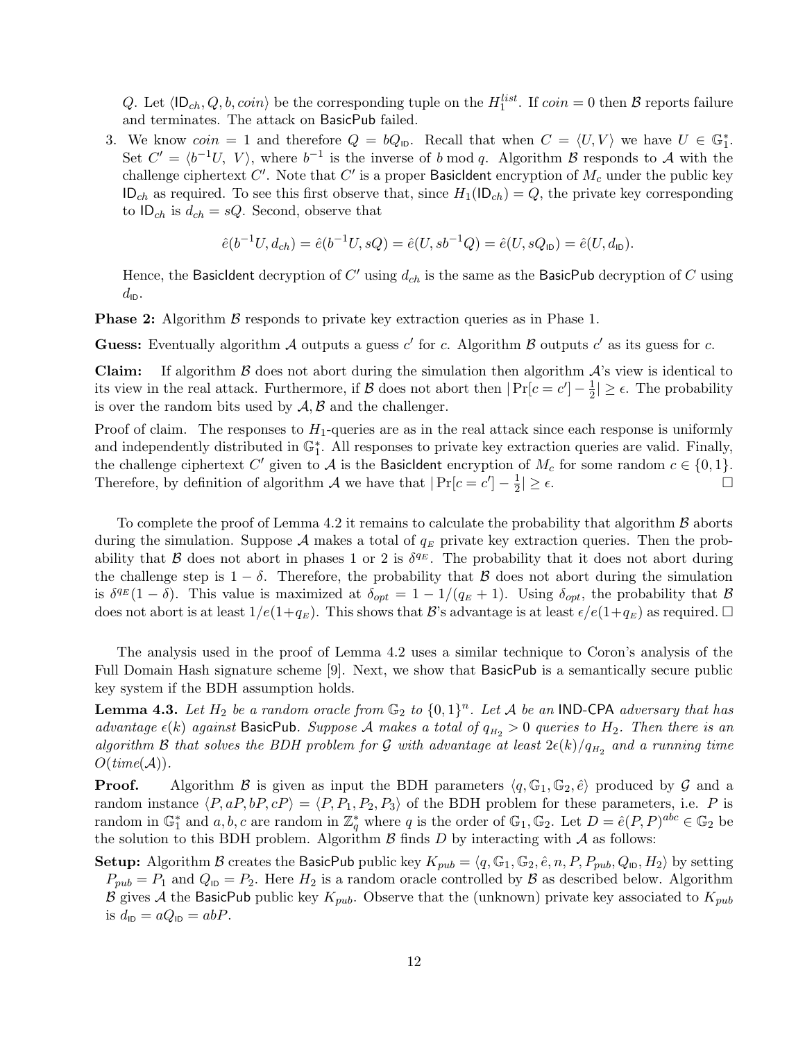$Q$. Let $\langle \mathsf{ID}_{ch}, Q, b, coin\rangle$ be the corresponding tuple on the $H_1^{list}$. If $coin = 0$ then $\mathcal{B}$ reports failure and terminates. The attack on BasicPub failed.

3. We know $coin = 1$ and therefore $Q = bQ_{\mathsf{ID}}$. Recall that when $C = \langle U, V\rangle$ we have $U \in \mathbb{G}_1^*$. Set $C' = \langle b^{-1}U,\ V\rangle$, where $b^{-1}$ is the inverse of $b \bmod q$. Algorithm $\mathcal{B}$ responds to $\mathcal{A}$ with the challenge ciphertext $C'$. Note that $C'$ is a proper BasicIdent encryption of $M_c$ under the public key $\mathsf{ID}_{ch}$ as required. To see this first observe that, since $H_1(\mathsf{ID}_{ch}) = Q$, the private key corresponding to $\mathsf{ID}_{ch}$ is $d_{ch} = sQ$. Second, observe that

$$\hat{e}(b^{-1}U, d_{ch}) = \hat{e}(b^{-1}U, sQ) = \hat{e}(U, sb^{-1}Q) = \hat{e}(U, sQ_{\mathsf{ID}}) = \hat{e}(U, d_{\mathsf{ID}}).$$

Hence, the BasicIdent decryption of $C'$ using $d_{ch}$ is the same as the BasicPub decryption of $C$ using $d_{\mathsf{ID}}$.

**Phase 2:** Algorithm $\mathcal{B}$ responds to private key extraction queries as in Phase 1.

**Guess:** Eventually algorithm $\mathcal{A}$ outputs a guess $c'$ for $c$. Algorithm $\mathcal{B}$ outputs $c'$ as its guess for $c$.

**Claim:** If algorithm $\mathcal{B}$ does not abort during the simulation then algorithm $\mathcal{A}$'s view is identical to its view in the real attack. Furthermore, if $\mathcal{B}$ does not abort then $|\Pr[c = c'] - \frac{1}{2}| \geq \epsilon$. The probability is over the random bits used by $\mathcal{A}, \mathcal{B}$ and the challenger.

Proof of claim. The responses to $H_1$-queries are as in the real attack since each response is uniformly and independently distributed in $\mathbb{G}_1^*$. All responses to private key extraction queries are valid. Finally, the challenge ciphertext $C'$ given to $\mathcal{A}$ is the BasicIdent encryption of $M_c$ for some random $c \in \{0, 1\}$. Therefore, by definition of algorithm $\mathcal{A}$ we have that $|\Pr[c = c'] - \frac{1}{2}| \geq \epsilon$. □

To complete the proof of Lemma 4.2 it remains to calculate the probability that algorithm $\mathcal{B}$ aborts during the simulation. Suppose $\mathcal{A}$ makes a total of $q_E$ private key extraction queries. Then the probability that $\mathcal{B}$ does not abort in phases 1 or 2 is $\delta^{q_E}$. The probability that it does not abort during the challenge step is $1 - \delta$. Therefore, the probability that $\mathcal{B}$ does not abort during the simulation is $\delta^{q_E}(1 - \delta)$. This value is maximized at $\delta_{opt} = 1 - 1/(q_E + 1)$. Using $\delta_{opt}$, the probability that $\mathcal{B}$ does not abort is at least $1/e(1+q_E)$. This shows that $\mathcal{B}$'s advantage is at least $\epsilon/e(1+q_E)$ as required. □

The analysis used in the proof of Lemma 4.2 uses a similar technique to Coron's analysis of the Full Domain Hash signature scheme [9]. Next, we show that BasicPub is a semantically secure public key system if the BDH assumption holds.

**Lemma 4.3.** *Let $H_2$ be a random oracle from $\mathbb{G}_2$ to $\{0, 1\}^n$. Let $\mathcal{A}$ be an* IND-CPA *adversary that has advantage $\epsilon(k)$ against* BasicPub*. Suppose $\mathcal{A}$ makes a total of $q_{H_2} > 0$ queries to $H_2$. Then there is an algorithm $\mathcal{B}$ that solves the BDH problem for $\mathcal{G}$ with advantage at least $2\epsilon(k)/q_{H_2}$ and a running time $O(time(\mathcal{A}))$.*

**Proof.** Algorithm $\mathcal{B}$ is given as input the BDH parameters $\langle q, \mathbb{G}_1, \mathbb{G}_2, \hat{e}\rangle$ produced by $\mathcal{G}$ and a random instance $\langle P, aP, bP, cP\rangle = \langle P, P_1, P_2, P_3\rangle$ of the BDH problem for these parameters, i.e. $P$ is random in $\mathbb{G}_1^*$ and $a, b, c$ are random in $\mathbb{Z}_q^*$ where $q$ is the order of $\mathbb{G}_1, \mathbb{G}_2$. Let $D = \hat{e}(P, P)^{abc} \in \mathbb{G}_2$ be the solution to this BDH problem. Algorithm $\mathcal{B}$ finds $D$ by interacting with $\mathcal{A}$ as follows:

**Setup:** Algorithm $\mathcal{B}$ creates the BasicPub public key $K_{pub} = \langle q, \mathbb{G}_1, \mathbb{G}_2, \hat{e}, n, P, P_{pub}, Q_{\mathsf{ID}}, H_2\rangle$ by setting $P_{pub} = P_1$ and $Q_{\mathsf{ID}} = P_2$. Here $H_2$ is a random oracle controlled by $\mathcal{B}$ as described below. Algorithm $\mathcal{B}$ gives $\mathcal{A}$ the BasicPub public key $K_{pub}$. Observe that the (unknown) private key associated to $K_{pub}$ is $d_{\mathsf{ID}} = aQ_{\mathsf{ID}} = abP$.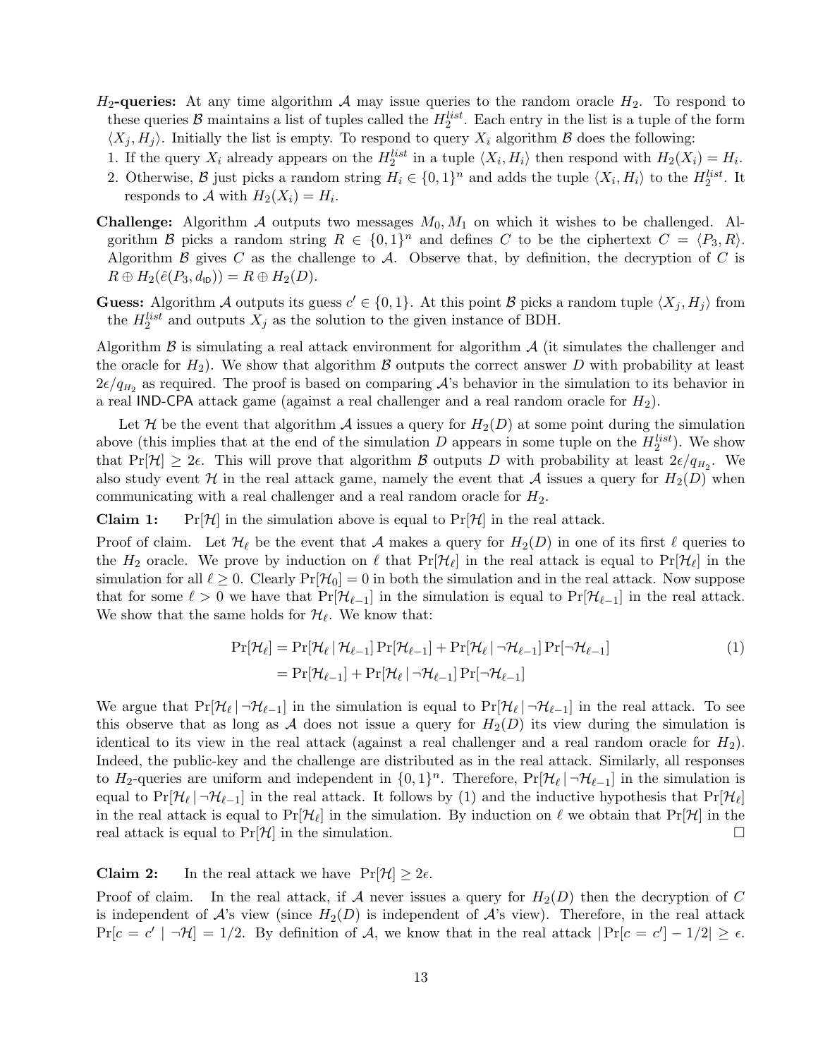**$H_2$-queries:** At any time algorithm $\mathcal{A}$ may issue queries to the random oracle $H_2$. To respond to these queries $\mathcal{B}$ maintains a list of tuples called the $H_2^{list}$. Each entry in the list is a tuple of the form $\langle X_j, H_j \rangle$. Initially the list is empty. To respond to query $X_i$ algorithm $\mathcal{B}$ does the following:

1. If the query $X_i$ already appears on the $H_2^{list}$ in a tuple $\langle X_i, H_i \rangle$ then respond with $H_2(X_i) = H_i$.
2. Otherwise, $\mathcal{B}$ just picks a random string $H_i \in \{0,1\}^n$ and adds the tuple $\langle X_i, H_i \rangle$ to the $H_2^{list}$. It responds to $\mathcal{A}$ with $H_2(X_i) = H_i$.

**Challenge:** Algorithm $\mathcal{A}$ outputs two messages $M_0, M_1$ on which it wishes to be challenged. Algorithm $\mathcal{B}$ picks a random string $R \in \{0,1\}^n$ and defines $C$ to be the ciphertext $C = \langle P_3, R \rangle$. Algorithm $\mathcal{B}$ gives $C$ as the challenge to $\mathcal{A}$. Observe that, by definition, the decryption of $C$ is $R \oplus H_2(\hat{e}(P_3, d_{\mathsf{ID}})) = R \oplus H_2(D)$.

**Guess:** Algorithm $\mathcal{A}$ outputs its guess $c' \in \{0,1\}$. At this point $\mathcal{B}$ picks a random tuple $\langle X_j, H_j \rangle$ from the $H_2^{list}$ and outputs $X_j$ as the solution to the given instance of BDH.

Algorithm $\mathcal{B}$ is simulating a real attack environment for algorithm $\mathcal{A}$ (it simulates the challenger and the oracle for $H_2$). We show that algorithm $\mathcal{B}$ outputs the correct answer $D$ with probability at least $2\epsilon/q_{H_2}$ as required. The proof is based on comparing $\mathcal{A}$'s behavior in the simulation to its behavior in a real IND-CPA attack game (against a real challenger and a real random oracle for $H_2$).

Let $\mathcal{H}$ be the event that algorithm $\mathcal{A}$ issues a query for $H_2(D)$ at some point during the simulation above (this implies that at the end of the simulation $D$ appears in some tuple on the $H_2^{list}$). We show that $\Pr[\mathcal{H}] \geq 2\epsilon$. This will prove that algorithm $\mathcal{B}$ outputs $D$ with probability at least $2\epsilon/q_{H_2}$. We also study event $\mathcal{H}$ in the real attack game, namely the event that $\mathcal{A}$ issues a query for $H_2(D)$ when communicating with a real challenger and a real random oracle for $H_2$.

**Claim 1:** $\Pr[\mathcal{H}]$ in the simulation above is equal to $\Pr[\mathcal{H}]$ in the real attack.

Proof of claim. Let $\mathcal{H}_\ell$ be the event that $\mathcal{A}$ makes a query for $H_2(D)$ in one of its first $\ell$ queries to the $H_2$ oracle. We prove by induction on $\ell$ that $\Pr[\mathcal{H}_\ell]$ in the real attack is equal to $\Pr[\mathcal{H}_\ell]$ in the simulation for all $\ell \geq 0$. Clearly $\Pr[\mathcal{H}_0] = 0$ in both the simulation and in the real attack. Now suppose that for some $\ell > 0$ we have that $\Pr[\mathcal{H}_{\ell-1}]$ in the simulation is equal to $\Pr[\mathcal{H}_{\ell-1}]$ in the real attack. We show that the same holds for $\mathcal{H}_\ell$. We know that:

$$
\begin{aligned}
\Pr[\mathcal{H}_\ell] &= \Pr[\mathcal{H}_\ell \mid \mathcal{H}_{\ell-1}] \Pr[\mathcal{H}_{\ell-1}] + \Pr[\mathcal{H}_\ell \mid \neg\mathcal{H}_{\ell-1}] \Pr[\neg\mathcal{H}_{\ell-1}] \\
&= \Pr[\mathcal{H}_{\ell-1}] + \Pr[\mathcal{H}_\ell \mid \neg\mathcal{H}_{\ell-1}] \Pr[\neg\mathcal{H}_{\ell-1}]
\end{aligned}
\tag{1}
$$

We argue that $\Pr[\mathcal{H}_\ell \mid \neg\mathcal{H}_{\ell-1}]$ in the simulation is equal to $\Pr[\mathcal{H}_\ell \mid \neg\mathcal{H}_{\ell-1}]$ in the real attack. To see this observe that as long as $\mathcal{A}$ does not issue a query for $H_2(D)$ its view during the simulation is identical to its view in the real attack (against a real challenger and a real random oracle for $H_2$). Indeed, the public-key and the challenge are distributed as in the real attack. Similarly, all responses to $H_2$-queries are uniform and independent in $\{0,1\}^n$. Therefore, $\Pr[\mathcal{H}_\ell \mid \neg\mathcal{H}_{\ell-1}]$ in the simulation is equal to $\Pr[\mathcal{H}_\ell \mid \neg\mathcal{H}_{\ell-1}]$ in the real attack. It follows by (1) and the inductive hypothesis that $\Pr[\mathcal{H}_\ell]$ in the real attack is equal to $\Pr[\mathcal{H}_\ell]$ in the simulation. By induction on $\ell$ we obtain that $\Pr[\mathcal{H}]$ in the real attack is equal to $\Pr[\mathcal{H}]$ in the simulation. □

**Claim 2:** In the real attack we have $\Pr[\mathcal{H}] \geq 2\epsilon$.

Proof of claim. In the real attack, if $\mathcal{A}$ never issues a query for $H_2(D)$ then the decryption of $C$ is independent of $\mathcal{A}$'s view (since $H_2(D)$ is independent of $\mathcal{A}$'s view). Therefore, in the real attack $\Pr[c = c' \mid \neg\mathcal{H}] = 1/2$. By definition of $\mathcal{A}$, we know that in the real attack $|\Pr[c = c'] - 1/2| \geq \epsilon$.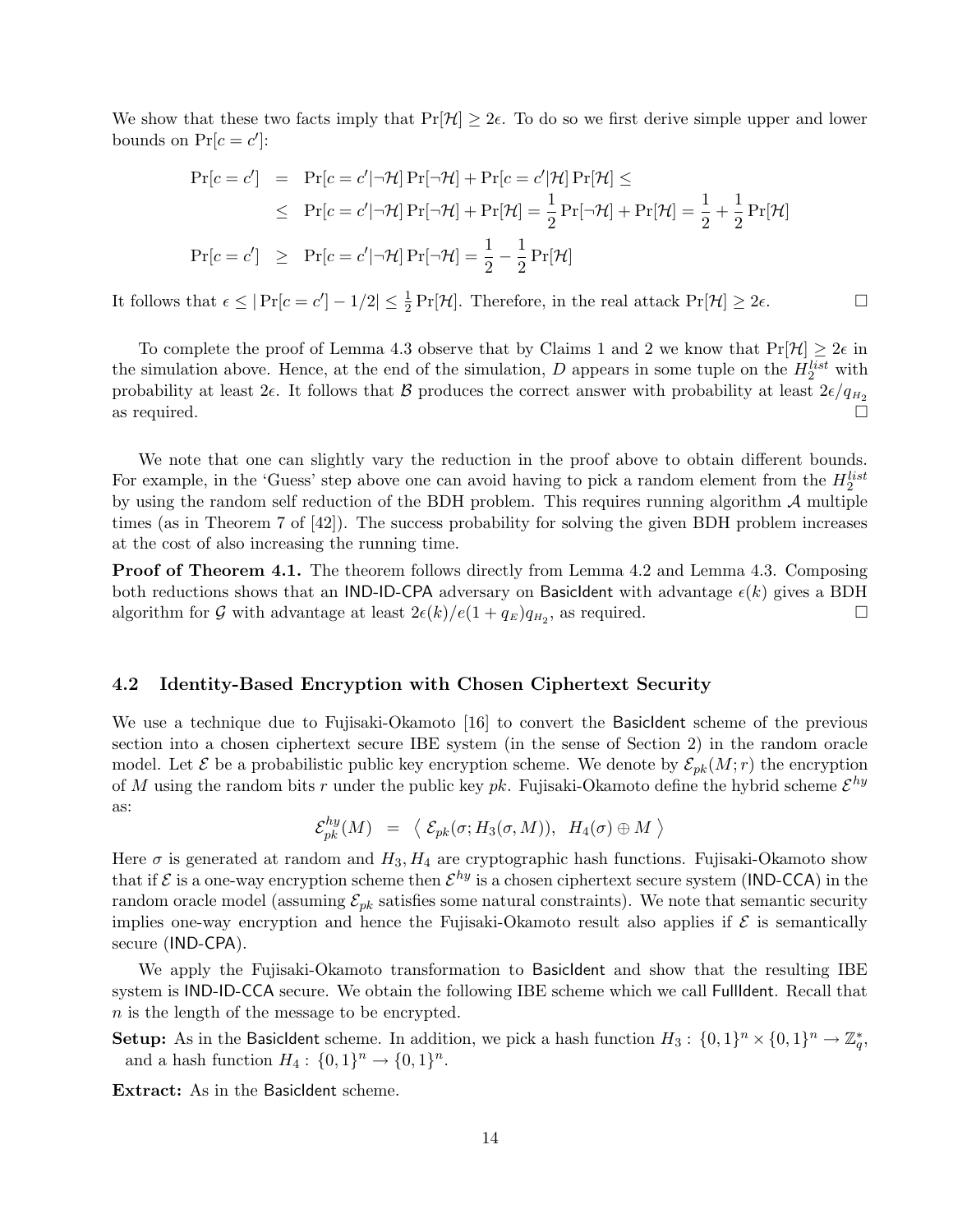We show that these two facts imply that $\Pr[\mathcal{H}] \geq 2\epsilon$. To do so we first derive simple upper and lower bounds on $\Pr[c = c']$:

$$
\begin{aligned}
\Pr[c = c'] &= \Pr[c = c' | \neg\mathcal{H}] \Pr[\neg\mathcal{H}] + \Pr[c = c' | \mathcal{H}] \Pr[\mathcal{H}] \leq \\
&\leq \Pr[c = c' | \neg\mathcal{H}] \Pr[\neg\mathcal{H}] + \Pr[\mathcal{H}] = \frac{1}{2} \Pr[\neg\mathcal{H}] + \Pr[\mathcal{H}] = \frac{1}{2} + \frac{1}{2} \Pr[\mathcal{H}] \\
\Pr[c = c'] &\geq \Pr[c = c' | \neg\mathcal{H}] \Pr[\neg\mathcal{H}] = \frac{1}{2} - \frac{1}{2} \Pr[\mathcal{H}]
\end{aligned}
$$

It follows that $\epsilon \leq |\Pr[c = c'] - 1/2| \leq \frac{1}{2} \Pr[\mathcal{H}]$. Therefore, in the real attack $\Pr[\mathcal{H}] \geq 2\epsilon$. □

To complete the proof of Lemma 4.3 observe that by Claims 1 and 2 we know that $\Pr[\mathcal{H}] \geq 2\epsilon$ in the simulation above. Hence, at the end of the simulation, $D$ appears in some tuple on the $H_2^{list}$ with probability at least $2\epsilon$. It follows that $\mathcal{B}$ produces the correct answer with probability at least $2\epsilon / q_{H_2}$ as required. □

We note that one can slightly vary the reduction in the proof above to obtain different bounds. For example, in the 'Guess' step above one can avoid having to pick a random element from the $H_2^{list}$ by using the random self reduction of the BDH problem. This requires running algorithm $\mathcal{A}$ multiple times (as in Theorem 7 of [42]). The success probability for solving the given BDH problem increases at the cost of also increasing the running time.

**Proof of Theorem 4.1.** The theorem follows directly from Lemma 4.2 and Lemma 4.3. Composing both reductions shows that an IND-ID-CPA adversary on BasicIdent with advantage $\epsilon(k)$ gives a BDH algorithm for $\mathcal{G}$ with advantage at least $2\epsilon(k)/e(1 + q_E) q_{H_2}$, as required. □

### 4.2 Identity-Based Encryption with Chosen Ciphertext Security

We use a technique due to Fujisaki-Okamoto [16] to convert the BasicIdent scheme of the previous section into a chosen ciphertext secure IBE system (in the sense of Section 2) in the random oracle model. Let $\mathcal{E}$ be a probabilistic public key encryption scheme. We denote by $\mathcal{E}_{pk}(M; r)$ the encryption of $M$ using the random bits $r$ under the public key $pk$. Fujisaki-Okamoto define the hybrid scheme $\mathcal{E}^{hy}$ as:

$$
\mathcal{E}_{pk}^{hy}(M) \;=\; \left\langle\, \mathcal{E}_{pk}(\sigma; H_3(\sigma, M)),\;\; H_4(\sigma) \oplus M \,\right\rangle
$$

Here $\sigma$ is generated at random and $H_3, H_4$ are cryptographic hash functions. Fujisaki-Okamoto show that if $\mathcal{E}$ is a one-way encryption scheme then $\mathcal{E}^{hy}$ is a chosen ciphertext secure system (IND-CCA) in the random oracle model (assuming $\mathcal{E}_{pk}$ satisfies some natural constraints). We note that semantic security implies one-way encryption and hence the Fujisaki-Okamoto result also applies if $\mathcal{E}$ is semantically secure (IND-CPA).

We apply the Fujisaki-Okamoto transformation to BasicIdent and show that the resulting IBE system is IND-ID-CCA secure. We obtain the following IBE scheme which we call FullIdent. Recall that $n$ is the length of the message to be encrypted.

**Setup:** As in the BasicIdent scheme. In addition, we pick a hash function $H_3 : \{0,1\}^n \times \{0,1\}^n \to \mathbb{Z}_q^*$, and a hash function $H_4 : \{0,1\}^n \to \{0,1\}^n$.

**Extract:** As in the BasicIdent scheme.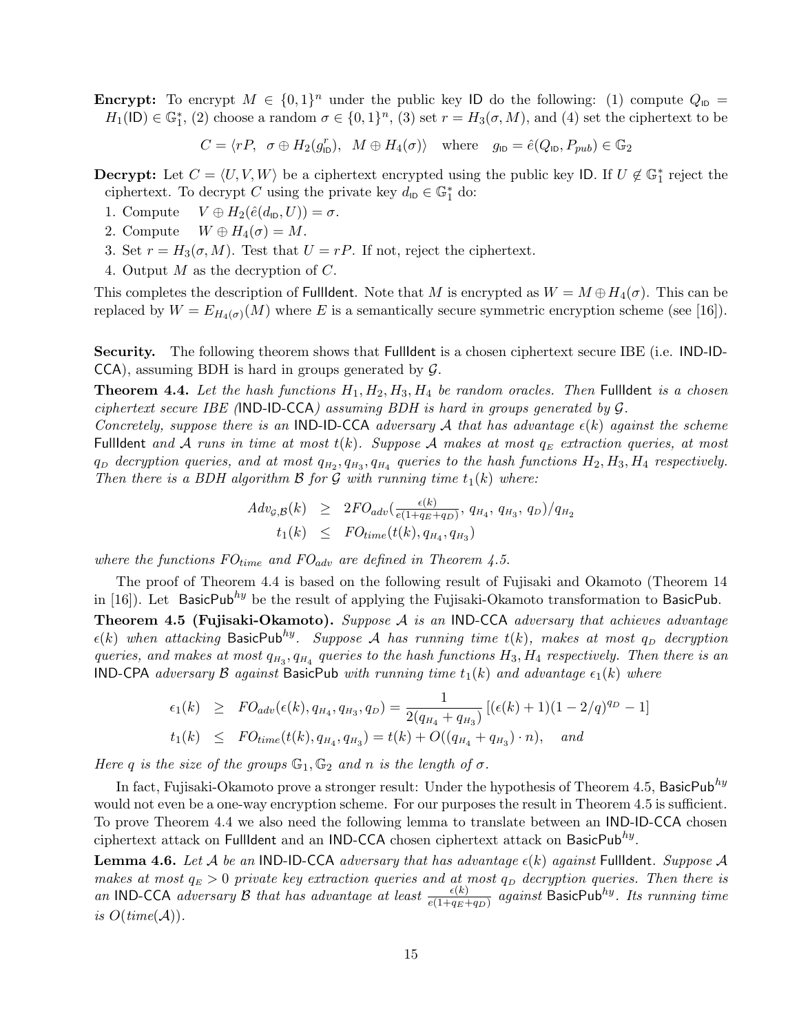**Encrypt:** To encrypt $M \in \{0,1\}^n$ under the public key ID do the following: (1) compute $Q_{\mathsf{ID}} = H_1(\mathsf{ID}) \in \mathbb{G}_1^*$, (2) choose a random $\sigma \in \{0,1\}^n$, (3) set $r = H_3(\sigma, M)$, and (4) set the ciphertext to be

$$C = \langle rP,\ \ \sigma \oplus H_2(g_{\mathsf{ID}}^r),\ \ M \oplus H_4(\sigma)\rangle \quad \text{where} \quad g_{\mathsf{ID}} = \hat{e}(Q_{\mathsf{ID}}, P_{pub}) \in \mathbb{G}_2$$

**Decrypt:** Let $C = \langle U, V, W\rangle$ be a ciphertext encrypted using the public key ID. If $U \notin \mathbb{G}_1^*$ reject the ciphertext. To decrypt $C$ using the private key $d_{\mathsf{ID}} \in \mathbb{G}_1^*$ do:

1. Compute $\quad V \oplus H_2(\hat{e}(d_{\mathsf{ID}}, U)) = \sigma$.
2. Compute $\quad W \oplus H_4(\sigma) = M$.
3. Set $r = H_3(\sigma, M)$. Test that $U = rP$. If not, reject the ciphertext.
4. Output $M$ as the decryption of $C$.

This completes the description of FullIdent. Note that $M$ is encrypted as $W = M \oplus H_4(\sigma)$. This can be replaced by $W = E_{H_4(\sigma)}(M)$ where $E$ is a semantically secure symmetric encryption scheme (see [16]).

**Security.** The following theorem shows that FullIdent is a chosen ciphertext secure IBE (i.e. IND-ID-CCA), assuming BDH is hard in groups generated by $\mathcal{G}$.

**Theorem 4.4.** *Let the hash functions $H_1, H_2, H_3, H_4$ be random oracles. Then* FullIdent *is a chosen ciphertext secure IBE (*IND-ID-CCA*) assuming BDH is hard in groups generated by $\mathcal{G}$.*

*Concretely, suppose there is an* IND-ID-CCA *adversary $\mathcal{A}$ that has advantage $\epsilon(k)$ against the scheme* FullIdent *and $\mathcal{A}$ runs in time at most $t(k)$. Suppose $\mathcal{A}$ makes at most $q_E$ extraction queries, at most $q_D$ decryption queries, and at most $q_{H_2}, q_{H_3}, q_{H_4}$ queries to the hash functions $H_2, H_3, H_4$ respectively. Then there is a BDH algorithm $\mathcal{B}$ for $\mathcal{G}$ with running time $t_1(k)$ where:*

$$\begin{aligned}
Adv_{\mathcal{G},\mathcal{B}}(k) &\geq 2FO_{adv}\left(\tfrac{\epsilon(k)}{e(1+q_E+q_D)},\ q_{H_4},\ q_{H_3},\ q_D\right)/q_{H_2} \\
t_1(k) &\leq FO_{time}(t(k), q_{H_4}, q_{H_3})
\end{aligned}$$

*where the functions $FO_{time}$ and $FO_{adv}$ are defined in Theorem 4.5.*

The proof of Theorem 4.4 is based on the following result of Fujisaki and Okamoto (Theorem 14 in [16]). Let $\mathsf{BasicPub}^{hy}$ be the result of applying the Fujisaki-Okamoto transformation to BasicPub.

**Theorem 4.5 (Fujisaki-Okamoto).** *Suppose $\mathcal{A}$ is an* IND-CCA *adversary that achieves advantage $\epsilon(k)$ when attacking $\mathsf{BasicPub}^{hy}$. Suppose $\mathcal{A}$ has running time $t(k)$, makes at most $q_D$ decryption queries, and makes at most $q_{H_3}, q_{H_4}$ queries to the hash functions $H_3, H_4$ respectively. Then there is an* IND-CPA *adversary $\mathcal{B}$ against* BasicPub *with running time $t_1(k)$ and advantage $\epsilon_1(k)$ where*

$$\begin{aligned}
\epsilon_1(k) &\geq FO_{adv}(\epsilon(k), q_{H_4}, q_{H_3}, q_D) = \frac{1}{2(q_{H_4}+q_{H_3})}\left[(\epsilon(k)+1)(1-2/q)^{q_D} - 1\right] \\
t_1(k) &\leq FO_{time}(t(k), q_{H_4}, q_{H_3}) = t(k) + O((q_{H_4}+q_{H_3})\cdot n), \quad \text{and}
\end{aligned}$$

*Here $q$ is the size of the groups $\mathbb{G}_1, \mathbb{G}_2$ and $n$ is the length of $\sigma$.*

In fact, Fujisaki-Okamoto prove a stronger result: Under the hypothesis of Theorem 4.5, $\mathsf{BasicPub}^{hy}$ would not even be a one-way encryption scheme. For our purposes the result in Theorem 4.5 is sufficient. To prove Theorem 4.4 we also need the following lemma to translate between an IND-ID-CCA chosen ciphertext attack on FullIdent and an IND-CCA chosen ciphertext attack on $\mathsf{BasicPub}^{hy}$.

**Lemma 4.6.** *Let $\mathcal{A}$ be an* IND-ID-CCA *adversary that has advantage $\epsilon(k)$ against* FullIdent*. Suppose $\mathcal{A}$ makes at most $q_E > 0$ private key extraction queries and at most $q_D$ decryption queries. Then there is an* IND-CCA *adversary $\mathcal{B}$ that has advantage at least $\frac{\epsilon(k)}{e(1+q_E+q_D)}$ against $\mathsf{BasicPub}^{hy}$. Its running time is $O(time(\mathcal{A}))$.*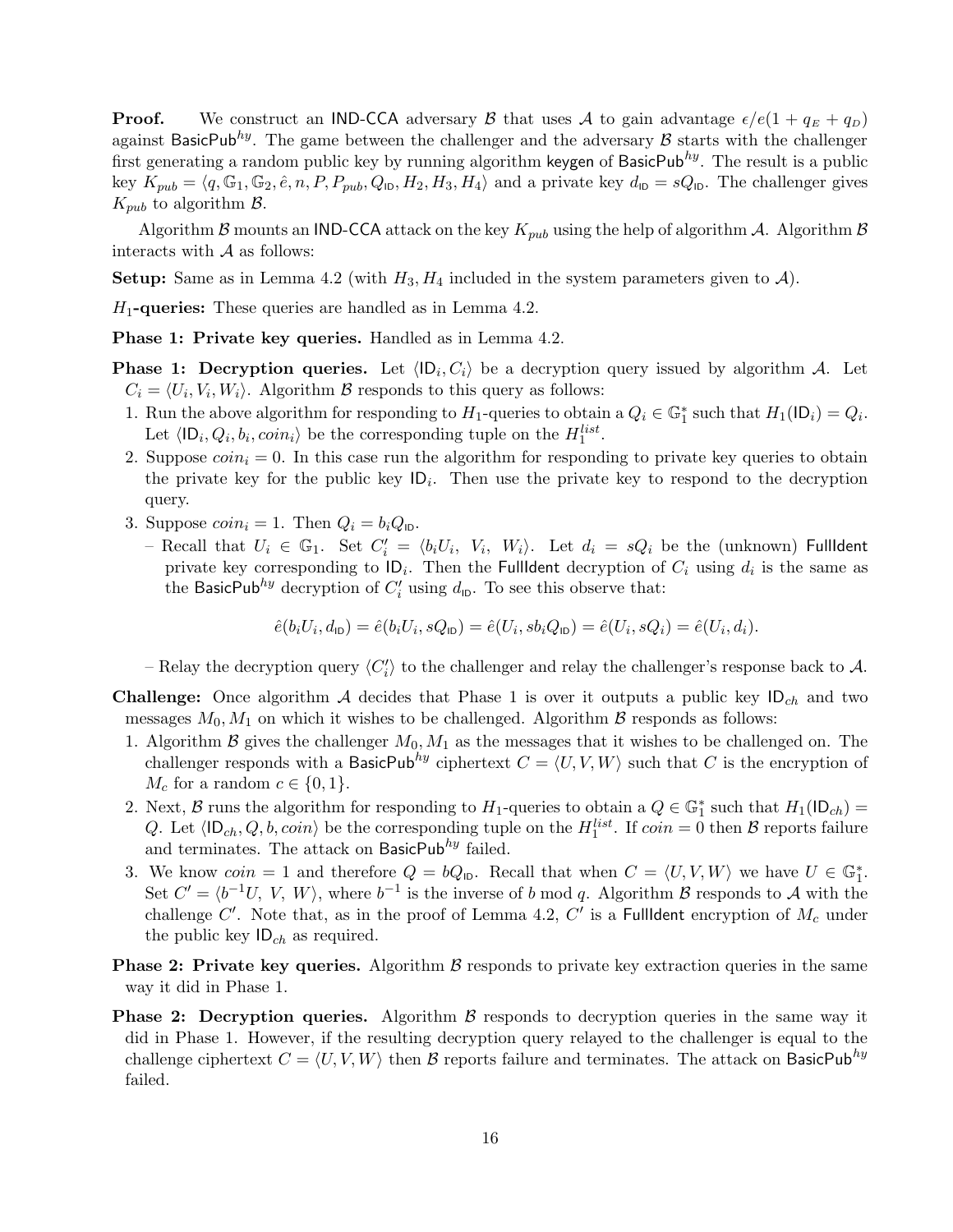**Proof.** We construct an IND-CCA adversary $\mathcal{B}$ that uses $\mathcal{A}$ to gain advantage $\epsilon/e(1+q_E+q_D)$ against $\mathsf{BasicPub}^{hy}$. The game between the challenger and the adversary $\mathcal{B}$ starts with the challenger first generating a random public key by running algorithm keygen of $\mathsf{BasicPub}^{hy}$. The result is a public key $K_{pub} = \langle q, \mathbb{G}_1, \mathbb{G}_2, \hat{e}, n, P, P_{pub}, Q_{\mathsf{ID}}, H_2, H_3, H_4 \rangle$ and a private key $d_{\mathsf{ID}} = sQ_{\mathsf{ID}}$. The challenger gives $K_{pub}$ to algorithm $\mathcal{B}$.

Algorithm $\mathcal{B}$ mounts an IND-CCA attack on the key $K_{pub}$ using the help of algorithm $\mathcal{A}$. Algorithm $\mathcal{B}$ interacts with $\mathcal{A}$ as follows:

**Setup:** Same as in Lemma 4.2 (with $H_3, H_4$ included in the system parameters given to $\mathcal{A}$).

**$H_1$-queries:** These queries are handled as in Lemma 4.2.

**Phase 1: Private key queries.** Handled as in Lemma 4.2.

**Phase 1: Decryption queries.** Let $\langle \mathsf{ID}_i, C_i \rangle$ be a decryption query issued by algorithm $\mathcal{A}$. Let $C_i = \langle U_i, V_i, W_i \rangle$. Algorithm $\mathcal{B}$ responds to this query as follows:

1. Run the above algorithm for responding to $H_1$-queries to obtain a $Q_i \in \mathbb{G}_1^*$ such that $H_1(\mathsf{ID}_i) = Q_i$. Let $\langle \mathsf{ID}_i, Q_i, b_i, coin_i \rangle$ be the corresponding tuple on the $H_1^{list}$.
2. Suppose $coin_i = 0$. In this case run the algorithm for responding to private key queries to obtain the private key for the public key $\mathsf{ID}_i$. Then use the private key to respond to the decryption query.
3. Suppose $coin_i = 1$. Then $Q_i = b_i Q_{\mathsf{ID}}$.
   - Recall that $U_i \in \mathbb{G}_1$. Set $C_i' = \langle b_i U_i,\ V_i,\ W_i \rangle$. Let $d_i = sQ_i$ be the (unknown) FullIdent private key corresponding to $\mathsf{ID}_i$. Then the FullIdent decryption of $C_i$ using $d_i$ is the same as the $\mathsf{BasicPub}^{hy}$ decryption of $C_i'$ using $d_{\mathsf{ID}}$. To see this observe that:

$$\hat{e}(b_i U_i, d_{\mathsf{ID}}) = \hat{e}(b_i U_i, sQ_{\mathsf{ID}}) = \hat{e}(U_i, s b_i Q_{\mathsf{ID}}) = \hat{e}(U_i, sQ_i) = \hat{e}(U_i, d_i).$$

   - Relay the decryption query $\langle C_i' \rangle$ to the challenger and relay the challenger's response back to $\mathcal{A}$.

**Challenge:** Once algorithm $\mathcal{A}$ decides that Phase 1 is over it outputs a public key $\mathsf{ID}_{ch}$ and two messages $M_0, M_1$ on which it wishes to be challenged. Algorithm $\mathcal{B}$ responds as follows:

1. Algorithm $\mathcal{B}$ gives the challenger $M_0, M_1$ as the messages that it wishes to be challenged on. The challenger responds with a $\mathsf{BasicPub}^{hy}$ ciphertext $C = \langle U, V, W \rangle$ such that $C$ is the encryption of $M_c$ for a random $c \in \{0, 1\}$.
2. Next, $\mathcal{B}$ runs the algorithm for responding to $H_1$-queries to obtain a $Q \in \mathbb{G}_1^*$ such that $H_1(\mathsf{ID}_{ch}) = Q$. Let $\langle \mathsf{ID}_{ch}, Q, b, coin \rangle$ be the corresponding tuple on the $H_1^{list}$. If $coin = 0$ then $\mathcal{B}$ reports failure and terminates. The attack on $\mathsf{BasicPub}^{hy}$ failed.
3. We know $coin = 1$ and therefore $Q = bQ_{\mathsf{ID}}$. Recall that when $C = \langle U, V, W \rangle$ we have $U \in \mathbb{G}_1^*$. Set $C' = \langle b^{-1} U,\ V,\ W \rangle$, where $b^{-1}$ is the inverse of $b \bmod q$. Algorithm $\mathcal{B}$ responds to $\mathcal{A}$ with the challenge $C'$. Note that, as in the proof of Lemma 4.2, $C'$ is a FullIdent encryption of $M_c$ under the public key $\mathsf{ID}_{ch}$ as required.

**Phase 2: Private key queries.** Algorithm $\mathcal{B}$ responds to private key extraction queries in the same way it did in Phase 1.

**Phase 2: Decryption queries.** Algorithm $\mathcal{B}$ responds to decryption queries in the same way it did in Phase 1. However, if the resulting decryption query relayed to the challenger is equal to the challenge ciphertext $C = \langle U, V, W \rangle$ then $\mathcal{B}$ reports failure and terminates. The attack on $\mathsf{BasicPub}^{hy}$ failed.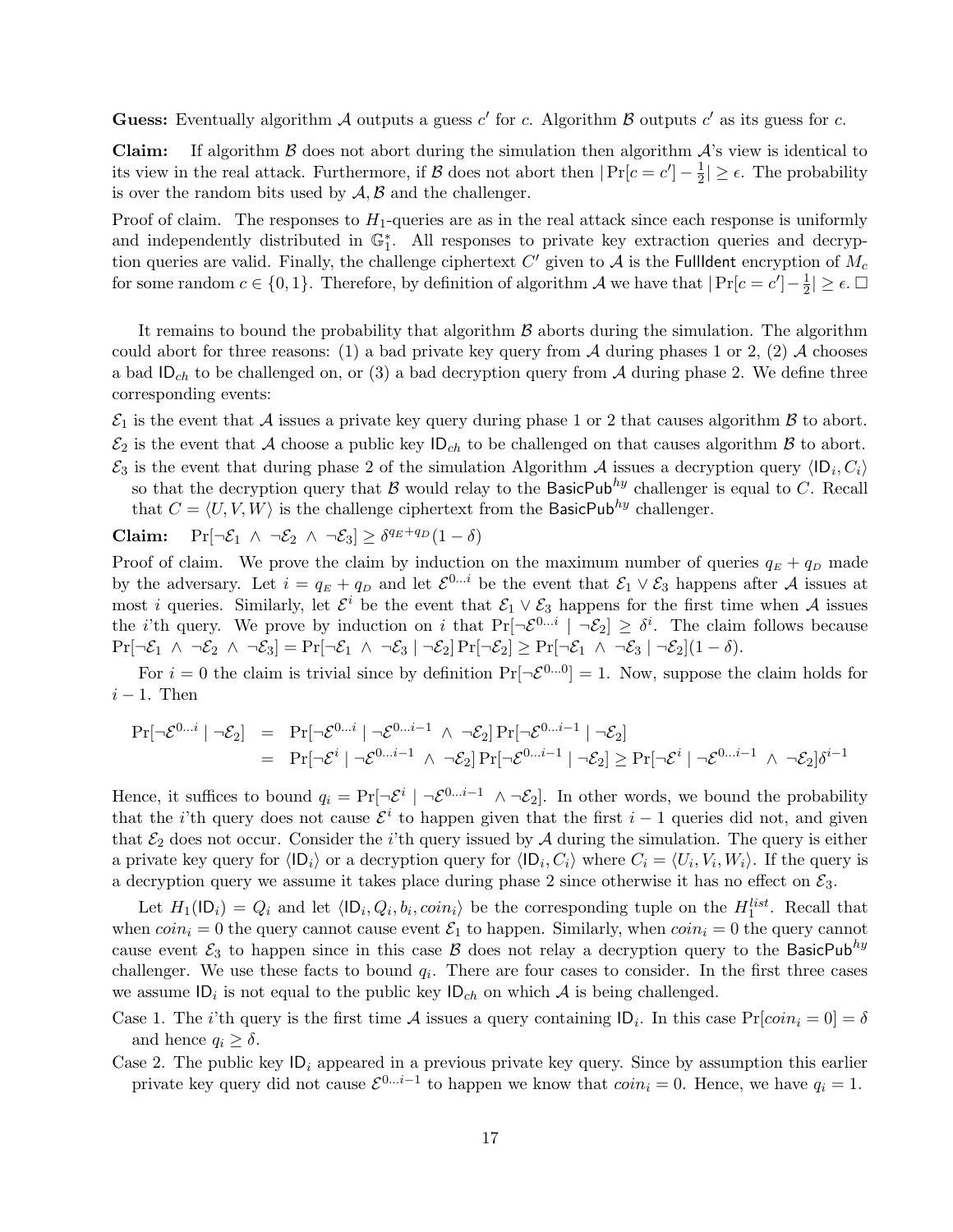**Guess:** Eventually algorithm $\mathcal{A}$ outputs a guess $c'$ for $c$. Algorithm $\mathcal{B}$ outputs $c'$ as its guess for $c$.

**Claim:** If algorithm $\mathcal{B}$ does not abort during the simulation then algorithm $\mathcal{A}$'s view is identical to its view in the real attack. Furthermore, if $\mathcal{B}$ does not abort then $|\Pr[c = c'] - \frac{1}{2}| \geq \epsilon$. The probability is over the random bits used by $\mathcal{A}, \mathcal{B}$ and the challenger.

Proof of claim. The responses to $H_1$-queries are as in the real attack since each response is uniformly and independently distributed in $\mathbb{G}_1^*$. All responses to private key extraction queries and decryption queries are valid. Finally, the challenge ciphertext $C'$ given to $\mathcal{A}$ is the FullIdent encryption of $M_c$ for some random $c \in \{0, 1\}$. Therefore, by definition of algorithm $\mathcal{A}$ we have that $|\Pr[c = c'] - \frac{1}{2}| \geq \epsilon$. □

It remains to bound the probability that algorithm $\mathcal{B}$ aborts during the simulation. The algorithm could abort for three reasons: (1) a bad private key query from $\mathcal{A}$ during phases 1 or 2, (2) $\mathcal{A}$ chooses a bad $\mathsf{ID}_{ch}$ to be challenged on, or (3) a bad decryption query from $\mathcal{A}$ during phase 2. We define three corresponding events:

$\mathcal{E}_1$ is the event that $\mathcal{A}$ issues a private key query during phase 1 or 2 that causes algorithm $\mathcal{B}$ to abort.

$\mathcal{E}_2$ is the event that $\mathcal{A}$ choose a public key $\mathsf{ID}_{ch}$ to be challenged on that causes algorithm $\mathcal{B}$ to abort.

$\mathcal{E}_3$ is the event that during phase 2 of the simulation Algorithm $\mathcal{A}$ issues a decryption query $\langle \mathsf{ID}_i, C_i \rangle$ so that the decryption query that $\mathcal{B}$ would relay to the $\mathsf{BasicPub}^{hy}$ challenger is equal to $C$. Recall that $C = \langle U, V, W \rangle$ is the challenge ciphertext from the $\mathsf{BasicPub}^{hy}$ challenger.

**Claim:** $\Pr[\neg\mathcal{E}_1 \ \wedge \ \neg\mathcal{E}_2 \ \wedge \ \neg\mathcal{E}_3] \geq \delta^{q_E + q_D}(1 - \delta)$

Proof of claim. We prove the claim by induction on the maximum number of queries $q_E + q_D$ made by the adversary. Let $i = q_E + q_D$ and let $\mathcal{E}^{0...i}$ be the event that $\mathcal{E}_1 \vee \mathcal{E}_3$ happens after $\mathcal{A}$ issues at most $i$ queries. Similarly, let $\mathcal{E}^i$ be the event that $\mathcal{E}_1 \vee \mathcal{E}_3$ happens for the first time when $\mathcal{A}$ issues the $i$'th query. We prove by induction on $i$ that $\Pr[\neg\mathcal{E}^{0...i} \mid \neg\mathcal{E}_2] \geq \delta^i$. The claim follows because $\Pr[\neg\mathcal{E}_1 \ \wedge \ \neg\mathcal{E}_2 \ \wedge \ \neg\mathcal{E}_3] = \Pr[\neg\mathcal{E}_1 \ \wedge \ \neg\mathcal{E}_3 \mid \neg\mathcal{E}_2]\Pr[\neg\mathcal{E}_2] \geq \Pr[\neg\mathcal{E}_1 \ \wedge \ \neg\mathcal{E}_3 \mid \neg\mathcal{E}_2](1 - \delta)$.

For $i = 0$ the claim is trivial since by definition $\Pr[\neg\mathcal{E}^{0...0}] = 1$. Now, suppose the claim holds for $i - 1$. Then

$$
\begin{aligned}
\Pr[\neg\mathcal{E}^{0...i} \mid \neg\mathcal{E}_2] &= \Pr[\neg\mathcal{E}^{0...i} \mid \neg\mathcal{E}^{0...i-1} \ \wedge \ \neg\mathcal{E}_2]\Pr[\neg\mathcal{E}^{0...i-1} \mid \neg\mathcal{E}_2] \\
&= \Pr[\neg\mathcal{E}^{i} \mid \neg\mathcal{E}^{0...i-1} \ \wedge \ \neg\mathcal{E}_2]\Pr[\neg\mathcal{E}^{0...i-1} \mid \neg\mathcal{E}_2] \geq \Pr[\neg\mathcal{E}^{i} \mid \neg\mathcal{E}^{0...i-1} \ \wedge \ \neg\mathcal{E}_2]\delta^{i-1}
\end{aligned}
$$

Hence, it suffices to bound $q_i = \Pr[\neg\mathcal{E}^i \mid \neg\mathcal{E}^{0...i-1} \ \wedge \neg\mathcal{E}_2]$. In other words, we bound the probability that the $i$'th query does not cause $\mathcal{E}^i$ to happen given that the first $i - 1$ queries did not, and given that $\mathcal{E}_2$ does not occur. Consider the $i$'th query issued by $\mathcal{A}$ during the simulation. The query is either a private key query for $\langle \mathsf{ID}_i \rangle$ or a decryption query for $\langle \mathsf{ID}_i, C_i \rangle$ where $C_i = \langle U_i, V_i, W_i \rangle$. If the query is a decryption query we assume it takes place during phase 2 since otherwise it has no effect on $\mathcal{E}_3$.

Let $H_1(\mathsf{ID}_i) = Q_i$ and let $\langle \mathsf{ID}_i, Q_i, b_i, coin_i \rangle$ be the corresponding tuple on the $H_1^{list}$. Recall that when $coin_i = 0$ the query cannot cause event $\mathcal{E}_1$ to happen. Similarly, when $coin_i = 0$ the query cannot cause event $\mathcal{E}_3$ to happen since in this case $\mathcal{B}$ does not relay a decryption query to the $\mathsf{BasicPub}^{hy}$ challenger. We use these facts to bound $q_i$. There are four cases to consider. In the first three cases we assume $\mathsf{ID}_i$ is not equal to the public key $\mathsf{ID}_{ch}$ on which $\mathcal{A}$ is being challenged.

Case 1. The $i$'th query is the first time $\mathcal{A}$ issues a query containing $\mathsf{ID}_i$. In this case $\Pr[coin_i = 0] = \delta$ and hence $q_i \geq \delta$.

Case 2. The public key $\mathsf{ID}_i$ appeared in a previous private key query. Since by assumption this earlier private key query did not cause $\mathcal{E}^{0...i-1}$ to happen we know that $coin_i = 0$. Hence, we have $q_i = 1$.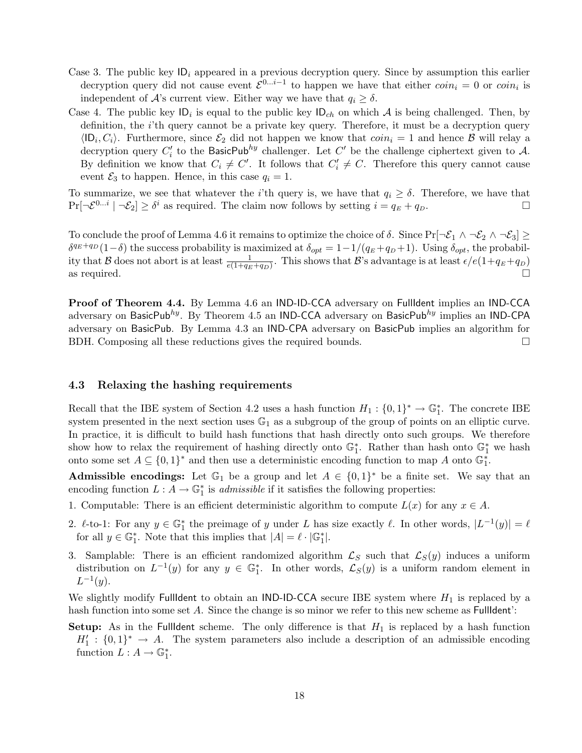Case 3. The public key $\mathsf{ID}_i$ appeared in a previous decryption query. Since by assumption this earlier decryption query did not cause event $\mathcal{E}^{0\ldots i-1}$ to happen we have that either $coin_i = 0$ or $coin_i$ is independent of $\mathcal{A}$'s current view. Either way we have that $q_i \geq \delta$.

Case 4. The public key $\mathsf{ID}_i$ is equal to the public key $\mathsf{ID}_{ch}$ on which $\mathcal{A}$ is being challenged. Then, by definition, the $i$'th query cannot be a private key query. Therefore, it must be a decryption query $\langle \mathsf{ID}_i, C_i \rangle$. Furthermore, since $\mathcal{E}_2$ did not happen we know that $coin_i = 1$ and hence $\mathcal{B}$ will relay a decryption query $C_i'$ to the $\mathsf{BasicPub}^{hy}$ challenger. Let $C'$ be the challenge ciphertext given to $\mathcal{A}$. By definition we know that $C_i \neq C'$. It follows that $C_i' \neq C$. Therefore this query cannot cause event $\mathcal{E}_3$ to happen. Hence, in this case $q_i = 1$.

To summarize, we see that whatever the $i$'th query is, we have that $q_i \geq \delta$. Therefore, we have that $\Pr[\neg\mathcal{E}^{0\ldots i} \mid \neg\mathcal{E}_2] \geq \delta^i$ as required. The claim now follows by setting $i = q_E + q_D$. □

To conclude the proof of Lemma 4.6 it remains to optimize the choice of $\delta$. Since $\Pr[\neg\mathcal{E}_1 \wedge \neg\mathcal{E}_2 \wedge \neg\mathcal{E}_3] \geq \delta^{q_E+q_D}(1-\delta)$ the success probability is maximized at $\delta_{opt} = 1 - 1/(q_E+q_D+1)$. Using $\delta_{opt}$, the probability that $\mathcal{B}$ does not abort is at least $\frac{1}{e(1+q_E+q_D)}$. This shows that $\mathcal{B}$'s advantage is at least $\epsilon/e(1+q_E+q_D)$ as required. □

**Proof of Theorem 4.4.** By Lemma 4.6 an IND-ID-CCA adversary on FullIdent implies an IND-CCA adversary on $\mathsf{BasicPub}^{hy}$. By Theorem 4.5 an IND-CCA adversary on $\mathsf{BasicPub}^{hy}$ implies an IND-CPA adversary on BasicPub. By Lemma 4.3 an IND-CPA adversary on BasicPub implies an algorithm for BDH. Composing all these reductions gives the required bounds. □

### 4.3 Relaxing the hashing requirements

Recall that the IBE system of Section 4.2 uses a hash function $H_1 : \{0,1\}^* \to \mathbb{G}_1^*$. The concrete IBE system presented in the next section uses $\mathbb{G}_1$ as a subgroup of the group of points on an elliptic curve. In practice, it is difficult to build hash functions that hash directly onto such groups. We therefore show how to relax the requirement of hashing directly onto $\mathbb{G}_1^*$. Rather than hash onto $\mathbb{G}_1^*$ we hash onto some set $A \subseteq \{0,1\}^*$ and then use a deterministic encoding function to map $A$ onto $\mathbb{G}_1^*$.

**Admissible encodings:** Let $\mathbb{G}_1$ be a group and let $A \in \{0,1\}^*$ be a finite set. We say that an encoding function $L : A \to \mathbb{G}_1^*$ is *admissible* if it satisfies the following properties:

1. Computable: There is an efficient deterministic algorithm to compute $L(x)$ for any $x \in A$.
2. $\ell$-to-1: For any $y \in \mathbb{G}_1^*$ the preimage of $y$ under $L$ has size exactly $\ell$. In other words, $|L^{-1}(y)| = \ell$ for all $y \in \mathbb{G}_1^*$. Note that this implies that $|A| = \ell \cdot |\mathbb{G}_1^*|$.
3. Samplable: There is an efficient randomized algorithm $\mathcal{L}_S$ such that $\mathcal{L}_S(y)$ induces a uniform distribution on $L^{-1}(y)$ for any $y \in \mathbb{G}_1^*$. In other words, $\mathcal{L}_S(y)$ is a uniform random element in $L^{-1}(y)$.

We slightly modify FullIdent to obtain an IND-ID-CCA secure IBE system where $H_1$ is replaced by a hash function into some set $A$. Since the change is so minor we refer to this new scheme as FullIdent':

**Setup:** As in the FullIdent scheme. The only difference is that $H_1$ is replaced by a hash function $H_1' : \{0,1\}^* \to A$. The system parameters also include a description of an admissible encoding function $L : A \to \mathbb{G}_1^*$.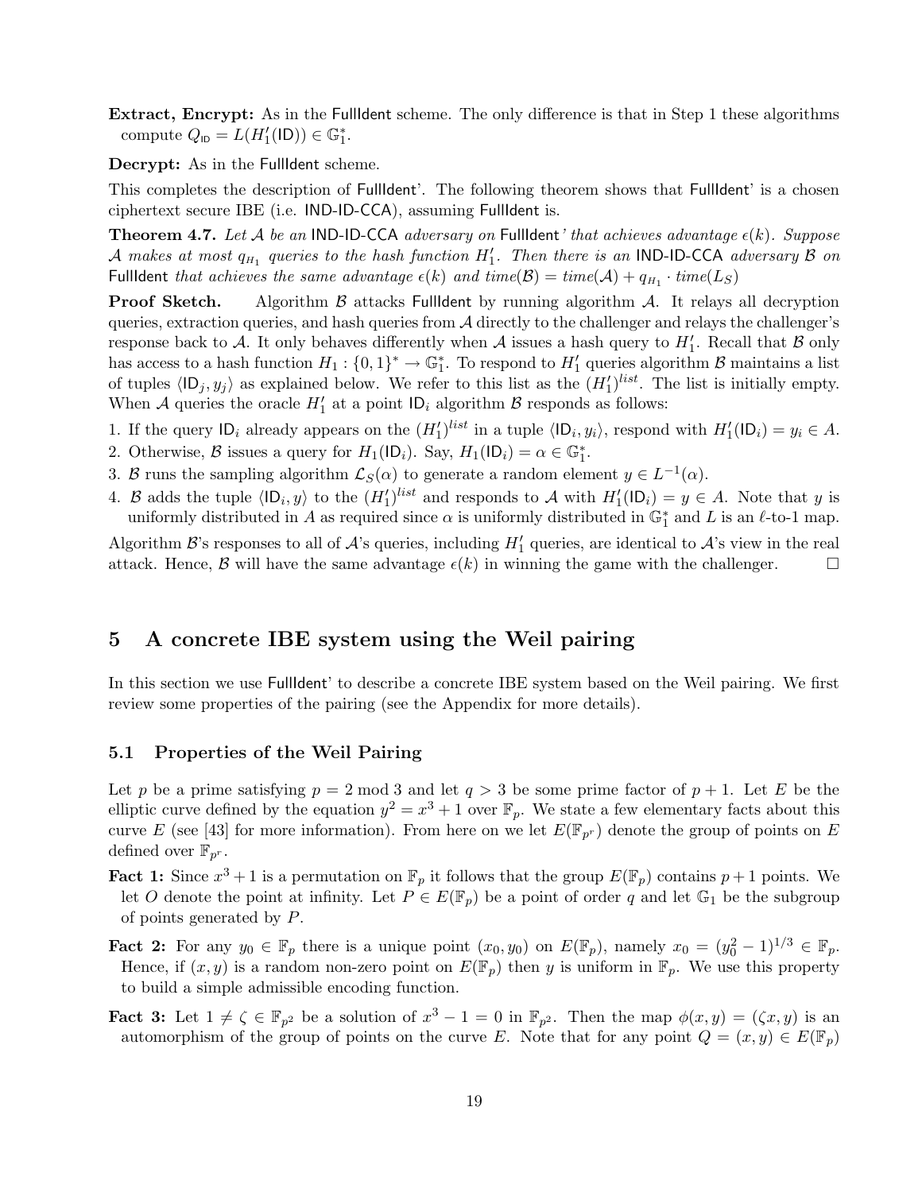**Extract, Encrypt:** As in the FullIdent scheme. The only difference is that in Step 1 these algorithms compute $Q_{\mathsf{ID}} = L(H_1'(\mathsf{ID})) \in \mathbb{G}_1^*$.

**Decrypt:** As in the FullIdent scheme.

This completes the description of FullIdent'. The following theorem shows that FullIdent' is a chosen ciphertext secure IBE (i.e. IND-ID-CCA), assuming FullIdent is.

**Theorem 4.7.** *Let $\mathcal{A}$ be an IND-ID-CCA adversary on FullIdent' that achieves advantage $\epsilon(k)$. Suppose $\mathcal{A}$ makes at most $q_{H_1}$ queries to the hash function $H_1'$. Then there is an IND-ID-CCA adversary $\mathcal{B}$ on FullIdent that achieves the same advantage $\epsilon(k)$ and $time(\mathcal{B}) = time(\mathcal{A}) + q_{H_1} \cdot time(L_S)$*

**Proof Sketch.** Algorithm $\mathcal{B}$ attacks FullIdent by running algorithm $\mathcal{A}$. It relays all decryption queries, extraction queries, and hash queries from $\mathcal{A}$ directly to the challenger and relays the challenger's response back to $\mathcal{A}$. It only behaves differently when $\mathcal{A}$ issues a hash query to $H_1'$. Recall that $\mathcal{B}$ only has access to a hash function $H_1 : \{0,1\}^* \to \mathbb{G}_1^*$. To respond to $H_1'$ queries algorithm $\mathcal{B}$ maintains a list of tuples $\langle \mathsf{ID}_j, y_j \rangle$ as explained below. We refer to this list as the $(H_1')^{list}$. The list is initially empty. When $\mathcal{A}$ queries the oracle $H_1'$ at a point $\mathsf{ID}_i$ algorithm $\mathcal{B}$ responds as follows:

1. If the query $\mathsf{ID}_i$ already appears on the $(H_1')^{list}$ in a tuple $\langle \mathsf{ID}_i, y_i \rangle$, respond with $H_1'(\mathsf{ID}_i) = y_i \in A$.
2. Otherwise, $\mathcal{B}$ issues a query for $H_1(\mathsf{ID}_i)$. Say, $H_1(\mathsf{ID}_i) = \alpha \in \mathbb{G}_1^*$.
3. $\mathcal{B}$ runs the sampling algorithm $\mathcal{L}_S(\alpha)$ to generate a random element $y \in L^{-1}(\alpha)$.
4. $\mathcal{B}$ adds the tuple $\langle \mathsf{ID}_i, y \rangle$ to the $(H_1')^{list}$ and responds to $\mathcal{A}$ with $H_1'(\mathsf{ID}_i) = y \in A$. Note that $y$ is uniformly distributed in $A$ as required since $\alpha$ is uniformly distributed in $\mathbb{G}_1^*$ and $L$ is an $\ell$-to-1 map.

Algorithm $\mathcal{B}$'s responses to all of $\mathcal{A}$'s queries, including $H_1'$ queries, are identical to $\mathcal{A}$'s view in the real attack. Hence, $\mathcal{B}$ will have the same advantage $\epsilon(k)$ in winning the game with the challenger. □

# 5 A concrete IBE system using the Weil pairing

In this section we use FullIdent' to describe a concrete IBE system based on the Weil pairing. We first review some properties of the pairing (see the Appendix for more details).

## 5.1 Properties of the Weil Pairing

Let $p$ be a prime satisfying $p = 2 \bmod 3$ and let $q > 3$ be some prime factor of $p+1$. Let $E$ be the elliptic curve defined by the equation $y^2 = x^3 + 1$ over $\mathbb{F}_p$. We state a few elementary facts about this curve $E$ (see [43] for more information). From here on we let $E(\mathbb{F}_{p^r})$ denote the group of points on $E$ defined over $\mathbb{F}_{p^r}$.

**Fact 1:** Since $x^3 + 1$ is a permutation on $\mathbb{F}_p$ it follows that the group $E(\mathbb{F}_p)$ contains $p+1$ points. We let $O$ denote the point at infinity. Let $P \in E(\mathbb{F}_p)$ be a point of order $q$ and let $\mathbb{G}_1$ be the subgroup of points generated by $P$.

**Fact 2:** For any $y_0 \in \mathbb{F}_p$ there is a unique point $(x_0, y_0)$ on $E(\mathbb{F}_p)$, namely $x_0 = (y_0^2 - 1)^{1/3} \in \mathbb{F}_p$. Hence, if $(x, y)$ is a random non-zero point on $E(\mathbb{F}_p)$ then $y$ is uniform in $\mathbb{F}_p$. We use this property to build a simple admissible encoding function.

**Fact 3:** Let $1 \neq \zeta \in \mathbb{F}_{p^2}$ be a solution of $x^3 - 1 = 0$ in $\mathbb{F}_{p^2}$. Then the map $\phi(x, y) = (\zeta x, y)$ is an automorphism of the group of points on the curve $E$. Note that for any point $Q = (x, y) \in E(\mathbb{F}_p)$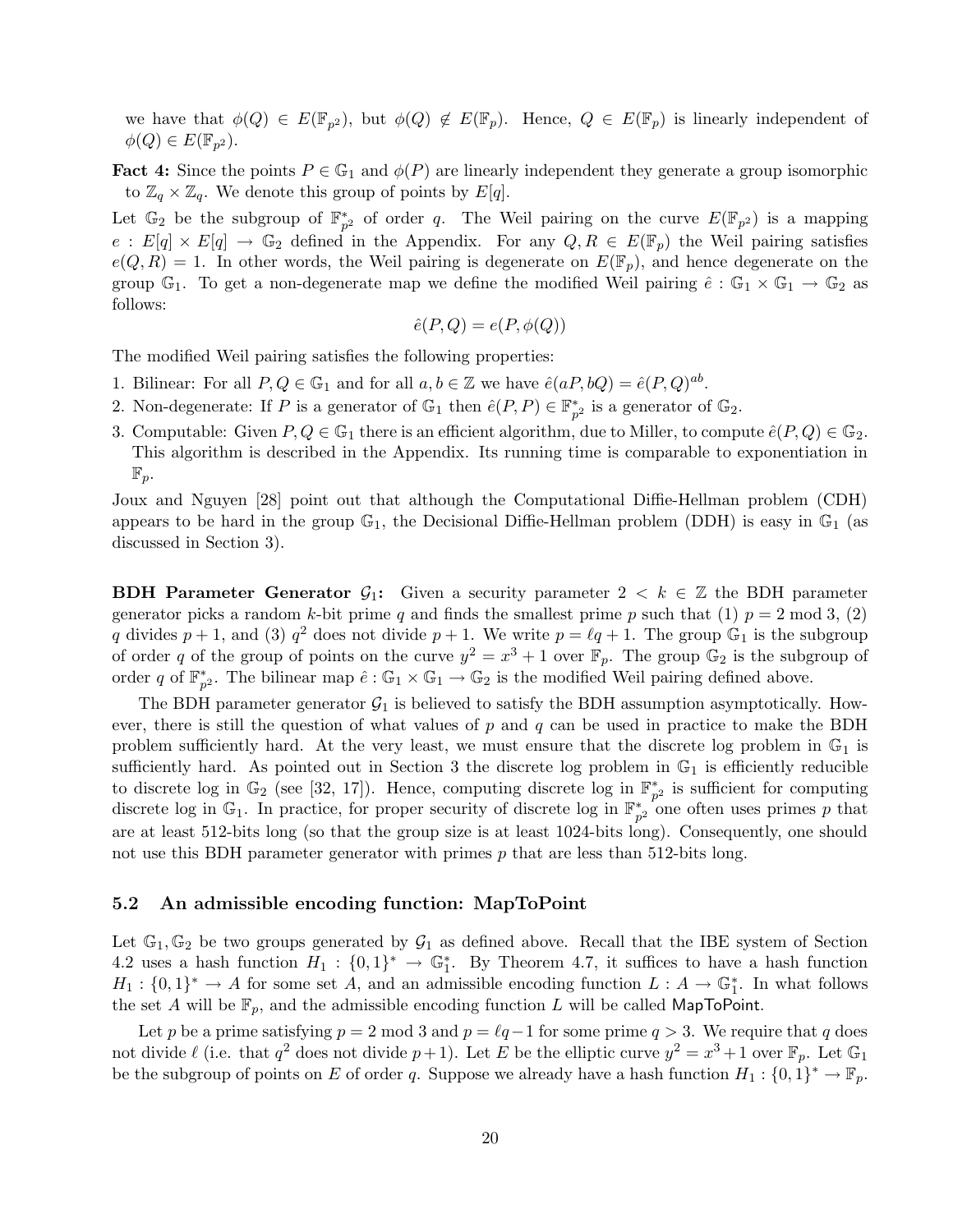we have that $\phi(Q) \in E(\mathbb{F}_{p^2})$, but $\phi(Q) \notin E(\mathbb{F}_p)$. Hence, $Q \in E(\mathbb{F}_p)$ is linearly independent of $\phi(Q) \in E(\mathbb{F}_{p^2})$.

**Fact 4:** Since the points $P \in \mathbb{G}_1$ and $\phi(P)$ are linearly independent they generate a group isomorphic to $\mathbb{Z}_q \times \mathbb{Z}_q$. We denote this group of points by $E[q]$.

Let $\mathbb{G}_2$ be the subgroup of $\mathbb{F}_{p^2}^*$ of order $q$. The Weil pairing on the curve $E(\mathbb{F}_{p^2})$ is a mapping $e : E[q] \times E[q] \to \mathbb{G}_2$ defined in the Appendix. For any $Q, R \in E(\mathbb{F}_p)$ the Weil pairing satisfies $e(Q, R) = 1$. In other words, the Weil pairing is degenerate on $E(\mathbb{F}_p)$, and hence degenerate on the group $\mathbb{G}_1$. To get a non-degenerate map we define the modified Weil pairing $\hat{e} : \mathbb{G}_1 \times \mathbb{G}_1 \to \mathbb{G}_2$ as follows:

$$\hat{e}(P, Q) = e(P, \phi(Q))$$

The modified Weil pairing satisfies the following properties:

1. Bilinear: For all $P, Q \in \mathbb{G}_1$ and for all $a, b \in \mathbb{Z}$ we have $\hat{e}(aP, bQ) = \hat{e}(P, Q)^{ab}$.
2. Non-degenerate: If $P$ is a generator of $\mathbb{G}_1$ then $\hat{e}(P, P) \in \mathbb{F}_{p^2}^*$ is a generator of $\mathbb{G}_2$.
3. Computable: Given $P, Q \in \mathbb{G}_1$ there is an efficient algorithm, due to Miller, to compute $\hat{e}(P, Q) \in \mathbb{G}_2$. This algorithm is described in the Appendix. Its running time is comparable to exponentiation in $\mathbb{F}_p$.

Joux and Nguyen [28] point out that although the Computational Diffie-Hellman problem (CDH) appears to be hard in the group $\mathbb{G}_1$, the Decisional Diffie-Hellman problem (DDH) is easy in $\mathbb{G}_1$ (as discussed in Section 3).

**BDH Parameter Generator $\mathcal{G}_1$:** Given a security parameter $2 < k \in \mathbb{Z}$ the BDH parameter generator picks a random $k$-bit prime $q$ and finds the smallest prime $p$ such that (1) $p = 2 \bmod 3$, (2) $q$ divides $p + 1$, and (3) $q^2$ does not divide $p + 1$. We write $p = \ell q + 1$. The group $\mathbb{G}_1$ is the subgroup of order $q$ of the group of points on the curve $y^2 = x^3 + 1$ over $\mathbb{F}_p$. The group $\mathbb{G}_2$ is the subgroup of order $q$ of $\mathbb{F}_{p^2}^*$. The bilinear map $\hat{e} : \mathbb{G}_1 \times \mathbb{G}_1 \to \mathbb{G}_2$ is the modified Weil pairing defined above.

The BDH parameter generator $\mathcal{G}_1$ is believed to satisfy the BDH assumption asymptotically. However, there is still the question of what values of $p$ and $q$ can be used in practice to make the BDH problem sufficiently hard. At the very least, we must ensure that the discrete log problem in $\mathbb{G}_1$ is sufficiently hard. As pointed out in Section 3 the discrete log problem in $\mathbb{G}_1$ is efficiently reducible to discrete log in $\mathbb{G}_2$ (see [32, 17]). Hence, computing discrete log in $\mathbb{F}_{p^2}^*$ is sufficient for computing discrete log in $\mathbb{G}_1$. In practice, for proper security of discrete log in $\mathbb{F}_{p^2}^*$ one often uses primes $p$ that are at least 512-bits long (so that the group size is at least 1024-bits long). Consequently, one should not use this BDH parameter generator with primes $p$ that are less than 512-bits long.

### 5.2 An admissible encoding function: MapToPoint

Let $\mathbb{G}_1, \mathbb{G}_2$ be two groups generated by $\mathcal{G}_1$ as defined above. Recall that the IBE system of Section 4.2 uses a hash function $H_1 : \{0,1\}^* \to \mathbb{G}_1^*$. By Theorem 4.7, it suffices to have a hash function $H_1 : \{0,1\}^* \to A$ for some set $A$, and an admissible encoding function $L : A \to \mathbb{G}_1^*$. In what follows the set $A$ will be $\mathbb{F}_p$, and the admissible encoding function $L$ will be called MapToPoint.

Let $p$ be a prime satisfying $p = 2 \bmod 3$ and $p = \ell q - 1$ for some prime $q > 3$. We require that $q$ does not divide $\ell$ (i.e. that $q^2$ does not divide $p + 1$). Let $E$ be the elliptic curve $y^2 = x^3 + 1$ over $\mathbb{F}_p$. Let $\mathbb{G}_1$ be the subgroup of points on $E$ of order $q$. Suppose we already have a hash function $H_1 : \{0,1\}^* \to \mathbb{F}_p$.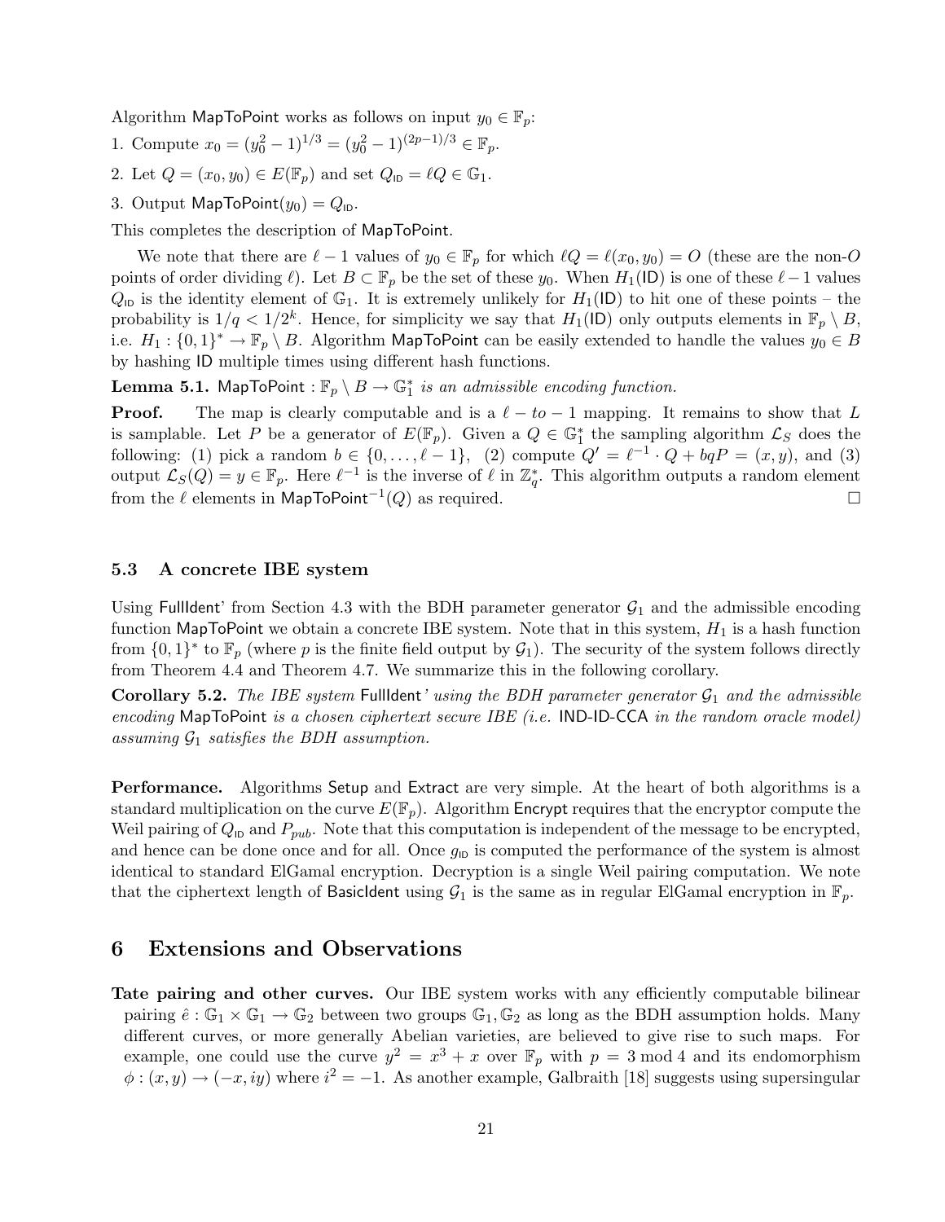Algorithm MapToPoint works as follows on input $y_0 \in \mathbb{F}_p$:

1. Compute $x_0 = (y_0^2 - 1)^{1/3} = (y_0^2 - 1)^{(2p-1)/3} \in \mathbb{F}_p$.
2. Let $Q = (x_0, y_0) \in E(\mathbb{F}_p)$ and set $Q_{\mathsf{ID}} = \ell Q \in \mathbb{G}_1$.
3. Output $\mathsf{MapToPoint}(y_0) = Q_{\mathsf{ID}}$.

This completes the description of MapToPoint.

We note that there are $\ell - 1$ values of $y_0 \in \mathbb{F}_p$ for which $\ell Q = \ell(x_0, y_0) = O$ (these are the non-$O$ points of order dividing $\ell$). Let $B \subset \mathbb{F}_p$ be the set of these $y_0$. When $H_1(\mathsf{ID})$ is one of these $\ell - 1$ values $Q_{\mathsf{ID}}$ is the identity element of $\mathbb{G}_1$. It is extremely unlikely for $H_1(\mathsf{ID})$ to hit one of these points – the probability is $1/q < 1/2^k$. Hence, for simplicity we say that $H_1(\mathsf{ID})$ only outputs elements in $\mathbb{F}_p \setminus B$, i.e. $H_1 : \{0,1\}^* \to \mathbb{F}_p \setminus B$. Algorithm MapToPoint can be easily extended to handle the values $y_0 \in B$ by hashing ID multiple times using different hash functions.

**Lemma 5.1.** *$\mathsf{MapToPoint} : \mathbb{F}_p \setminus B \to \mathbb{G}_1^*$ is an admissible encoding function.*

**Proof.** The map is clearly computable and is a $\ell - to - 1$ mapping. It remains to show that $L$ is samplable. Let $P$ be a generator of $E(\mathbb{F}_p)$. Given a $Q \in \mathbb{G}_1^*$ the sampling algorithm $\mathcal{L}_S$ does the following: (1) pick a random $b \in \{0, \ldots, \ell - 1\}$, (2) compute $Q' = \ell^{-1} \cdot Q + bqP = (x, y)$, and (3) output $\mathcal{L}_S(Q) = y \in \mathbb{F}_p$. Here $\ell^{-1}$ is the inverse of $\ell$ in $\mathbb{Z}_q^*$. This algorithm outputs a random element from the $\ell$ elements in $\mathsf{MapToPoint}^{-1}(Q)$ as required. □

### 5.3 A concrete IBE system

Using FullIdent' from Section 4.3 with the BDH parameter generator $\mathcal{G}_1$ and the admissible encoding function MapToPoint we obtain a concrete IBE system. Note that in this system, $H_1$ is a hash function from $\{0,1\}^*$ to $\mathbb{F}_p$ (where $p$ is the finite field output by $\mathcal{G}_1$). The security of the system follows directly from Theorem 4.4 and Theorem 4.7. We summarize this in the following corollary.

**Corollary 5.2.** *The IBE system FullIdent' using the BDH parameter generator $\mathcal{G}_1$ and the admissible encoding MapToPoint is a chosen ciphertext secure IBE (i.e. IND-ID-CCA in the random oracle model) assuming $\mathcal{G}_1$ satisfies the BDH assumption.*

**Performance.** Algorithms Setup and Extract are very simple. At the heart of both algorithms is a standard multiplication on the curve $E(\mathbb{F}_p)$. Algorithm Encrypt requires that the encryptor compute the Weil pairing of $Q_{\mathsf{ID}}$ and $P_{pub}$. Note that this computation is independent of the message to be encrypted, and hence can be done once and for all. Once $g_{\mathsf{ID}}$ is computed the performance of the system is almost identical to standard ElGamal encryption. Decryption is a single Weil pairing computation. We note that the ciphertext length of BasicIdent using $\mathcal{G}_1$ is the same as in regular ElGamal encryption in $\mathbb{F}_p$.

## 6 Extensions and Observations

**Tate pairing and other curves.** Our IBE system works with any efficiently computable bilinear pairing $\hat{e} : \mathbb{G}_1 \times \mathbb{G}_1 \to \mathbb{G}_2$ between two groups $\mathbb{G}_1, \mathbb{G}_2$ as long as the BDH assumption holds. Many different curves, or more generally Abelian varieties, are believed to give rise to such maps. For example, one could use the curve $y^2 = x^3 + x$ over $\mathbb{F}_p$ with $p = 3 \bmod 4$ and its endomorphism $\phi : (x, y) \to (-x, iy)$ where $i^2 = -1$. As another example, Galbraith [18] suggests using supersingular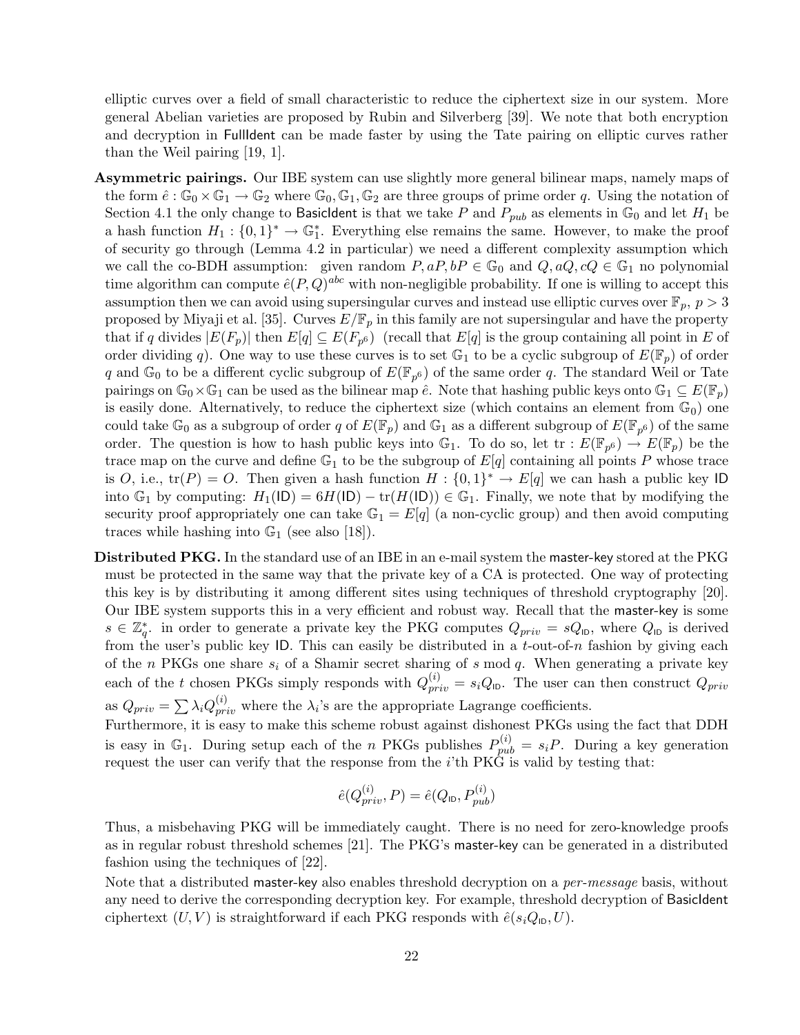elliptic curves over a field of small characteristic to reduce the ciphertext size in our system. More general Abelian varieties are proposed by Rubin and Silverberg [39]. We note that both encryption and decryption in FullIdent can be made faster by using the Tate pairing on elliptic curves rather than the Weil pairing [19, 1].

**Asymmetric pairings.** Our IBE system can use slightly more general bilinear maps, namely maps of the form $\hat{e} : \mathbb{G}_0 \times \mathbb{G}_1 \to \mathbb{G}_2$ where $\mathbb{G}_0, \mathbb{G}_1, \mathbb{G}_2$ are three groups of prime order $q$. Using the notation of Section 4.1 the only change to BasicIdent is that we take $P$ and $P_{pub}$ as elements in $\mathbb{G}_0$ and let $H_1$ be a hash function $H_1 : \{0,1\}^* \to \mathbb{G}_1^*$. Everything else remains the same. However, to make the proof of security go through (Lemma 4.2 in particular) we need a different complexity assumption which we call the co-BDH assumption: given random $P, aP, bP \in \mathbb{G}_0$ and $Q, aQ, cQ \in \mathbb{G}_1$ no polynomial time algorithm can compute $\hat{e}(P,Q)^{abc}$ with non-negligible probability. If one is willing to accept this assumption then we can avoid using supersingular curves and instead use elliptic curves over $\mathbb{F}_p$, $p > 3$ proposed by Miyaji et al. [35]. Curves $E/\mathbb{F}_p$ in this family are not supersingular and have the property that if $q$ divides $|E(F_p)|$ then $E[q] \subseteq E(F_{p^6})$ (recall that $E[q]$ is the group containing all point in $E$ of order dividing $q$). One way to use these curves is to set $\mathbb{G}_1$ to be a cyclic subgroup of $E(\mathbb{F}_p)$ of order $q$ and $\mathbb{G}_0$ to be a different cyclic subgroup of $E(\mathbb{F}_{p^6})$ of the same order $q$. The standard Weil or Tate pairings on $\mathbb{G}_0 \times \mathbb{G}_1$ can be used as the bilinear map $\hat{e}$. Note that hashing public keys onto $\mathbb{G}_1 \subseteq E(\mathbb{F}_p)$ is easily done. Alternatively, to reduce the ciphertext size (which contains an element from $\mathbb{G}_0$) one could take $\mathbb{G}_0$ as a subgroup of order $q$ of $E(\mathbb{F}_p)$ and $\mathbb{G}_1$ as a different subgroup of $E(\mathbb{F}_{p^6})$ of the same order. The question is how to hash public keys into $\mathbb{G}_1$. To do so, let $\text{tr} : E(\mathbb{F}_{p^6}) \to E(\mathbb{F}_p)$ be the trace map on the curve and define $\mathbb{G}_1$ to be the subgroup of $E[q]$ containing all points $P$ whose trace is $O$, i.e., $\text{tr}(P) = O$. Then given a hash function $H : \{0,1\}^* \to E[q]$ we can hash a public key ID into $\mathbb{G}_1$ by computing: $H_1(\mathsf{ID}) = 6H(\mathsf{ID}) - \text{tr}(H(\mathsf{ID})) \in \mathbb{G}_1$. Finally, we note that by modifying the security proof appropriately one can take $\mathbb{G}_1 = E[q]$ (a non-cyclic group) and then avoid computing traces while hashing into $\mathbb{G}_1$ (see also [18]).

**Distributed PKG.** In the standard use of an IBE in an e-mail system the master-key stored at the PKG must be protected in the same way that the private key of a CA is protected. One way of protecting this key is by distributing it among different sites using techniques of threshold cryptography [20]. Our IBE system supports this in a very efficient and robust way. Recall that the master-key is some $s \in \mathbb{Z}_q^*$. in order to generate a private key the PKG computes $Q_{priv} = sQ_{\mathsf{ID}}$, where $Q_{\mathsf{ID}}$ is derived from the user's public key ID. This can easily be distributed in a $t$-out-of-$n$ fashion by giving each of the $n$ PKGs one share $s_i$ of a Shamir secret sharing of $s \bmod q$. When generating a private key each of the $t$ chosen PKGs simply responds with $Q_{priv}^{(i)} = s_i Q_{\mathsf{ID}}$. The user can then construct $Q_{priv}$ as $Q_{priv} = \sum \lambda_i Q_{priv}^{(i)}$ where the $\lambda_i$'s are the appropriate Lagrange coefficients.

Furthermore, it is easy to make this scheme robust against dishonest PKGs using the fact that DDH is easy in $\mathbb{G}_1$. During setup each of the $n$ PKGs publishes $P_{pub}^{(i)} = s_i P$. During a key generation request the user can verify that the response from the $i$'th PKG is valid by testing that:

$$\hat{e}(Q_{priv}^{(i)}, P) = \hat{e}(Q_{\mathsf{ID}}, P_{pub}^{(i)})$$

Thus, a misbehaving PKG will be immediately caught. There is no need for zero-knowledge proofs as in regular robust threshold schemes [21]. The PKG's master-key can be generated in a distributed fashion using the techniques of [22].

Note that a distributed master-key also enables threshold decryption on a *per-message* basis, without any need to derive the corresponding decryption key. For example, threshold decryption of BasicIdent ciphertext $(U, V)$ is straightforward if each PKG responds with $\hat{e}(s_i Q_{\mathsf{ID}}, U)$.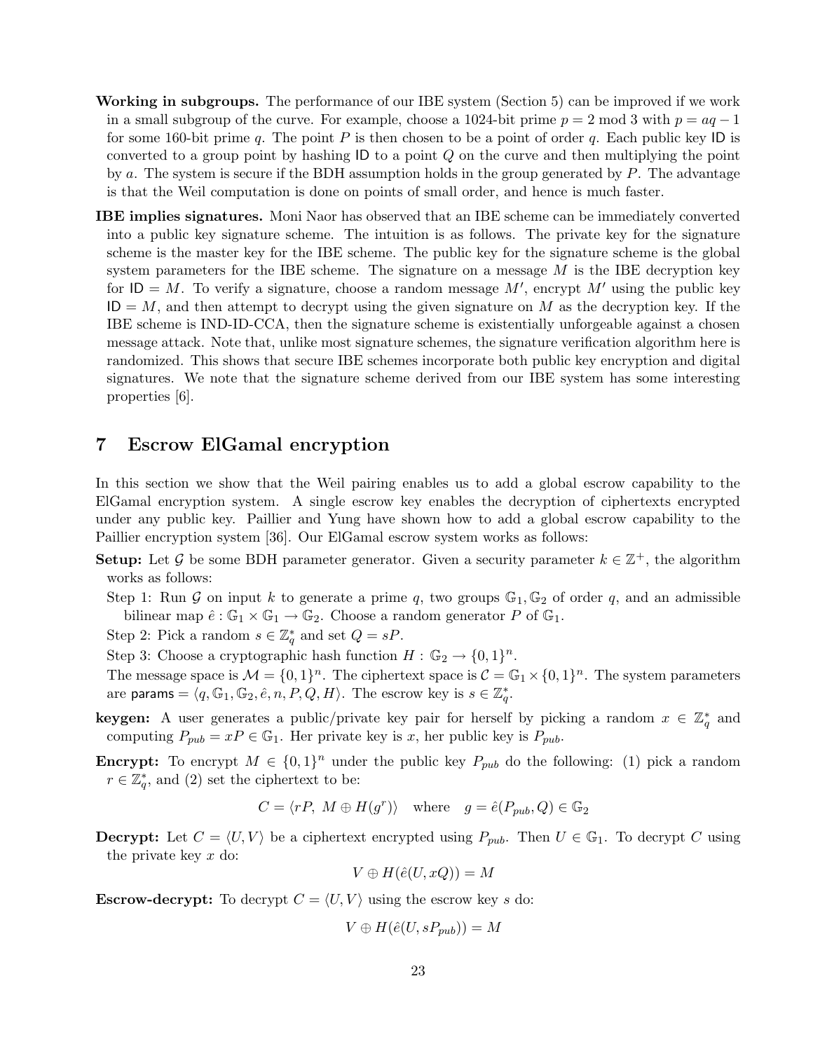**Working in subgroups.** The performance of our IBE system (Section 5) can be improved if we work in a small subgroup of the curve. For example, choose a 1024-bit prime $p = 2 \bmod 3$ with $p = aq - 1$ for some 160-bit prime $q$. The point $P$ is then chosen to be a point of order $q$. Each public key $\mathsf{ID}$ is converted to a group point by hashing $\mathsf{ID}$ to a point $Q$ on the curve and then multiplying the point by $a$. The system is secure if the BDH assumption holds in the group generated by $P$. The advantage is that the Weil computation is done on points of small order, and hence is much faster.

**IBE implies signatures.** Moni Naor has observed that an IBE scheme can be immediately converted into a public key signature scheme. The intuition is as follows. The private key for the signature scheme is the master key for the IBE scheme. The public key for the signature scheme is the global system parameters for the IBE scheme. The signature on a message $M$ is the IBE decryption key for $\mathsf{ID} = M$. To verify a signature, choose a random message $M'$, encrypt $M'$ using the public key $\mathsf{ID} = M$, and then attempt to decrypt using the given signature on $M$ as the decryption key. If the IBE scheme is IND-ID-CCA, then the signature scheme is existentially unforgeable against a chosen message attack. Note that, unlike most signature schemes, the signature verification algorithm here is randomized. This shows that secure IBE schemes incorporate both public key encryption and digital signatures. We note that the signature scheme derived from our IBE system has some interesting properties [6].

# 7 Escrow ElGamal encryption

In this section we show that the Weil pairing enables us to add a global escrow capability to the ElGamal encryption system. A single escrow key enables the decryption of ciphertexts encrypted under any public key. Paillier and Yung have shown how to add a global escrow capability to the Paillier encryption system [36]. Our ElGamal escrow system works as follows:

**Setup:** Let $\mathcal{G}$ be some BDH parameter generator. Given a security parameter $k \in \mathbb{Z}^+$, the algorithm works as follows:

Step 1: Run $\mathcal{G}$ on input $k$ to generate a prime $q$, two groups $\mathbb{G}_1, \mathbb{G}_2$ of order $q$, and an admissible bilinear map $\hat{e} : \mathbb{G}_1 \times \mathbb{G}_1 \to \mathbb{G}_2$. Choose a random generator $P$ of $\mathbb{G}_1$.

Step 2: Pick a random $s \in \mathbb{Z}_q^*$ and set $Q = sP$.

Step 3: Choose a cryptographic hash function $H : \mathbb{G}_2 \to \{0,1\}^n$.

The message space is $\mathcal{M} = \{0,1\}^n$. The ciphertext space is $\mathcal{C} = \mathbb{G}_1 \times \{0,1\}^n$. The system parameters are $\mathsf{params} = \langle q, \mathbb{G}_1, \mathbb{G}_2, \hat{e}, n, P, Q, H \rangle$. The escrow key is $s \in \mathbb{Z}_q^*$.

**keygen:** A user generates a public/private key pair for herself by picking a random $x \in \mathbb{Z}_q^*$ and computing $P_{pub} = xP \in \mathbb{G}_1$. Her private key is $x$, her public key is $P_{pub}$.

**Encrypt:** To encrypt $M \in \{0,1\}^n$ under the public key $P_{pub}$ do the following: (1) pick a random $r \in \mathbb{Z}_q^*$, and (2) set the ciphertext to be:

$$C = \langle rP,\ M \oplus H(g^r) \rangle \quad \text{where} \quad g = \hat{e}(P_{pub}, Q) \in \mathbb{G}_2$$

**Decrypt:** Let $C = \langle U, V \rangle$ be a ciphertext encrypted using $P_{pub}$. Then $U \in \mathbb{G}_1$. To decrypt $C$ using the private key $x$ do:

$$V \oplus H(\hat{e}(U, xQ)) = M$$

**Escrow-decrypt:** To decrypt $C = \langle U, V \rangle$ using the escrow key $s$ do:

$$V \oplus H(\hat{e}(U, sP_{pub})) = M$$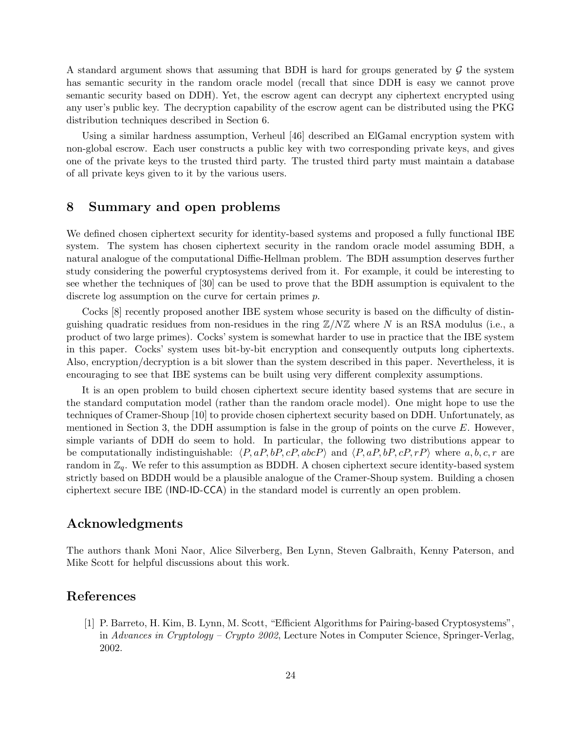A standard argument shows that assuming that BDH is hard for groups generated by $\mathcal{G}$ the system has semantic security in the random oracle model (recall that since DDH is easy we cannot prove semantic security based on DDH). Yet, the escrow agent can decrypt any ciphertext encrypted using any user's public key. The decryption capability of the escrow agent can be distributed using the PKG distribution techniques described in Section 6.

Using a similar hardness assumption, Verheul [46] described an ElGamal encryption system with non-global escrow. Each user constructs a public key with two corresponding private keys, and gives one of the private keys to the trusted third party. The trusted third party must maintain a database of all private keys given to it by the various users.

## 8 Summary and open problems

We defined chosen ciphertext security for identity-based systems and proposed a fully functional IBE system. The system has chosen ciphertext security in the random oracle model assuming BDH, a natural analogue of the computational Diffie-Hellman problem. The BDH assumption deserves further study considering the powerful cryptosystems derived from it. For example, it could be interesting to see whether the techniques of [30] can be used to prove that the BDH assumption is equivalent to the discrete log assumption on the curve for certain primes $p$.

Cocks [8] recently proposed another IBE system whose security is based on the difficulty of distinguishing quadratic residues from non-residues in the ring $\mathbb{Z}/N\mathbb{Z}$ where $N$ is an RSA modulus (i.e., a product of two large primes). Cocks' system is somewhat harder to use in practice that the IBE system in this paper. Cocks' system uses bit-by-bit encryption and consequently outputs long ciphertexts. Also, encryption/decryption is a bit slower than the system described in this paper. Nevertheless, it is encouraging to see that IBE systems can be built using very different complexity assumptions.

It is an open problem to build chosen ciphertext secure identity based systems that are secure in the standard computation model (rather than the random oracle model). One might hope to use the techniques of Cramer-Shoup [10] to provide chosen ciphertext security based on DDH. Unfortunately, as mentioned in Section 3, the DDH assumption is false in the group of points on the curve $E$. However, simple variants of DDH do seem to hold. In particular, the following two distributions appear to be computationally indistinguishable: $\langle P, aP, bP, cP, abcP \rangle$ and $\langle P, aP, bP, cP, rP \rangle$ where $a, b, c, r$ are random in $\mathbb{Z}_q$. We refer to this assumption as BDDH. A chosen ciphertext secure identity-based system strictly based on BDDH would be a plausible analogue of the Cramer-Shoup system. Building a chosen ciphertext secure IBE (IND-ID-CCA) in the standard model is currently an open problem.

## Acknowledgments

The authors thank Moni Naor, Alice Silverberg, Ben Lynn, Steven Galbraith, Kenny Paterson, and Mike Scott for helpful discussions about this work.

## References

[1] P. Barreto, H. Kim, B. Lynn, M. Scott, "Efficient Algorithms for Pairing-based Cryptosystems", in *Advances in Cryptology – Crypto 2002*, Lecture Notes in Computer Science, Springer-Verlag, 2002.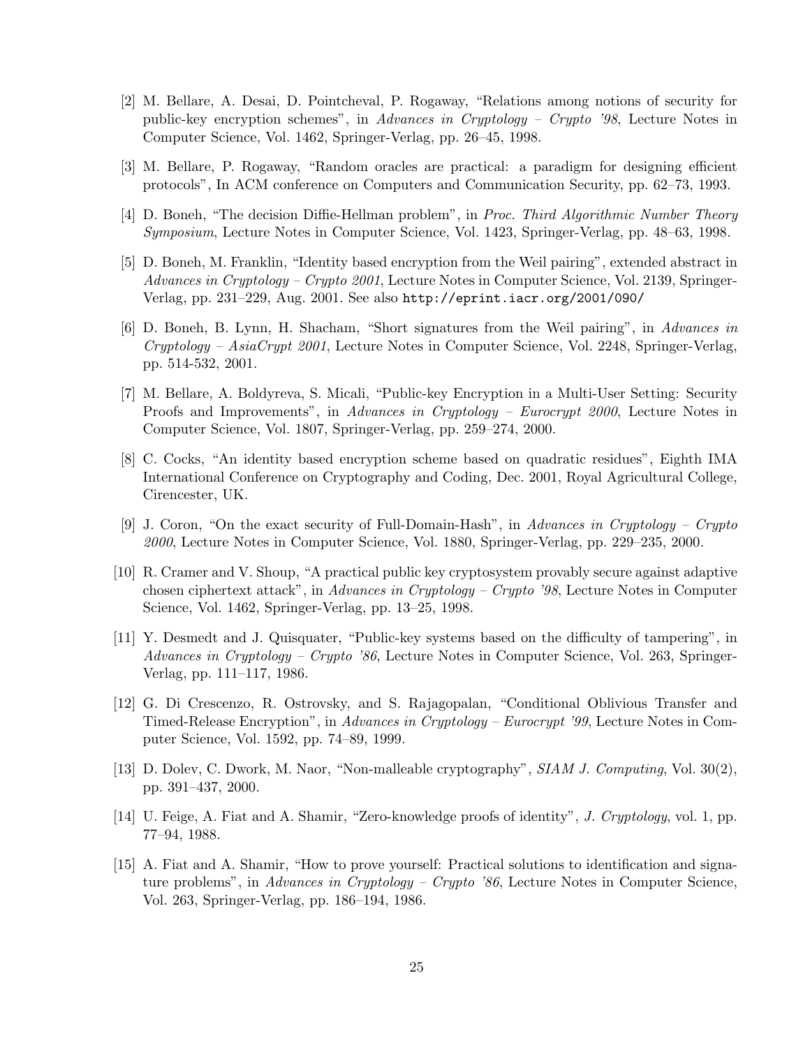[2] M. Bellare, A. Desai, D. Pointcheval, P. Rogaway, "Relations among notions of security for public-key encryption schemes", in *Advances in Cryptology – Crypto '98*, Lecture Notes in Computer Science, Vol. 1462, Springer-Verlag, pp. 26–45, 1998.

[3] M. Bellare, P. Rogaway, "Random oracles are practical: a paradigm for designing efficient protocols", In ACM conference on Computers and Communication Security, pp. 62–73, 1993.

[4] D. Boneh, "The decision Diffie-Hellman problem", in *Proc. Third Algorithmic Number Theory Symposium*, Lecture Notes in Computer Science, Vol. 1423, Springer-Verlag, pp. 48–63, 1998.

[5] D. Boneh, M. Franklin, "Identity based encryption from the Weil pairing", extended abstract in *Advances in Cryptology – Crypto 2001*, Lecture Notes in Computer Science, Vol. 2139, Springer-Verlag, pp. 231–229, Aug. 2001. See also `http://eprint.iacr.org/2001/090/`

[6] D. Boneh, B. Lynn, H. Shacham, "Short signatures from the Weil pairing", in *Advances in Cryptology – AsiaCrypt 2001*, Lecture Notes in Computer Science, Vol. 2248, Springer-Verlag, pp. 514-532, 2001.

[7] M. Bellare, A. Boldyreva, S. Micali, "Public-key Encryption in a Multi-User Setting: Security Proofs and Improvements", in *Advances in Cryptology – Eurocrypt 2000*, Lecture Notes in Computer Science, Vol. 1807, Springer-Verlag, pp. 259–274, 2000.

[8] C. Cocks, "An identity based encryption scheme based on quadratic residues", Eighth IMA International Conference on Cryptography and Coding, Dec. 2001, Royal Agricultural College, Cirencester, UK.

[9] J. Coron, "On the exact security of Full-Domain-Hash", in *Advances in Cryptology – Crypto 2000*, Lecture Notes in Computer Science, Vol. 1880, Springer-Verlag, pp. 229–235, 2000.

[10] R. Cramer and V. Shoup, "A practical public key cryptosystem provably secure against adaptive chosen ciphertext attack", in *Advances in Cryptology – Crypto '98*, Lecture Notes in Computer Science, Vol. 1462, Springer-Verlag, pp. 13–25, 1998.

[11] Y. Desmedt and J. Quisquater, "Public-key systems based on the difficulty of tampering", in *Advances in Cryptology – Crypto '86*, Lecture Notes in Computer Science, Vol. 263, Springer-Verlag, pp. 111–117, 1986.

[12] G. Di Crescenzo, R. Ostrovsky, and S. Rajagopalan, "Conditional Oblivious Transfer and Timed-Release Encryption", in *Advances in Cryptology – Eurocrypt '99*, Lecture Notes in Computer Science, Vol. 1592, pp. 74–89, 1999.

[13] D. Dolev, C. Dwork, M. Naor, "Non-malleable cryptography", *SIAM J. Computing*, Vol. 30(2), pp. 391–437, 2000.

[14] U. Feige, A. Fiat and A. Shamir, "Zero-knowledge proofs of identity", *J. Cryptology*, vol. 1, pp. 77–94, 1988.

[15] A. Fiat and A. Shamir, "How to prove yourself: Practical solutions to identification and signature problems", in *Advances in Cryptology – Crypto '86*, Lecture Notes in Computer Science, Vol. 263, Springer-Verlag, pp. 186–194, 1986.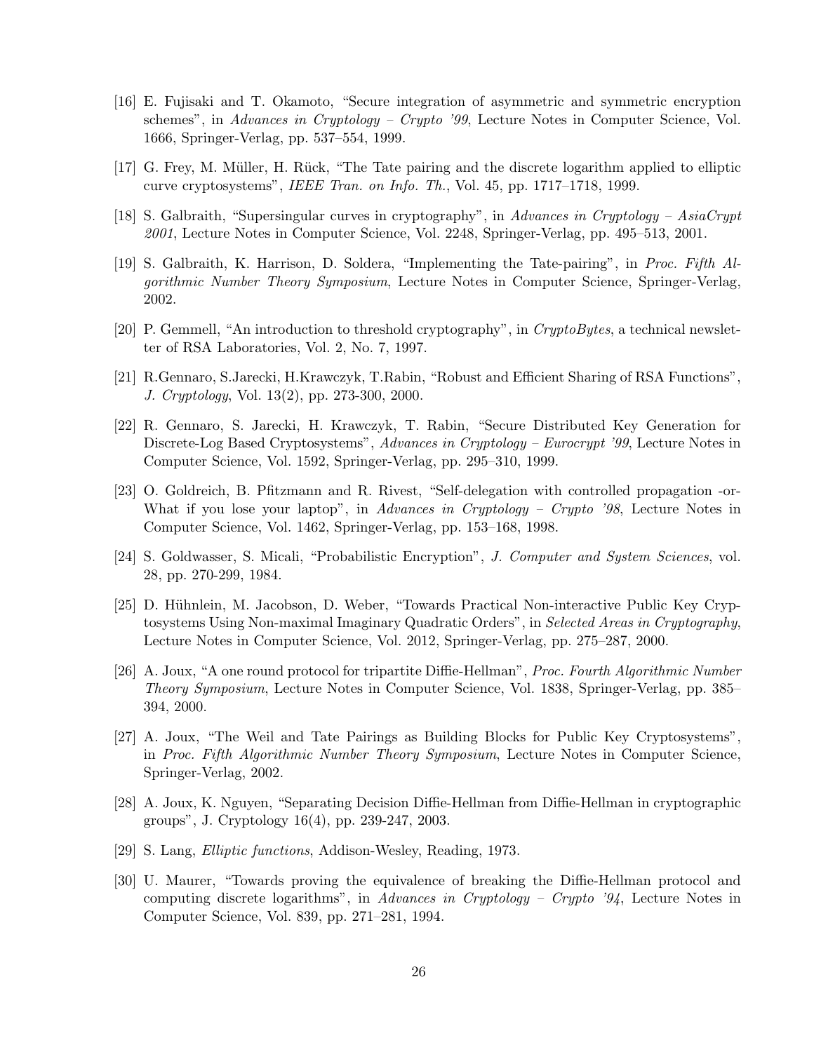[16] E. Fujisaki and T. Okamoto, "Secure integration of asymmetric and symmetric encryption schemes", in *Advances in Cryptology – Crypto '99*, Lecture Notes in Computer Science, Vol. 1666, Springer-Verlag, pp. 537–554, 1999.

[17] G. Frey, M. Müller, H. Rück, "The Tate pairing and the discrete logarithm applied to elliptic curve cryptosystems", *IEEE Tran. on Info. Th.*, Vol. 45, pp. 1717–1718, 1999.

[18] S. Galbraith, "Supersingular curves in cryptography", in *Advances in Cryptology – AsiaCrypt 2001*, Lecture Notes in Computer Science, Vol. 2248, Springer-Verlag, pp. 495–513, 2001.

[19] S. Galbraith, K. Harrison, D. Soldera, "Implementing the Tate-pairing", in *Proc. Fifth Algorithmic Number Theory Symposium*, Lecture Notes in Computer Science, Springer-Verlag, 2002.

[20] P. Gemmell, "An introduction to threshold cryptography", in *CryptoBytes*, a technical newsletter of RSA Laboratories, Vol. 2, No. 7, 1997.

[21] R.Gennaro, S.Jarecki, H.Krawczyk, T.Rabin, "Robust and Efficient Sharing of RSA Functions", *J. Cryptology*, Vol. 13(2), pp. 273-300, 2000.

[22] R. Gennaro, S. Jarecki, H. Krawczyk, T. Rabin, "Secure Distributed Key Generation for Discrete-Log Based Cryptosystems", *Advances in Cryptology – Eurocrypt '99*, Lecture Notes in Computer Science, Vol. 1592, Springer-Verlag, pp. 295–310, 1999.

[23] O. Goldreich, B. Pfitzmann and R. Rivest, "Self-delegation with controlled propagation -or- What if you lose your laptop", in *Advances in Cryptology – Crypto '98*, Lecture Notes in Computer Science, Vol. 1462, Springer-Verlag, pp. 153–168, 1998.

[24] S. Goldwasser, S. Micali, "Probabilistic Encryption", *J. Computer and System Sciences*, vol. 28, pp. 270-299, 1984.

[25] D. Hühnlein, M. Jacobson, D. Weber, "Towards Practical Non-interactive Public Key Cryptosystems Using Non-maximal Imaginary Quadratic Orders", in *Selected Areas in Cryptography*, Lecture Notes in Computer Science, Vol. 2012, Springer-Verlag, pp. 275–287, 2000.

[26] A. Joux, "A one round protocol for tripartite Diffie-Hellman", *Proc. Fourth Algorithmic Number Theory Symposium*, Lecture Notes in Computer Science, Vol. 1838, Springer-Verlag, pp. 385–394, 2000.

[27] A. Joux, "The Weil and Tate Pairings as Building Blocks for Public Key Cryptosystems", in *Proc. Fifth Algorithmic Number Theory Symposium*, Lecture Notes in Computer Science, Springer-Verlag, 2002.

[28] A. Joux, K. Nguyen, "Separating Decision Diffie-Hellman from Diffie-Hellman in cryptographic groups", J. Cryptology 16(4), pp. 239-247, 2003.

[29] S. Lang, *Elliptic functions*, Addison-Wesley, Reading, 1973.

[30] U. Maurer, "Towards proving the equivalence of breaking the Diffie-Hellman protocol and computing discrete logarithms", in *Advances in Cryptology – Crypto '94*, Lecture Notes in Computer Science, Vol. 839, pp. 271–281, 1994.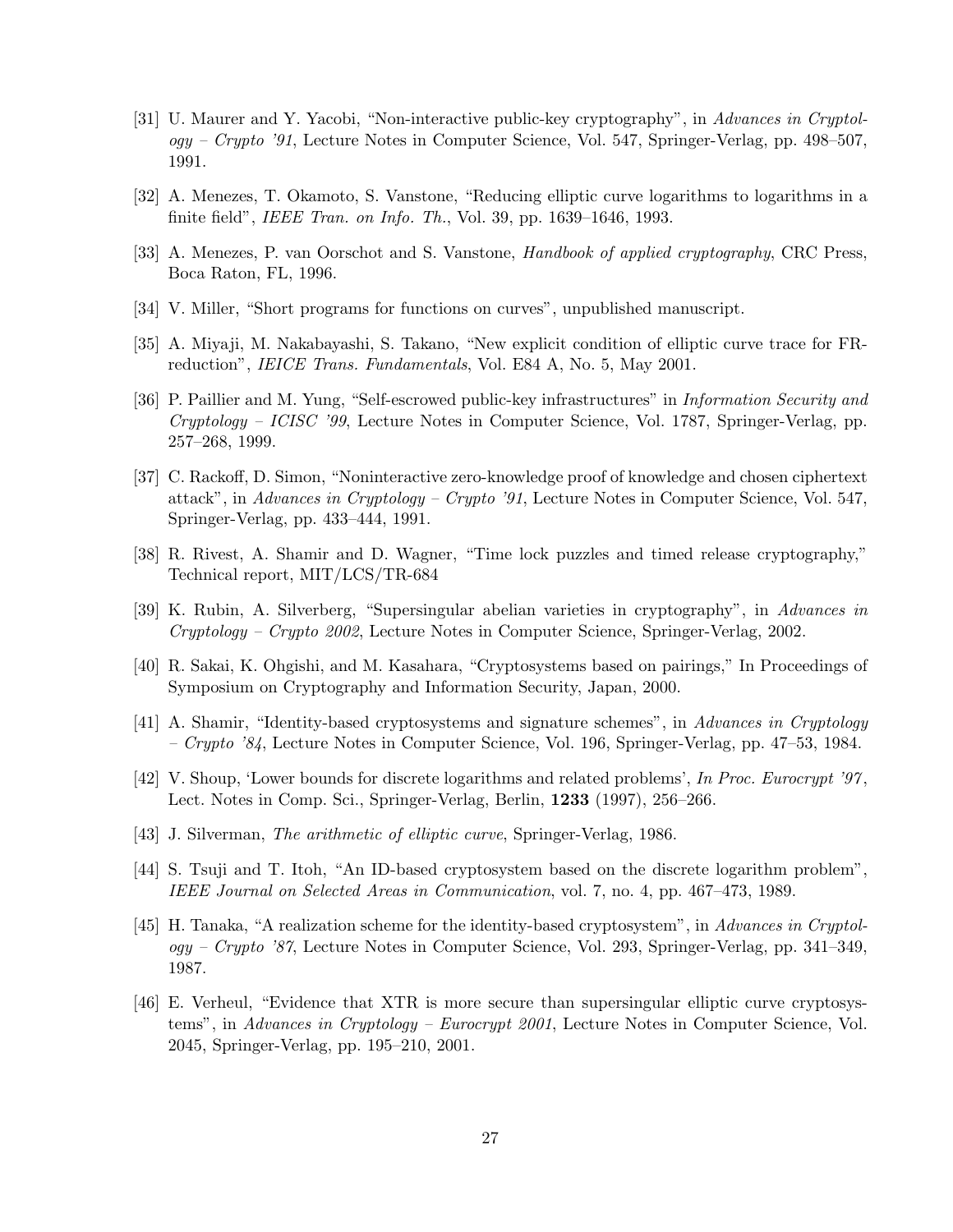[31] U. Maurer and Y. Yacobi, "Non-interactive public-key cryptography", in *Advances in Cryptology – Crypto '91*, Lecture Notes in Computer Science, Vol. 547, Springer-Verlag, pp. 498–507, 1991.

[32] A. Menezes, T. Okamoto, S. Vanstone, "Reducing elliptic curve logarithms to logarithms in a finite field", *IEEE Tran. on Info. Th.*, Vol. 39, pp. 1639–1646, 1993.

[33] A. Menezes, P. van Oorschot and S. Vanstone, *Handbook of applied cryptography*, CRC Press, Boca Raton, FL, 1996.

[34] V. Miller, "Short programs for functions on curves", unpublished manuscript.

[35] A. Miyaji, M. Nakabayashi, S. Takano, "New explicit condition of elliptic curve trace for FR-reduction", *IEICE Trans. Fundamentals*, Vol. E84 A, No. 5, May 2001.

[36] P. Paillier and M. Yung, "Self-escrowed public-key infrastructures" in *Information Security and Cryptology – ICISC '99*, Lecture Notes in Computer Science, Vol. 1787, Springer-Verlag, pp. 257–268, 1999.

[37] C. Rackoff, D. Simon, "Noninteractive zero-knowledge proof of knowledge and chosen ciphertext attack", in *Advances in Cryptology – Crypto '91*, Lecture Notes in Computer Science, Vol. 547, Springer-Verlag, pp. 433–444, 1991.

[38] R. Rivest, A. Shamir and D. Wagner, "Time lock puzzles and timed release cryptography," Technical report, MIT/LCS/TR-684

[39] K. Rubin, A. Silverberg, "Supersingular abelian varieties in cryptography", in *Advances in Cryptology – Crypto 2002*, Lecture Notes in Computer Science, Springer-Verlag, 2002.

[40] R. Sakai, K. Ohgishi, and M. Kasahara, "Cryptosystems based on pairings," In Proceedings of Symposium on Cryptography and Information Security, Japan, 2000.

[41] A. Shamir, "Identity-based cryptosystems and signature schemes", in *Advances in Cryptology – Crypto '84*, Lecture Notes in Computer Science, Vol. 196, Springer-Verlag, pp. 47–53, 1984.

[42] V. Shoup, 'Lower bounds for discrete logarithms and related problems', *In Proc. Eurocrypt '97*, Lect. Notes in Comp. Sci., Springer-Verlag, Berlin, **1233** (1997), 256–266.

[43] J. Silverman, *The arithmetic of elliptic curve*, Springer-Verlag, 1986.

[44] S. Tsuji and T. Itoh, "An ID-based cryptosystem based on the discrete logarithm problem", *IEEE Journal on Selected Areas in Communication*, vol. 7, no. 4, pp. 467–473, 1989.

[45] H. Tanaka, "A realization scheme for the identity-based cryptosystem", in *Advances in Cryptology – Crypto '87*, Lecture Notes in Computer Science, Vol. 293, Springer-Verlag, pp. 341–349, 1987.

[46] E. Verheul, "Evidence that XTR is more secure than supersingular elliptic curve cryptosystems", in *Advances in Cryptology – Eurocrypt 2001*, Lecture Notes in Computer Science, Vol. 2045, Springer-Verlag, pp. 195–210, 2001.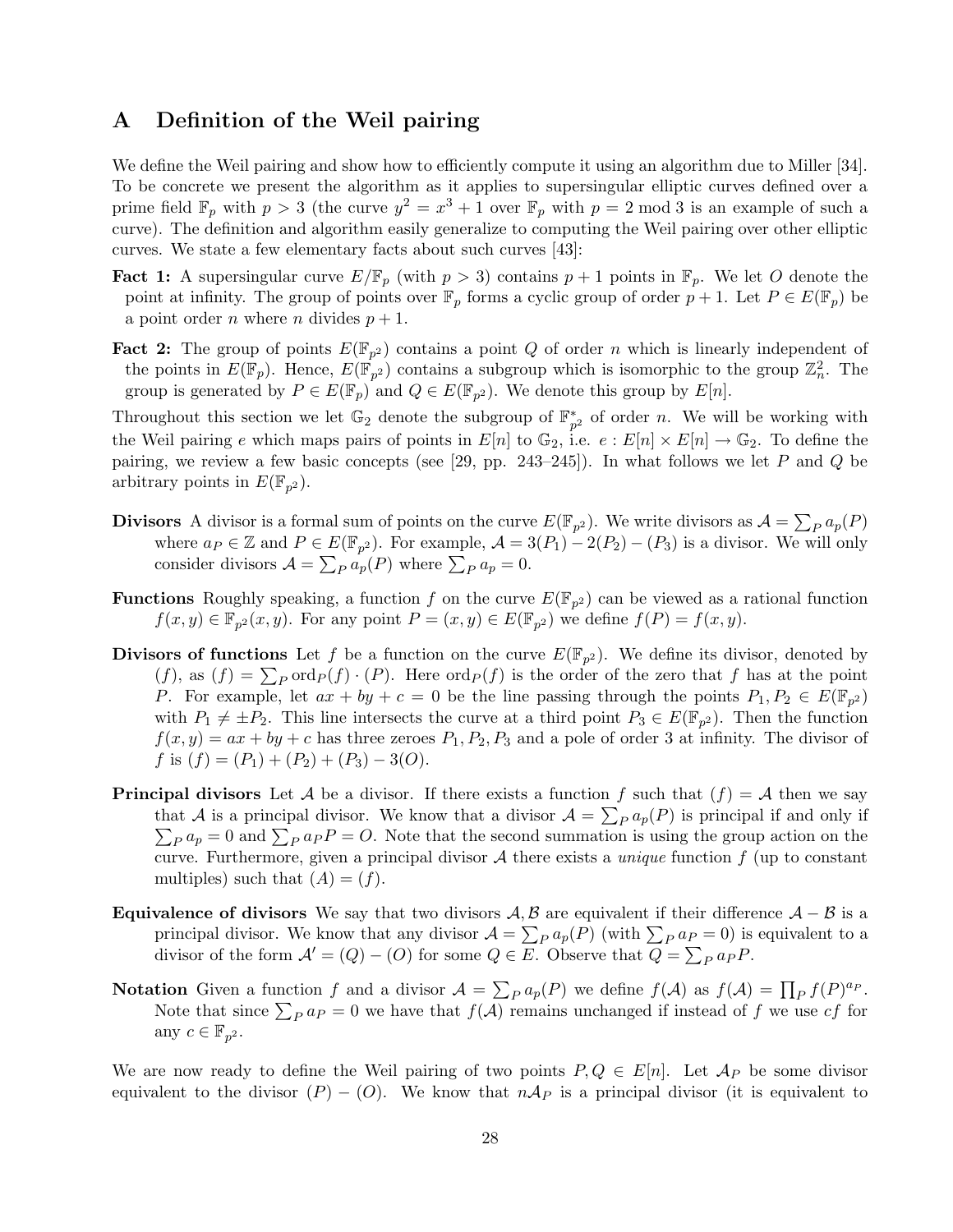# A Definition of the Weil pairing

We define the Weil pairing and show how to efficiently compute it using an algorithm due to Miller [34]. To be concrete we present the algorithm as it applies to supersingular elliptic curves defined over a prime field $\mathbb{F}_p$ with $p > 3$ (the curve $y^2 = x^3 + 1$ over $\mathbb{F}_p$ with $p = 2 \bmod 3$ is an example of such a curve). The definition and algorithm easily generalize to computing the Weil pairing over other elliptic curves. We state a few elementary facts about such curves [43]:

**Fact 1:** A supersingular curve $E/\mathbb{F}_p$ (with $p > 3$) contains $p + 1$ points in $\mathbb{F}_p$. We let $O$ denote the point at infinity. The group of points over $\mathbb{F}_p$ forms a cyclic group of order $p + 1$. Let $P \in E(\mathbb{F}_p)$ be a point order $n$ where $n$ divides $p + 1$.

**Fact 2:** The group of points $E(\mathbb{F}_{p^2})$ contains a point $Q$ of order $n$ which is linearly independent of the points in $E(\mathbb{F}_p)$. Hence, $E(\mathbb{F}_{p^2})$ contains a subgroup which is isomorphic to the group $\mathbb{Z}_n^2$. The group is generated by $P \in E(\mathbb{F}_p)$ and $Q \in E(\mathbb{F}_{p^2})$. We denote this group by $E[n]$.

Throughout this section we let $\mathbb{G}_2$ denote the subgroup of $\mathbb{F}_{p^2}^*$ of order $n$. We will be working with the Weil pairing $e$ which maps pairs of points in $E[n]$ to $\mathbb{G}_2$, i.e. $e : E[n] \times E[n] \to \mathbb{G}_2$. To define the pairing, we review a few basic concepts (see [29, pp. 243–245]). In what follows we let $P$ and $Q$ be arbitrary points in $E(\mathbb{F}_{p^2})$.

**Divisors** A divisor is a formal sum of points on the curve $E(\mathbb{F}_{p^2})$. We write divisors as $\mathcal{A} = \sum_P a_p(P)$ where $a_P \in \mathbb{Z}$ and $P \in E(\mathbb{F}_{p^2})$. For example, $\mathcal{A} = 3(P_1) - 2(P_2) - (P_3)$ is a divisor. We will only consider divisors $\mathcal{A} = \sum_P a_p(P)$ where $\sum_P a_p = 0$.

**Functions** Roughly speaking, a function $f$ on the curve $E(\mathbb{F}_{p^2})$ can be viewed as a rational function $f(x, y) \in \mathbb{F}_{p^2}(x, y)$. For any point $P = (x, y) \in E(\mathbb{F}_{p^2})$ we define $f(P) = f(x, y)$.

**Divisors of functions** Let $f$ be a function on the curve $E(\mathbb{F}_{p^2})$. We define its divisor, denoted by $(f)$, as $(f) = \sum_P \mathrm{ord}_P(f) \cdot (P)$. Here $\mathrm{ord}_P(f)$ is the order of the zero that $f$ has at the point $P$. For example, let $ax + by + c = 0$ be the line passing through the points $P_1, P_2 \in E(\mathbb{F}_{p^2})$ with $P_1 \neq \pm P_2$. This line intersects the curve at a third point $P_3 \in E(\mathbb{F}_{p^2})$. Then the function $f(x, y) = ax + by + c$ has three zeroes $P_1, P_2, P_3$ and a pole of order 3 at infinity. The divisor of $f$ is $(f) = (P_1) + (P_2) + (P_3) - 3(O)$.

**Principal divisors** Let $\mathcal{A}$ be a divisor. If there exists a function $f$ such that $(f) = \mathcal{A}$ then we say that $\mathcal{A}$ is a principal divisor. We know that a divisor $\mathcal{A} = \sum_P a_p(P)$ is principal if and only if $\sum_P a_p = 0$ and $\sum_P a_P P = O$. Note that the second summation is using the group action on the curve. Furthermore, given a principal divisor $\mathcal{A}$ there exists a *unique* function $f$ (up to constant multiples) such that $(A) = (f)$.

**Equivalence of divisors** We say that two divisors $\mathcal{A}, \mathcal{B}$ are equivalent if their difference $\mathcal{A} - \mathcal{B}$ is a principal divisor. We know that any divisor $\mathcal{A} = \sum_P a_p(P)$ (with $\sum_P a_P = 0$) is equivalent to a divisor of the form $\mathcal{A}' = (Q) - (O)$ for some $Q \in E$. Observe that $Q = \sum_P a_P P$.

**Notation** Given a function $f$ and a divisor $\mathcal{A} = \sum_P a_p(P)$ we define $f(\mathcal{A})$ as $f(\mathcal{A}) = \prod_P f(P)^{a_P}$. Note that since $\sum_P a_P = 0$ we have that $f(\mathcal{A})$ remains unchanged if instead of $f$ we use $cf$ for any $c \in \mathbb{F}_{p^2}$.

We are now ready to define the Weil pairing of two points $P, Q \in E[n]$. Let $\mathcal{A}_P$ be some divisor equivalent to the divisor $(P) - (O)$. We know that $n\mathcal{A}_P$ is a principal divisor (it is equivalent to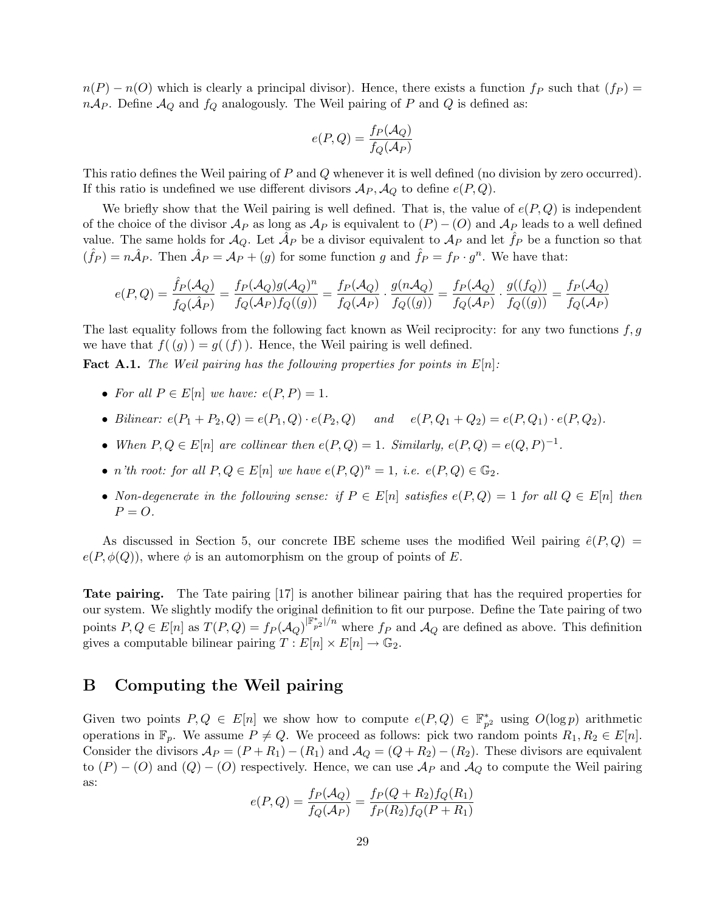$n(P) - n(O)$ which is clearly a principal divisor). Hence, there exists a function $f_P$ such that $(f_P) = n\mathcal{A}_P$. Define $\mathcal{A}_Q$ and $f_Q$ analogously. The Weil pairing of $P$ and $Q$ is defined as:

$$e(P,Q) = \frac{f_P(\mathcal{A}_Q)}{f_Q(\mathcal{A}_P)}$$

This ratio defines the Weil pairing of $P$ and $Q$ whenever it is well defined (no division by zero occurred). If this ratio is undefined we use different divisors $\mathcal{A}_P, \mathcal{A}_Q$ to define $e(P,Q)$.

We briefly show that the Weil pairing is well defined. That is, the value of $e(P,Q)$ is independent of the choice of the divisor $\mathcal{A}_P$ as long as $\mathcal{A}_P$ is equivalent to $(P) - (O)$ and $\mathcal{A}_P$ leads to a well defined value. The same holds for $\mathcal{A}_Q$. Let $\hat{\mathcal{A}}_P$ be a divisor equivalent to $\mathcal{A}_P$ and let $\hat{f}_P$ be a function so that $(\hat{f}_P) = n\hat{\mathcal{A}}_P$. Then $\hat{\mathcal{A}}_P = \mathcal{A}_P + (g)$ for some function $g$ and $\hat{f}_P = f_P \cdot g^n$. We have that:

$$e(P,Q) = \frac{\hat{f}_P(\mathcal{A}_Q)}{f_Q(\hat{\mathcal{A}}_P)} = \frac{f_P(\mathcal{A}_Q)g(\mathcal{A}_Q)^n}{f_Q(\mathcal{A}_P)f_Q((g))} = \frac{f_P(\mathcal{A}_Q)}{f_Q(\mathcal{A}_P)} \cdot \frac{g(n\mathcal{A}_Q)}{f_Q((g))} = \frac{f_P(\mathcal{A}_Q)}{f_Q(\mathcal{A}_P)} \cdot \frac{g((f_Q))}{f_Q((g))} = \frac{f_P(\mathcal{A}_Q)}{f_Q(\mathcal{A}_P)}$$

The last equality follows from the following fact known as Weil reciprocity: for any two functions $f, g$ we have that $f(\,(g)\,) = g(\,(f)\,)$. Hence, the Weil pairing is well defined.

**Fact A.1.** *The Weil pairing has the following properties for points in $E[n]$:*

- *For all $P \in E[n]$ we have: $e(P,P) = 1$.*
- *Bilinear: $e(P_1 + P_2, Q) = e(P_1, Q) \cdot e(P_2, Q)$ and $e(P, Q_1 + Q_2) = e(P, Q_1) \cdot e(P, Q_2)$.*
- *When $P, Q \in E[n]$ are collinear then $e(P,Q) = 1$. Similarly, $e(P,Q) = e(Q,P)^{-1}$.*
- *n'th root: for all $P, Q \in E[n]$ we have $e(P,Q)^n = 1$, i.e. $e(P,Q) \in \mathbb{G}_2$.*
- *Non-degenerate in the following sense: if $P \in E[n]$ satisfies $e(P,Q) = 1$ for all $Q \in E[n]$ then $P = O$.*

As discussed in Section 5, our concrete IBE scheme uses the modified Weil pairing $\hat{e}(P,Q) = e(P, \phi(Q))$, where $\phi$ is an automorphism on the group of points of $E$.

**Tate pairing.** The Tate pairing [17] is another bilinear pairing that has the required properties for our system. We slightly modify the original definition to fit our purpose. Define the Tate pairing of two points $P, Q \in E[n]$ as $T(P,Q) = f_P(\mathcal{A}_Q)^{|\mathbb{F}_{p^2}^*|/n}$ where $f_P$ and $\mathcal{A}_Q$ are defined as above. This definition gives a computable bilinear pairing $T : E[n] \times E[n] \to \mathbb{G}_2$.

# B Computing the Weil pairing

Given two points $P, Q \in E[n]$ we show how to compute $e(P,Q) \in \mathbb{F}_{p^2}^*$ using $O(\log p)$ arithmetic operations in $\mathbb{F}_p$. We assume $P \neq Q$. We proceed as follows: pick two random points $R_1, R_2 \in E[n]$. Consider the divisors $\mathcal{A}_P = (P + R_1) - (R_1)$ and $\mathcal{A}_Q = (Q + R_2) - (R_2)$. These divisors are equivalent to $(P) - (O)$ and $(Q) - (O)$ respectively. Hence, we can use $\mathcal{A}_P$ and $\mathcal{A}_Q$ to compute the Weil pairing as:

$$e(P,Q) = \frac{f_P(\mathcal{A}_Q)}{f_Q(\mathcal{A}_P)} = \frac{f_P(Q + R_2) f_Q(R_1)}{f_P(R_2) f_Q(P + R_1)}$$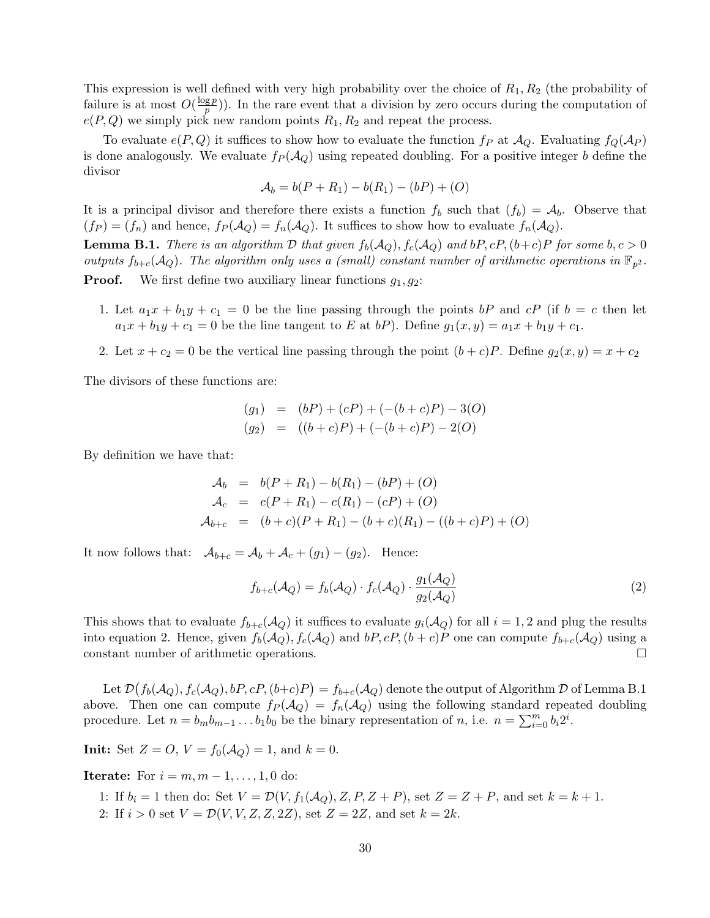This expression is well defined with very high probability over the choice of $R_1, R_2$ (the probability of failure is at most $O(\frac{\log p}{p})$). In the rare event that a division by zero occurs during the computation of $e(P, Q)$ we simply pick new random points $R_1, R_2$ and repeat the process.

To evaluate $e(P, Q)$ it suffices to show how to evaluate the function $f_P$ at $\mathcal{A}_Q$. Evaluating $f_Q(\mathcal{A}_P)$ is done analogously. We evaluate $f_P(\mathcal{A}_Q)$ using repeated doubling. For a positive integer $b$ define the divisor

$$\mathcal{A}_b = b(P + R_1) - b(R_1) - (bP) + (O)$$

It is a principal divisor and therefore there exists a function $f_b$ such that $(f_b) = \mathcal{A}_b$. Observe that $(f_P) = (f_n)$ and hence, $f_P(\mathcal{A}_Q) = f_n(\mathcal{A}_Q)$. It suffices to show how to evaluate $f_n(\mathcal{A}_Q)$.

**Lemma B.1.** *There is an algorithm $\mathcal{D}$ that given $f_b(\mathcal{A}_Q), f_c(\mathcal{A}_Q)$ and $bP, cP, (b+c)P$ for some $b, c > 0$ outputs $f_{b+c}(\mathcal{A}_Q)$. The algorithm only uses a (small) constant number of arithmetic operations in $\mathbb{F}_{p^2}$.*

**Proof.** We first define two auxiliary linear functions $g_1, g_2$:

1. Let $a_1 x + b_1 y + c_1 = 0$ be the line passing through the points $bP$ and $cP$ (if $b = c$ then let $a_1 x + b_1 y + c_1 = 0$ be the line tangent to $E$ at $bP$). Define $g_1(x, y) = a_1 x + b_1 y + c_1$.
2. Let $x + c_2 = 0$ be the vertical line passing through the point $(b + c)P$. Define $g_2(x, y) = x + c_2$

The divisors of these functions are:

$$\begin{aligned}
(g_1) &= (bP) + (cP) + (-(b + c)P) - 3(O) \\
(g_2) &= ((b + c)P) + (-(b + c)P) - 2(O)
\end{aligned}$$

By definition we have that:

$$\begin{aligned}
\mathcal{A}_b &= b(P + R_1) - b(R_1) - (bP) + (O) \\
\mathcal{A}_c &= c(P + R_1) - c(R_1) - (cP) + (O) \\
\mathcal{A}_{b+c} &= (b + c)(P + R_1) - (b + c)(R_1) - ((b + c)P) + (O)
\end{aligned}$$

It now follows that: $\mathcal{A}_{b+c} = \mathcal{A}_b + \mathcal{A}_c + (g_1) - (g_2)$. Hence:

$$f_{b+c}(\mathcal{A}_Q) = f_b(\mathcal{A}_Q) \cdot f_c(\mathcal{A}_Q) \cdot \frac{g_1(\mathcal{A}_Q)}{g_2(\mathcal{A}_Q)} \tag{2}$$

This shows that to evaluate $f_{b+c}(\mathcal{A}_Q)$ it suffices to evaluate $g_i(\mathcal{A}_Q)$ for all $i = 1, 2$ and plug the results into equation 2. Hence, given $f_b(\mathcal{A}_Q), f_c(\mathcal{A}_Q)$ and $bP, cP, (b + c)P$ one can compute $f_{b+c}(\mathcal{A}_Q)$ using a constant number of arithmetic operations. □

Let $\mathcal{D}\big(f_b(\mathcal{A}_Q), f_c(\mathcal{A}_Q), bP, cP, (b+c)P\big) = f_{b+c}(\mathcal{A}_Q)$ denote the output of Algorithm $\mathcal{D}$ of Lemma B.1 above. Then one can compute $f_P(\mathcal{A}_Q) = f_n(\mathcal{A}_Q)$ using the following standard repeated doubling procedure. Let $n = b_m b_{m-1} \ldots b_1 b_0$ be the binary representation of $n$, i.e. $n = \sum_{i=0}^{m} b_i 2^i$.

**Init:** Set $Z = O$, $V = f_0(\mathcal{A}_Q) = 1$, and $k = 0$.

**Iterate:** For $i = m, m - 1, \ldots, 1, 0$ do:

1: If $b_i = 1$ then do: Set $V = \mathcal{D}(V, f_1(\mathcal{A}_Q), Z, P, Z + P)$, set $Z = Z + P$, and set $k = k + 1$.

2: If $i > 0$ set $V = \mathcal{D}(V, V, Z, Z, 2Z)$, set $Z = 2Z$, and set $k = 2k$.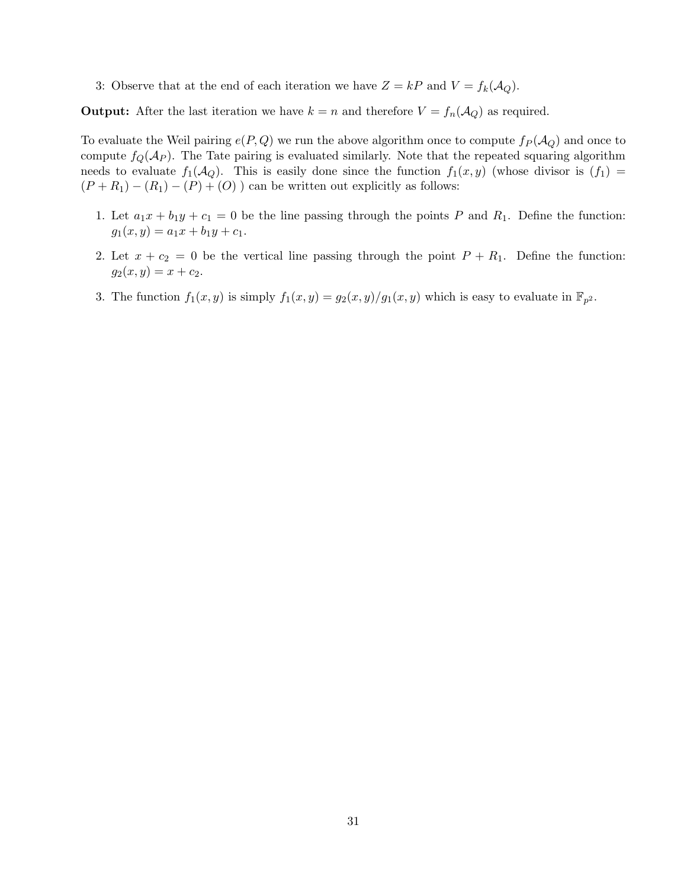3: Observe that at the end of each iteration we have $Z = kP$ and $V = f_k(\mathcal{A}_Q)$.

**Output:** After the last iteration we have $k = n$ and therefore $V = f_n(\mathcal{A}_Q)$ as required.

To evaluate the Weil pairing $e(P, Q)$ we run the above algorithm once to compute $f_P(\mathcal{A}_Q)$ and once to compute $f_Q(\mathcal{A}_P)$. The Tate pairing is evaluated similarly. Note that the repeated squaring algorithm needs to evaluate $f_1(\mathcal{A}_Q)$. This is easily done since the function $f_1(x, y)$ (whose divisor is $(f_1) = (P + R_1) - (R_1) - (P) + (O)$ ) can be written out explicitly as follows:

1. Let $a_1x + b_1y + c_1 = 0$ be the line passing through the points $P$ and $R_1$. Define the function: $g_1(x, y) = a_1x + b_1y + c_1$.
2. Let $x + c_2 = 0$ be the vertical line passing through the point $P + R_1$. Define the function: $g_2(x, y) = x + c_2$.
3. The function $f_1(x, y)$ is simply $f_1(x, y) = g_2(x, y)/g_1(x, y)$ which is easy to evaluate in $\mathbb{F}_{p^2}$.